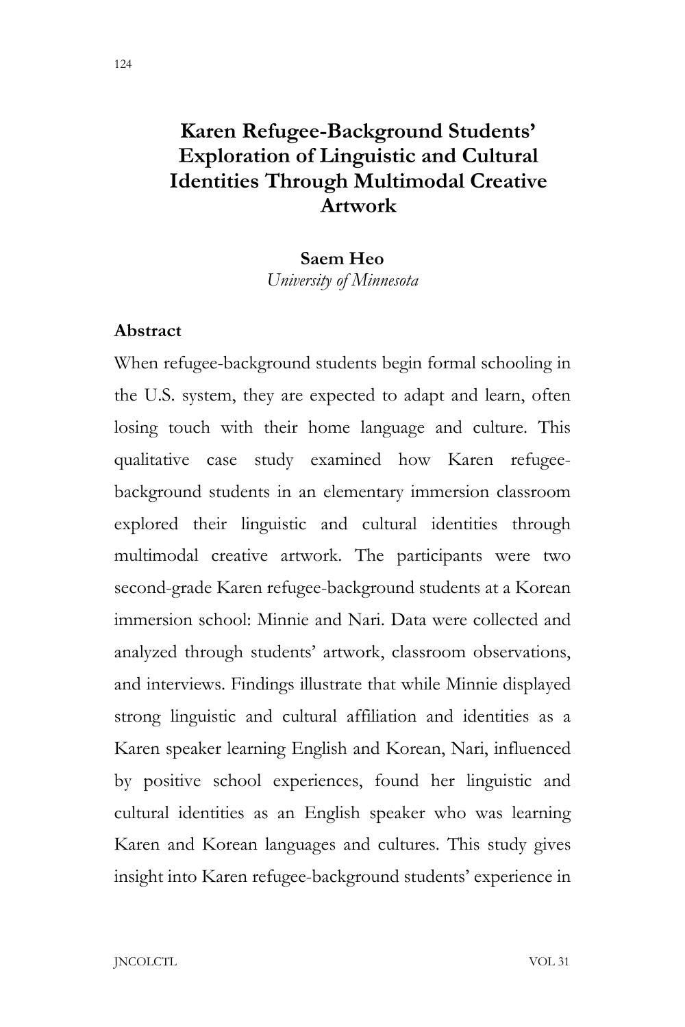# Karen Refugee-Background Students' Exploration of Linguistic and Cultural Identities Through Multimodal Creative Artwork

**Saem Heo**
*University of Minnesota*

## Abstract

When refugee-background students begin formal schooling in the U.S. system, they are expected to adapt and learn, often losing touch with their home language and culture. This qualitative case study examined how Karen refugee-background students in an elementary immersion classroom explored their linguistic and cultural identities through multimodal creative artwork. The participants were two second-grade Karen refugee-background students at a Korean immersion school: Minnie and Nari. Data were collected and analyzed through students' artwork, classroom observations, and interviews. Findings illustrate that while Minnie displayed strong linguistic and cultural affiliation and identities as a Karen speaker learning English and Korean, Nari, influenced by positive school experiences, found her linguistic and cultural identities as an English speaker who was learning Karen and Korean languages and cultures. This study gives insight into Karen refugee-background students' experience in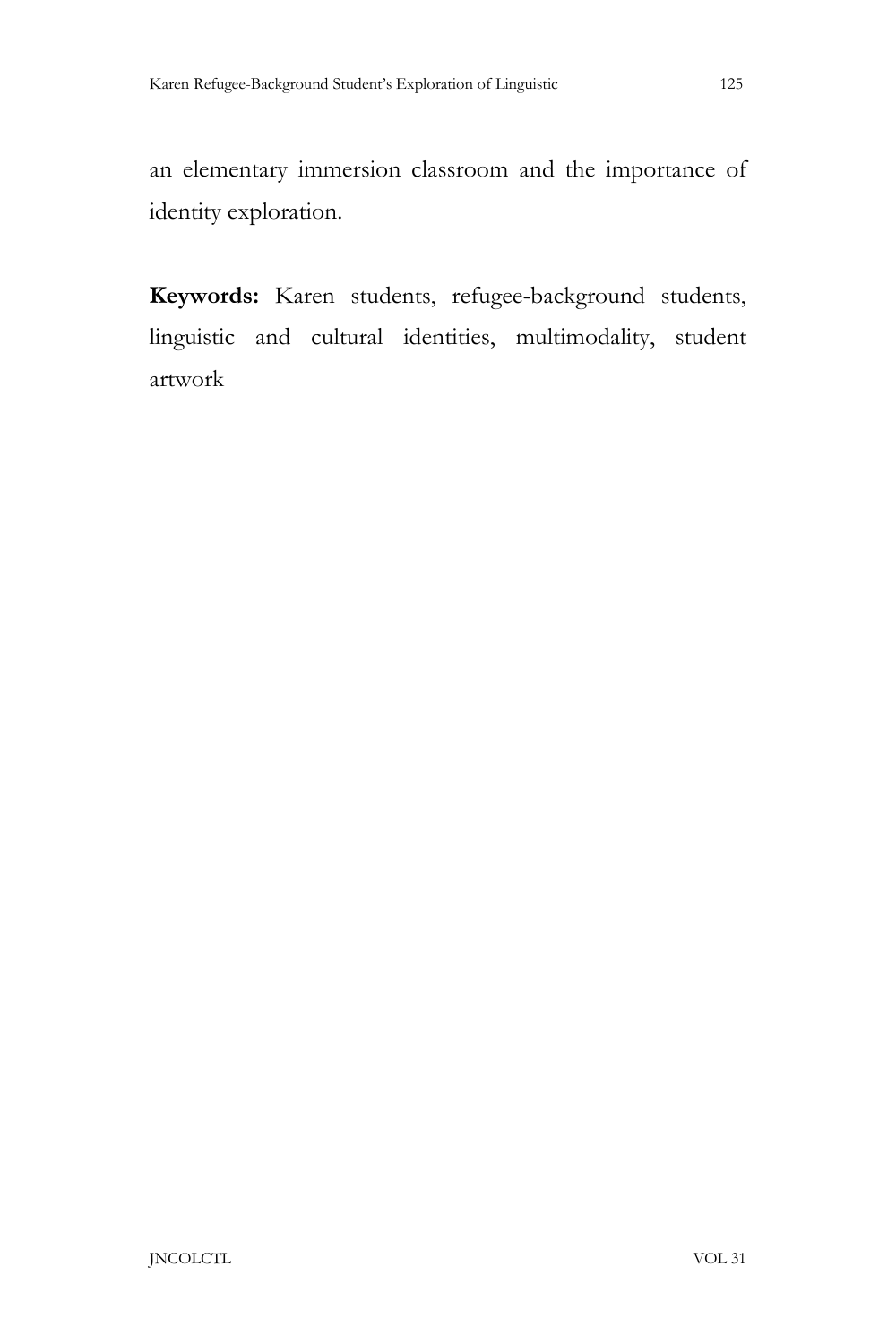an elementary immersion classroom and the importance of identity exploration.

**Keywords:** Karen students, refugee-background students, linguistic and cultural identities, multimodality, student artwork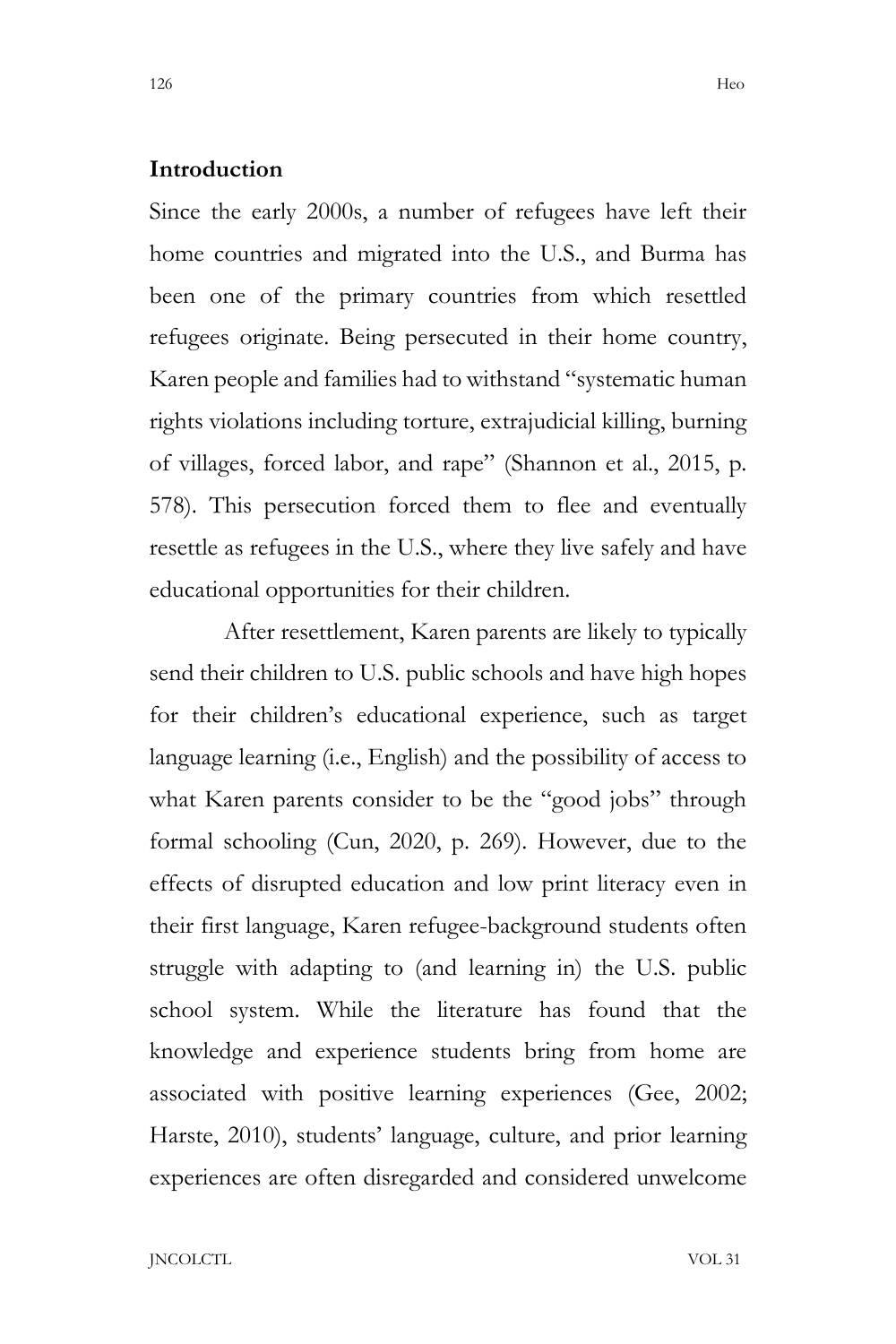## Introduction

Since the early 2000s, a number of refugees have left their home countries and migrated into the U.S., and Burma has been one of the primary countries from which resettled refugees originate. Being persecuted in their home country, Karen people and families had to withstand "systematic human rights violations including torture, extrajudicial killing, burning of villages, forced labor, and rape" (Shannon et al., 2015, p. 578). This persecution forced them to flee and eventually resettle as refugees in the U.S., where they live safely and have educational opportunities for their children.

After resettlement, Karen parents are likely to typically send their children to U.S. public schools and have high hopes for their children's educational experience, such as target language learning (i.e., English) and the possibility of access to what Karen parents consider to be the "good jobs" through formal schooling (Cun, 2020, p. 269). However, due to the effects of disrupted education and low print literacy even in their first language, Karen refugee-background students often struggle with adapting to (and learning in) the U.S. public school system. While the literature has found that the knowledge and experience students bring from home are associated with positive learning experiences (Gee, 2002; Harste, 2010), students' language, culture, and prior learning experiences are often disregarded and considered unwelcome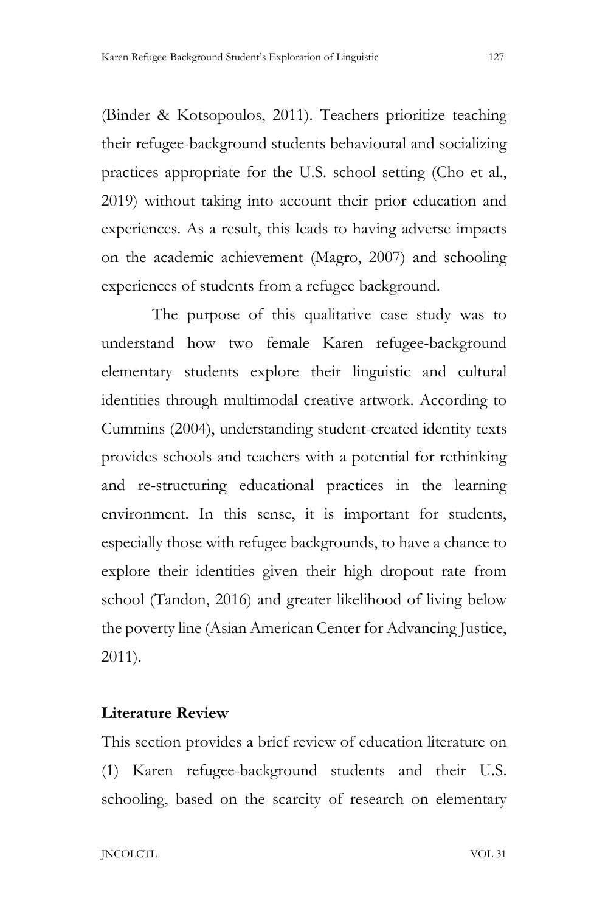(Binder & Kotsopoulos, 2011). Teachers prioritize teaching their refugee-background students behavioural and socializing practices appropriate for the U.S. school setting (Cho et al., 2019) without taking into account their prior education and experiences. As a result, this leads to having adverse impacts on the academic achievement (Magro, 2007) and schooling experiences of students from a refugee background.

The purpose of this qualitative case study was to understand how two female Karen refugee-background elementary students explore their linguistic and cultural identities through multimodal creative artwork. According to Cummins (2004), understanding student-created identity texts provides schools and teachers with a potential for rethinking and re-structuring educational practices in the learning environment. In this sense, it is important for students, especially those with refugee backgrounds, to have a chance to explore their identities given their high dropout rate from school (Tandon, 2016) and greater likelihood of living below the poverty line (Asian American Center for Advancing Justice, 2011).

## Literature Review

This section provides a brief review of education literature on (1) Karen refugee-background students and their U.S. schooling, based on the scarcity of research on elementary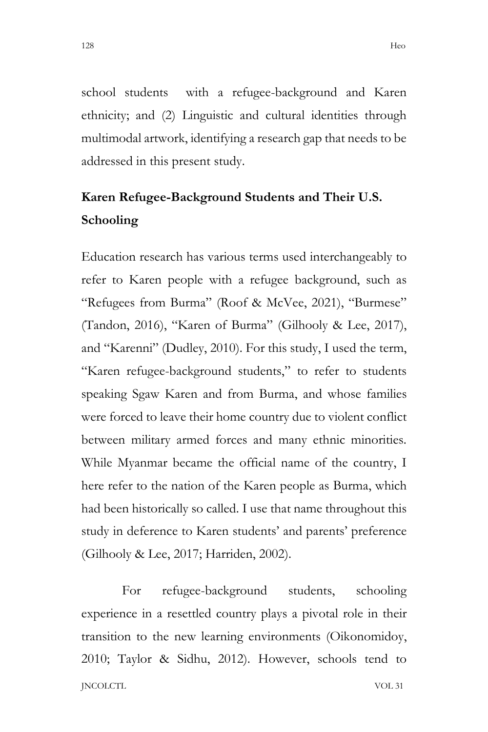school students with a refugee-background and Karen ethnicity; and (2) Linguistic and cultural identities through multimodal artwork, identifying a research gap that needs to be addressed in this present study.

## Karen Refugee-Background Students and Their U.S. Schooling

Education research has various terms used interchangeably to refer to Karen people with a refugee background, such as "Refugees from Burma" (Roof & McVee, 2021), "Burmese" (Tandon, 2016), "Karen of Burma" (Gilhooly & Lee, 2017), and "Karenni" (Dudley, 2010). For this study, I used the term, "Karen refugee-background students," to refer to students speaking Sgaw Karen and from Burma, and whose families were forced to leave their home country due to violent conflict between military armed forces and many ethnic minorities. While Myanmar became the official name of the country, I here refer to the nation of the Karen people as Burma, which had been historically so called. I use that name throughout this study in deference to Karen students' and parents' preference (Gilhooly & Lee, 2017; Harriden, 2002).

For refugee-background students, schooling experience in a resettled country plays a pivotal role in their transition to the new learning environments (Oikonomidoy, 2010; Taylor & Sidhu, 2012). However, schools tend to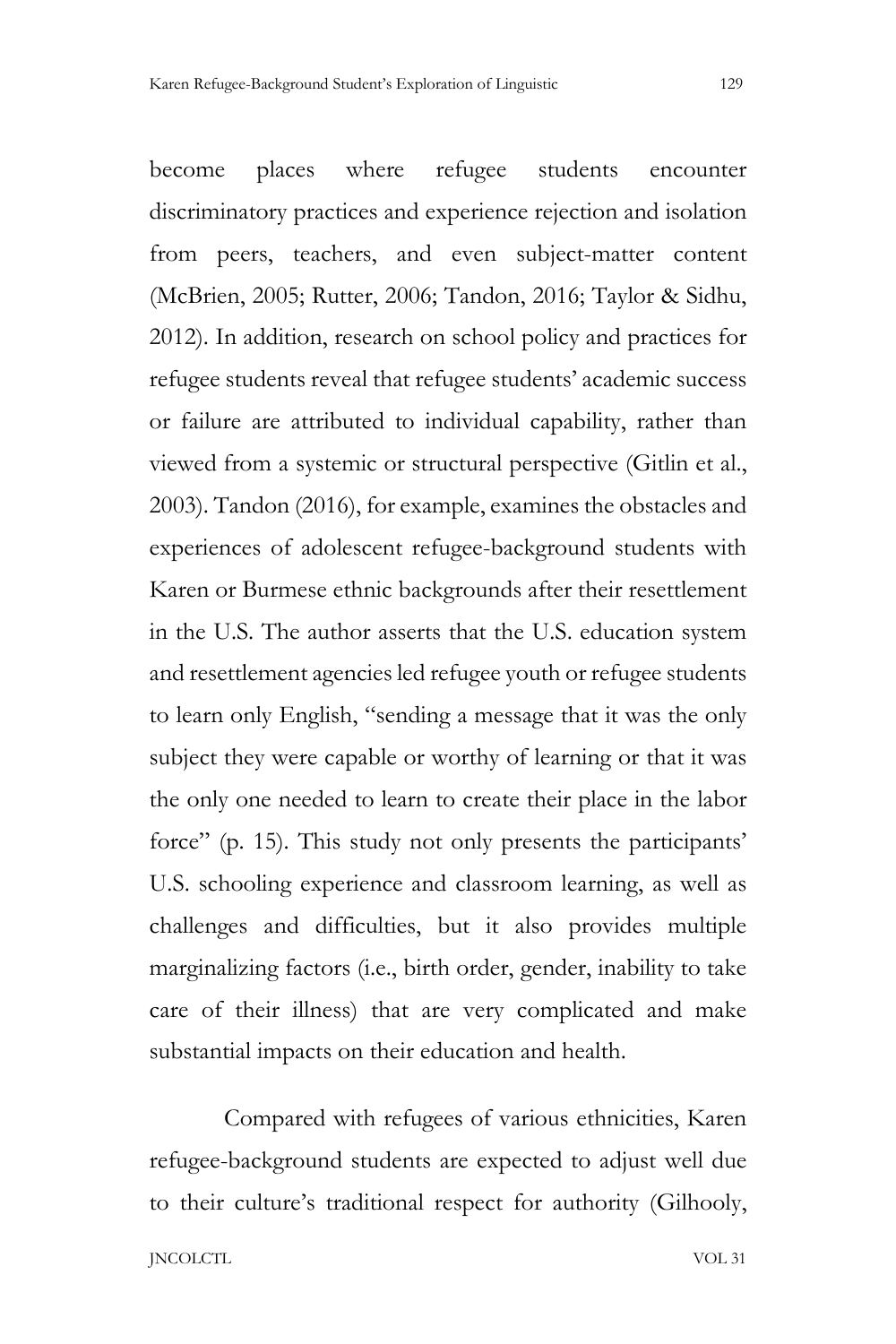become places where refugee students encounter discriminatory practices and experience rejection and isolation from peers, teachers, and even subject-matter content (McBrien, 2005; Rutter, 2006; Tandon, 2016; Taylor & Sidhu, 2012). In addition, research on school policy and practices for refugee students reveal that refugee students' academic success or failure are attributed to individual capability, rather than viewed from a systemic or structural perspective (Gitlin et al., 2003). Tandon (2016), for example, examines the obstacles and experiences of adolescent refugee-background students with Karen or Burmese ethnic backgrounds after their resettlement in the U.S. The author asserts that the U.S. education system and resettlement agencies led refugee youth or refugee students to learn only English, "sending a message that it was the only subject they were capable or worthy of learning or that it was the only one needed to learn to create their place in the labor force" (p. 15). This study not only presents the participants' U.S. schooling experience and classroom learning, as well as challenges and difficulties, but it also provides multiple marginalizing factors (i.e., birth order, gender, inability to take care of their illness) that are very complicated and make substantial impacts on their education and health.

Compared with refugees of various ethnicities, Karen refugee-background students are expected to adjust well due to their culture's traditional respect for authority (Gilhooly,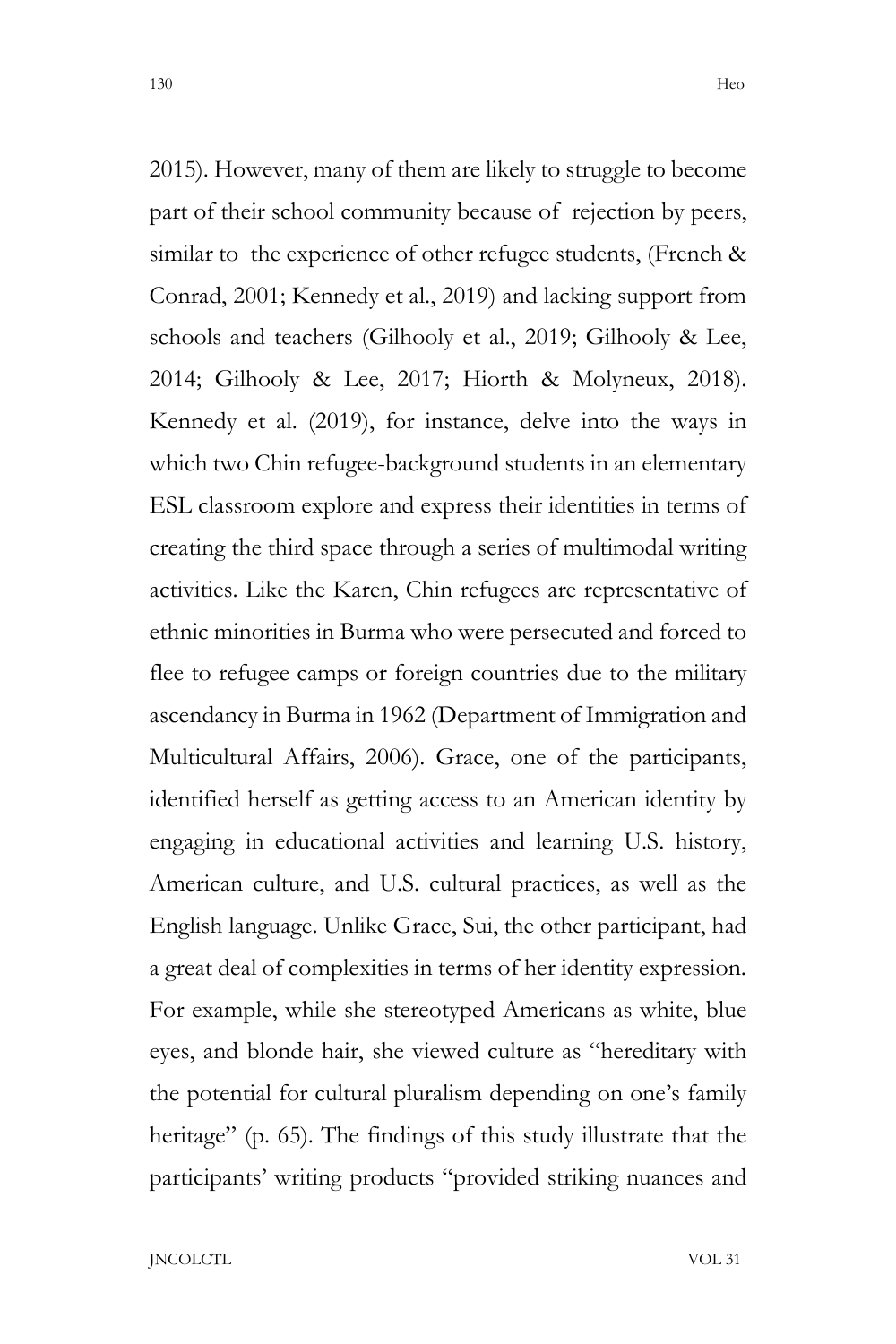2015). However, many of them are likely to struggle to become part of their school community because of rejection by peers, similar to the experience of other refugee students, (French & Conrad, 2001; Kennedy et al., 2019) and lacking support from schools and teachers (Gilhooly et al., 2019; Gilhooly & Lee, 2014; Gilhooly & Lee, 2017; Hiorth & Molyneux, 2018). Kennedy et al. (2019), for instance, delve into the ways in which two Chin refugee-background students in an elementary ESL classroom explore and express their identities in terms of creating the third space through a series of multimodal writing activities. Like the Karen, Chin refugees are representative of ethnic minorities in Burma who were persecuted and forced to flee to refugee camps or foreign countries due to the military ascendancy in Burma in 1962 (Department of Immigration and Multicultural Affairs, 2006). Grace, one of the participants, identified herself as getting access to an American identity by engaging in educational activities and learning U.S. history, American culture, and U.S. cultural practices, as well as the English language. Unlike Grace, Sui, the other participant, had a great deal of complexities in terms of her identity expression. For example, while she stereotyped Americans as white, blue eyes, and blonde hair, she viewed culture as "hereditary with the potential for cultural pluralism depending on one's family heritage" (p. 65). The findings of this study illustrate that the participants' writing products "provided striking nuances and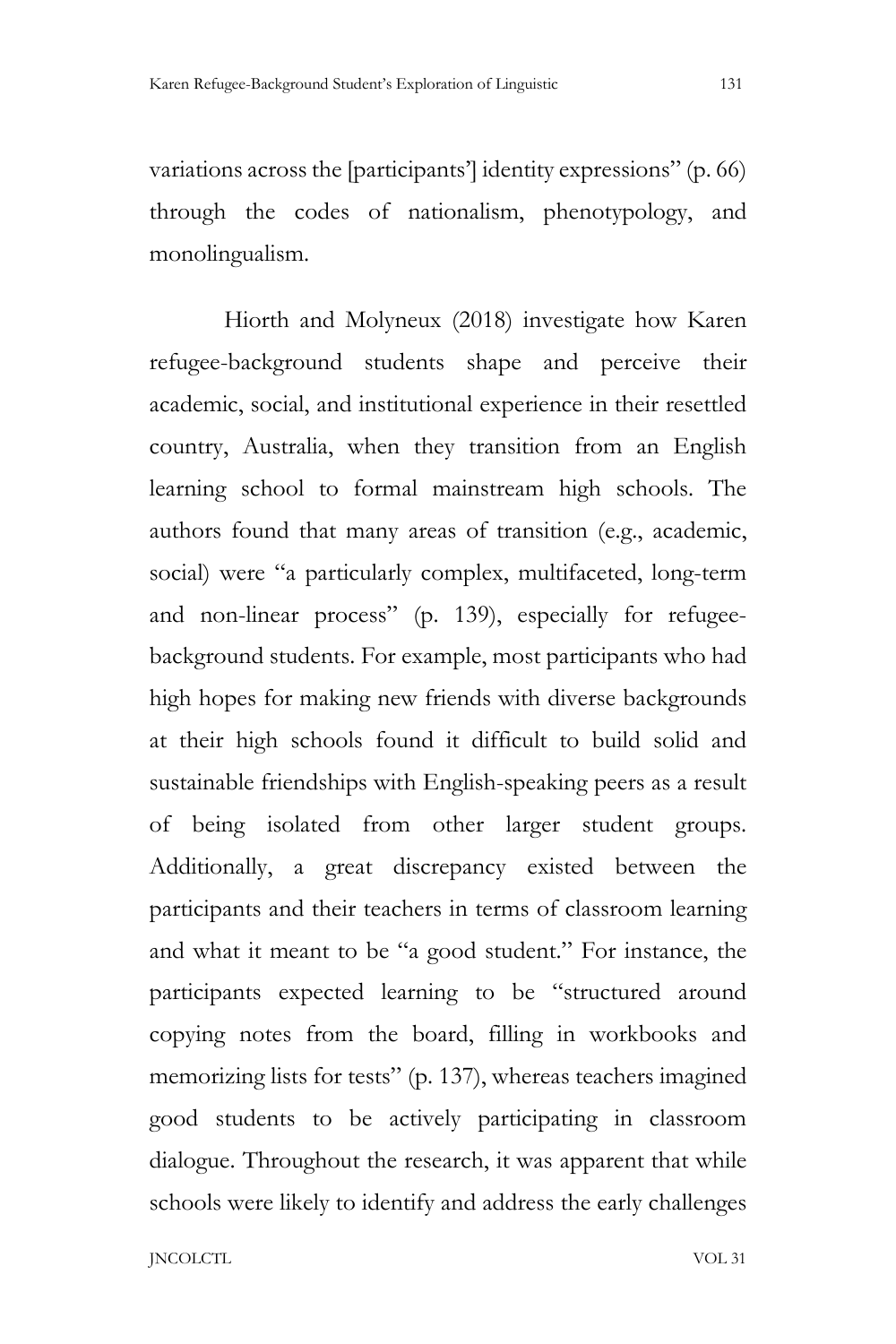variations across the [participants'] identity expressions" (p. 66) through the codes of nationalism, phenotypology, and monolingualism.

Hiorth and Molyneux (2018) investigate how Karen refugee-background students shape and perceive their academic, social, and institutional experience in their resettled country, Australia, when they transition from an English learning school to formal mainstream high schools. The authors found that many areas of transition (e.g., academic, social) were "a particularly complex, multifaceted, long-term and non-linear process" (p. 139), especially for refugee-background students. For example, most participants who had high hopes for making new friends with diverse backgrounds at their high schools found it difficult to build solid and sustainable friendships with English-speaking peers as a result of being isolated from other larger student groups. Additionally, a great discrepancy existed between the participants and their teachers in terms of classroom learning and what it meant to be "a good student." For instance, the participants expected learning to be "structured around copying notes from the board, filling in workbooks and memorizing lists for tests" (p. 137), whereas teachers imagined good students to be actively participating in classroom dialogue. Throughout the research, it was apparent that while schools were likely to identify and address the early challenges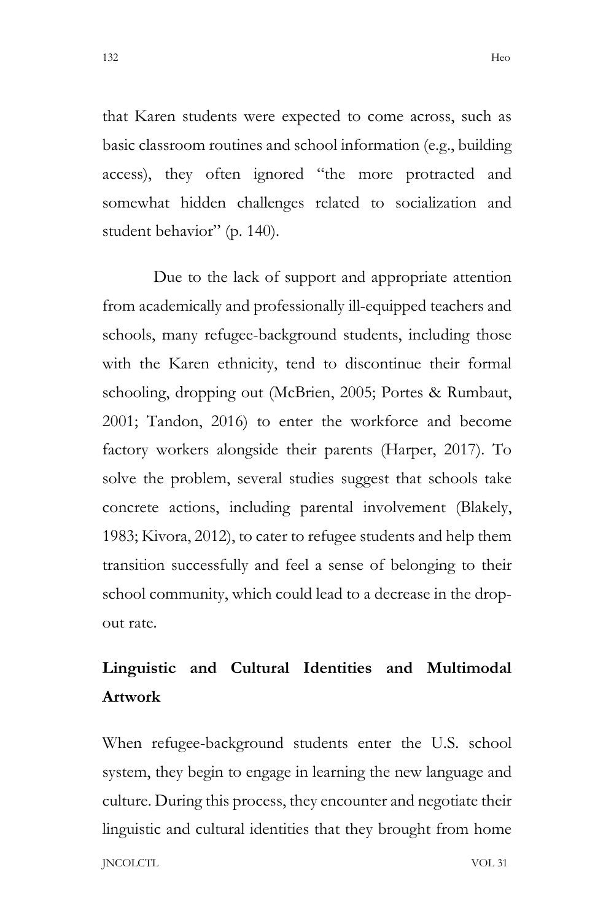that Karen students were expected to come across, such as basic classroom routines and school information (e.g., building access), they often ignored "the more protracted and somewhat hidden challenges related to socialization and student behavior" (p. 140).

Due to the lack of support and appropriate attention from academically and professionally ill-equipped teachers and schools, many refugee-background students, including those with the Karen ethnicity, tend to discontinue their formal schooling, dropping out (McBrien, 2005; Portes & Rumbaut, 2001; Tandon, 2016) to enter the workforce and become factory workers alongside their parents (Harper, 2017). To solve the problem, several studies suggest that schools take concrete actions, including parental involvement (Blakely, 1983; Kivora, 2012), to cater to refugee students and help them transition successfully and feel a sense of belonging to their school community, which could lead to a decrease in the drop-out rate.

## Linguistic and Cultural Identities and Multimodal Artwork

When refugee-background students enter the U.S. school system, they begin to engage in learning the new language and culture. During this process, they encounter and negotiate their linguistic and cultural identities that they brought from home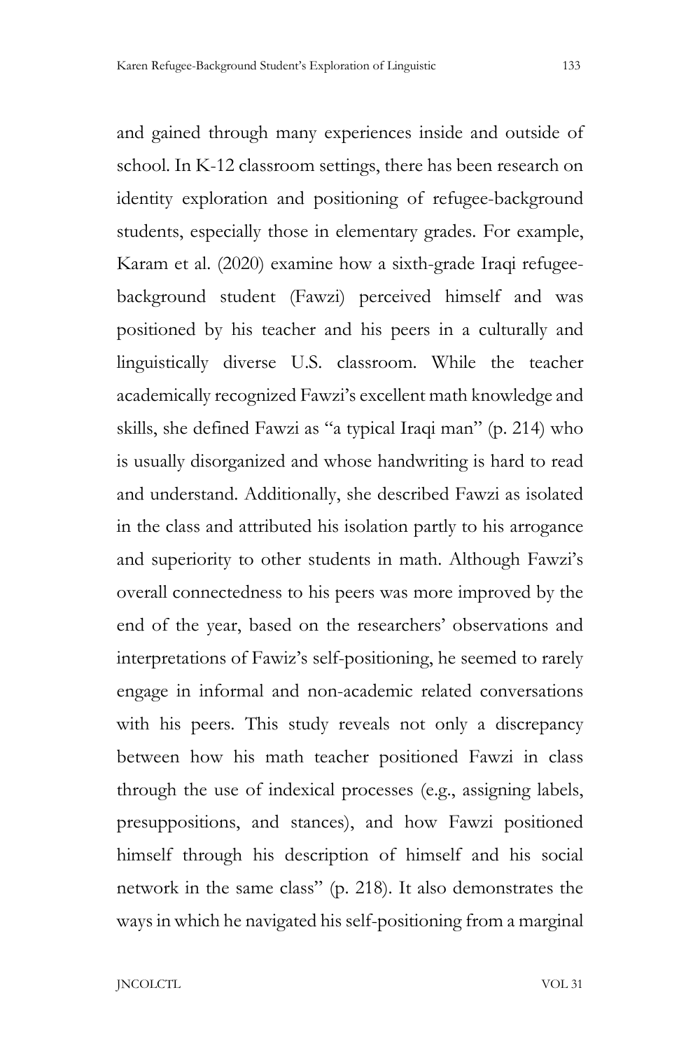and gained through many experiences inside and outside of school. In K-12 classroom settings, there has been research on identity exploration and positioning of refugee-background students, especially those in elementary grades. For example, Karam et al. (2020) examine how a sixth-grade Iraqi refugee-background student (Fawzi) perceived himself and was positioned by his teacher and his peers in a culturally and linguistically diverse U.S. classroom. While the teacher academically recognized Fawzi's excellent math knowledge and skills, she defined Fawzi as "a typical Iraqi man" (p. 214) who is usually disorganized and whose handwriting is hard to read and understand. Additionally, she described Fawzi as isolated in the class and attributed his isolation partly to his arrogance and superiority to other students in math. Although Fawzi's overall connectedness to his peers was more improved by the end of the year, based on the researchers' observations and interpretations of Fawiz's self-positioning, he seemed to rarely engage in informal and non-academic related conversations with his peers. This study reveals not only a discrepancy between how his math teacher positioned Fawzi in class through the use of indexical processes (e.g., assigning labels, presuppositions, and stances), and how Fawzi positioned himself through his description of himself and his social network in the same class" (p. 218). It also demonstrates the ways in which he navigated his self-positioning from a marginal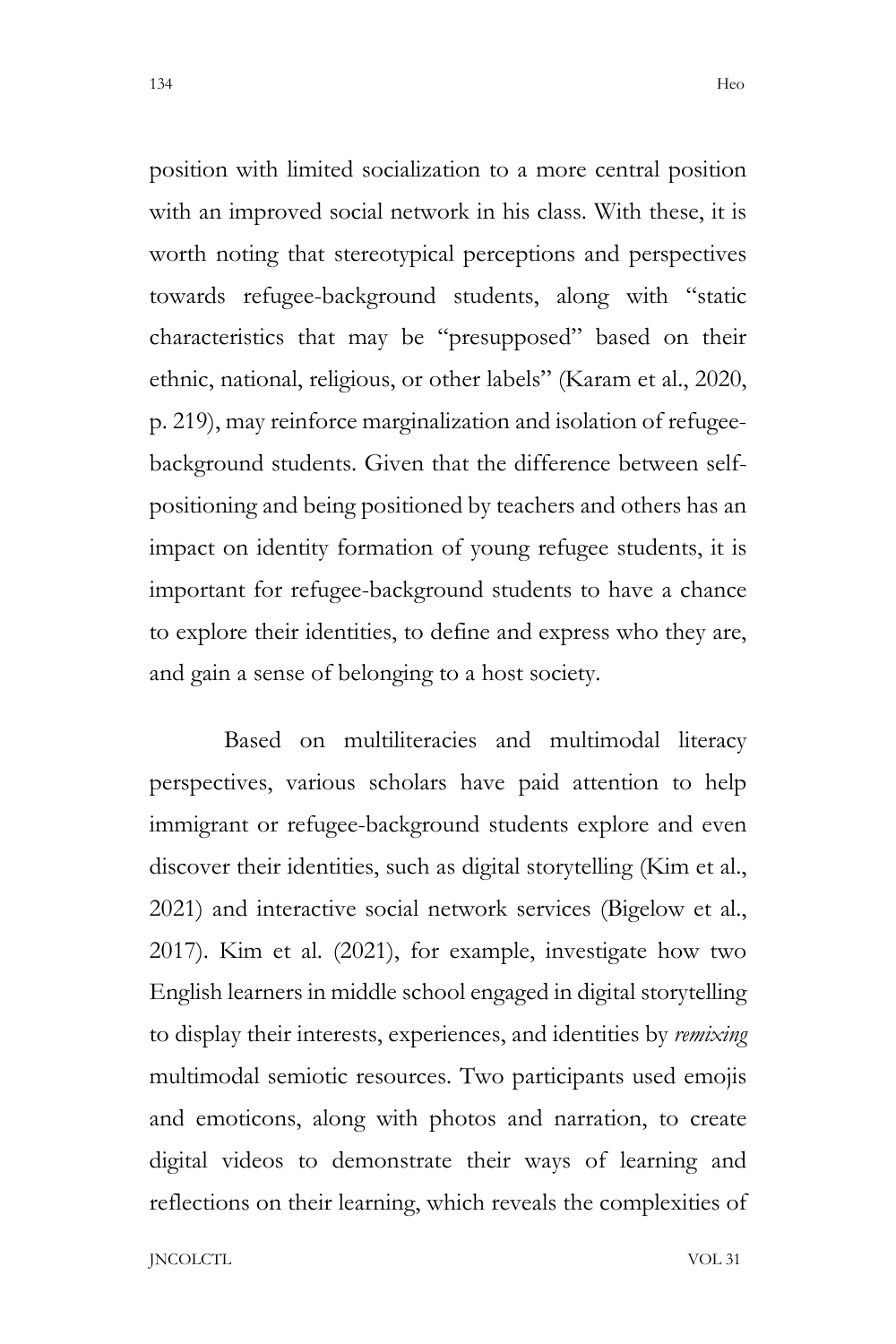position with limited socialization to a more central position with an improved social network in his class. With these, it is worth noting that stereotypical perceptions and perspectives towards refugee-background students, along with "static characteristics that may be "presupposed" based on their ethnic, national, religious, or other labels" (Karam et al., 2020, p. 219), may reinforce marginalization and isolation of refugee-background students. Given that the difference between self-positioning and being positioned by teachers and others has an impact on identity formation of young refugee students, it is important for refugee-background students to have a chance to explore their identities, to define and express who they are, and gain a sense of belonging to a host society.

Based on multiliteracies and multimodal literacy perspectives, various scholars have paid attention to help immigrant or refugee-background students explore and even discover their identities, such as digital storytelling (Kim et al., 2021) and interactive social network services (Bigelow et al., 2017). Kim et al. (2021), for example, investigate how two English learners in middle school engaged in digital storytelling to display their interests, experiences, and identities by *remixing* multimodal semiotic resources. Two participants used emojis and emoticons, along with photos and narration, to create digital videos to demonstrate their ways of learning and reflections on their learning, which reveals the complexities of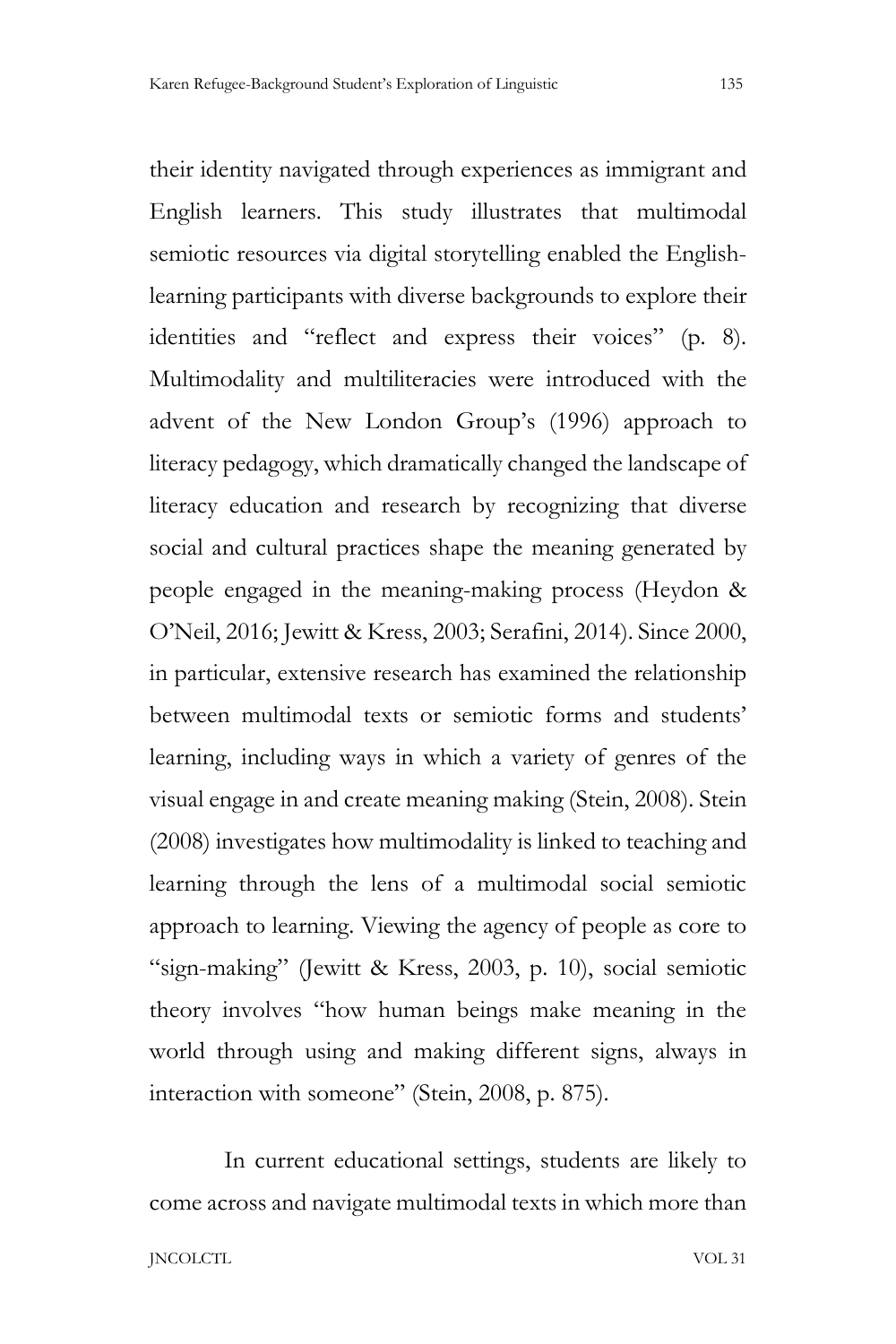their identity navigated through experiences as immigrant and English learners. This study illustrates that multimodal semiotic resources via digital storytelling enabled the English-learning participants with diverse backgrounds to explore their identities and "reflect and express their voices" (p. 8). Multimodality and multiliteracies were introduced with the advent of the New London Group's (1996) approach to literacy pedagogy, which dramatically changed the landscape of literacy education and research by recognizing that diverse social and cultural practices shape the meaning generated by people engaged in the meaning-making process (Heydon & O'Neil, 2016; Jewitt & Kress, 2003; Serafini, 2014). Since 2000, in particular, extensive research has examined the relationship between multimodal texts or semiotic forms and students' learning, including ways in which a variety of genres of the visual engage in and create meaning making (Stein, 2008). Stein (2008) investigates how multimodality is linked to teaching and learning through the lens of a multimodal social semiotic approach to learning. Viewing the agency of people as core to "sign-making" (Jewitt & Kress, 2003, p. 10), social semiotic theory involves "how human beings make meaning in the world through using and making different signs, always in interaction with someone" (Stein, 2008, p. 875).

In current educational settings, students are likely to come across and navigate multimodal texts in which more than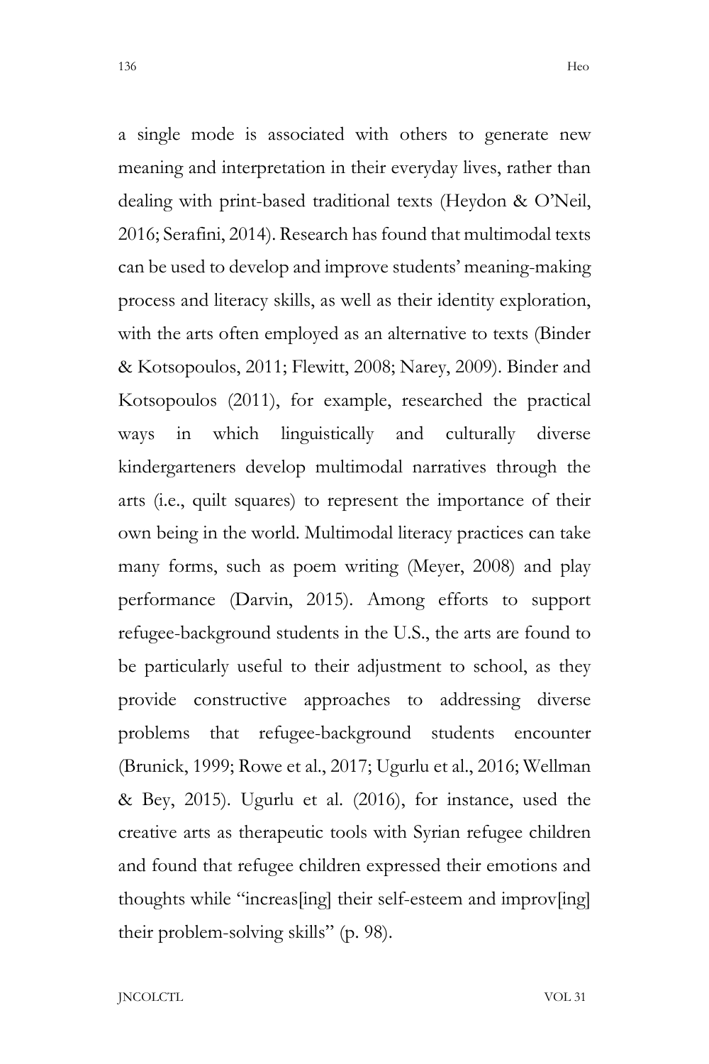a single mode is associated with others to generate new meaning and interpretation in their everyday lives, rather than dealing with print-based traditional texts (Heydon & O'Neil, 2016; Serafini, 2014). Research has found that multimodal texts can be used to develop and improve students' meaning-making process and literacy skills, as well as their identity exploration, with the arts often employed as an alternative to texts (Binder & Kotsopoulos, 2011; Flewitt, 2008; Narey, 2009). Binder and Kotsopoulos (2011), for example, researched the practical ways in which linguistically and culturally diverse kindergarteners develop multimodal narratives through the arts (i.e., quilt squares) to represent the importance of their own being in the world. Multimodal literacy practices can take many forms, such as poem writing (Meyer, 2008) and play performance (Darvin, 2015). Among efforts to support refugee-background students in the U.S., the arts are found to be particularly useful to their adjustment to school, as they provide constructive approaches to addressing diverse problems that refugee-background students encounter (Brunick, 1999; Rowe et al., 2017; Ugurlu et al., 2016; Wellman & Bey, 2015). Ugurlu et al. (2016), for instance, used the creative arts as therapeutic tools with Syrian refugee children and found that refugee children expressed their emotions and thoughts while "increas[ing] their self-esteem and improv[ing] their problem-solving skills" (p. 98).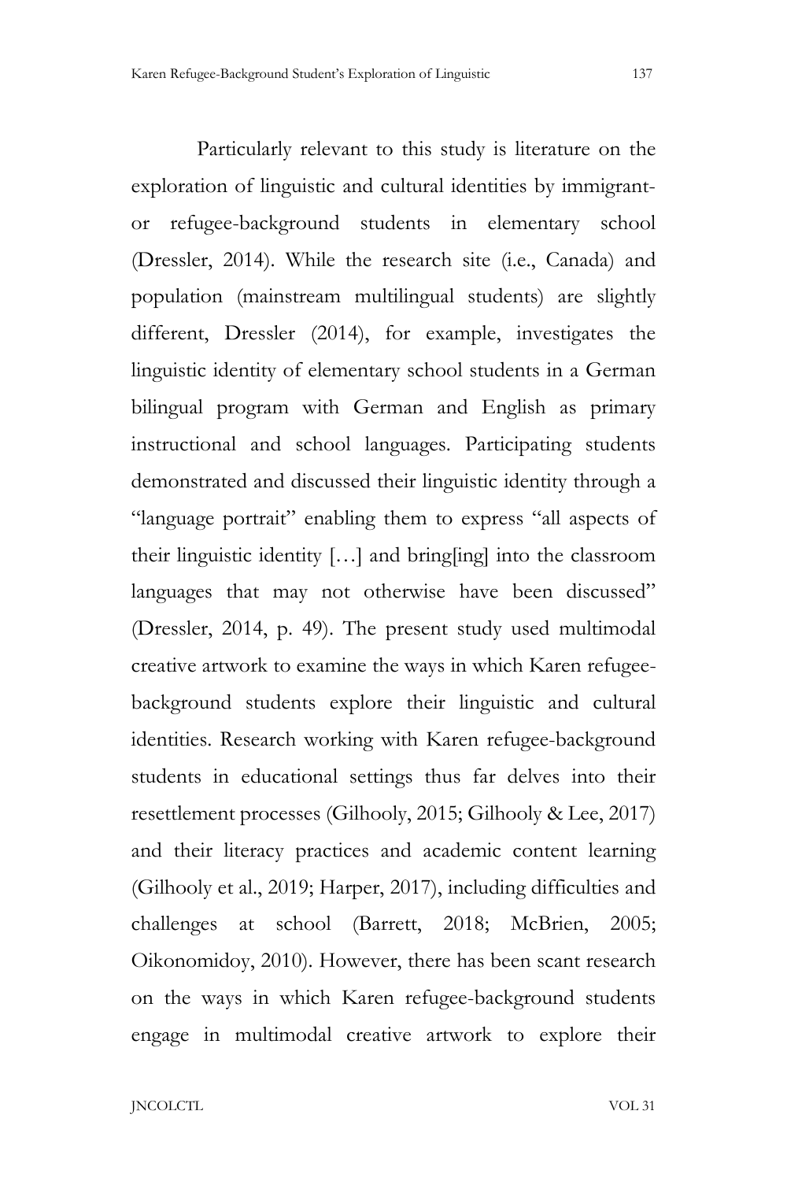Particularly relevant to this study is literature on the exploration of linguistic and cultural identities by immigrant- or refugee-background students in elementary school (Dressler, 2014). While the research site (i.e., Canada) and population (mainstream multilingual students) are slightly different, Dressler (2014), for example, investigates the linguistic identity of elementary school students in a German bilingual program with German and English as primary instructional and school languages. Participating students demonstrated and discussed their linguistic identity through a "language portrait" enabling them to express "all aspects of their linguistic identity […] and bring[ing] into the classroom languages that may not otherwise have been discussed" (Dressler, 2014, p. 49). The present study used multimodal creative artwork to examine the ways in which Karen refugee-background students explore their linguistic and cultural identities. Research working with Karen refugee-background students in educational settings thus far delves into their resettlement processes (Gilhooly, 2015; Gilhooly & Lee, 2017) and their literacy practices and academic content learning (Gilhooly et al., 2019; Harper, 2017), including difficulties and challenges at school (Barrett, 2018; McBrien, 2005; Oikonomidoy, 2010). However, there has been scant research on the ways in which Karen refugee-background students engage in multimodal creative artwork to explore their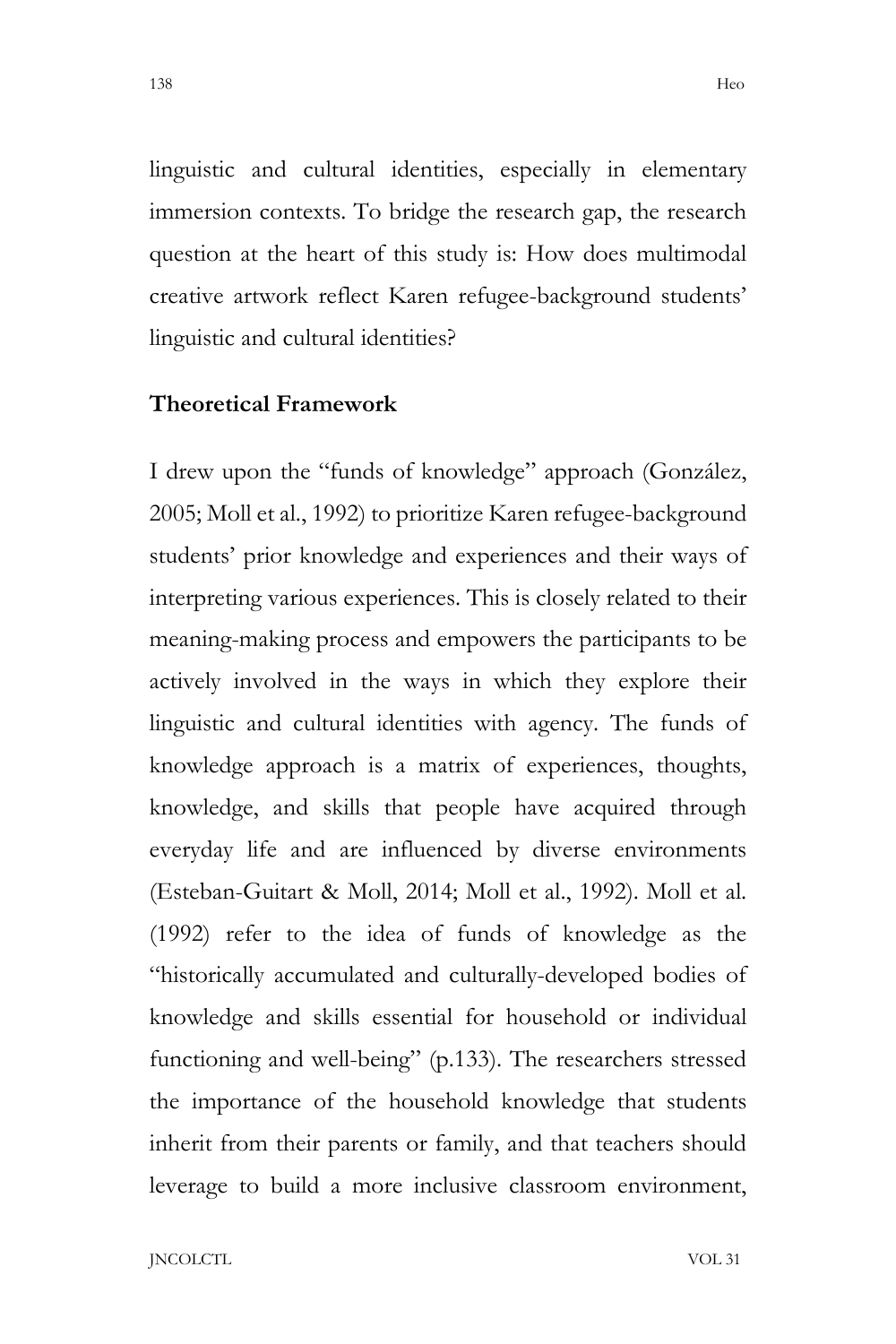linguistic and cultural identities, especially in elementary immersion contexts. To bridge the research gap, the research question at the heart of this study is: How does multimodal creative artwork reflect Karen refugee-background students' linguistic and cultural identities?

## Theoretical Framework

I drew upon the "funds of knowledge" approach (González, 2005; Moll et al., 1992) to prioritize Karen refugee-background students' prior knowledge and experiences and their ways of interpreting various experiences. This is closely related to their meaning-making process and empowers the participants to be actively involved in the ways in which they explore their linguistic and cultural identities with agency. The funds of knowledge approach is a matrix of experiences, thoughts, knowledge, and skills that people have acquired through everyday life and are influenced by diverse environments (Esteban-Guitart & Moll, 2014; Moll et al., 1992). Moll et al. (1992) refer to the idea of funds of knowledge as the "historically accumulated and culturally-developed bodies of knowledge and skills essential for household or individual functioning and well-being" (p.133). The researchers stressed the importance of the household knowledge that students inherit from their parents or family, and that teachers should leverage to build a more inclusive classroom environment,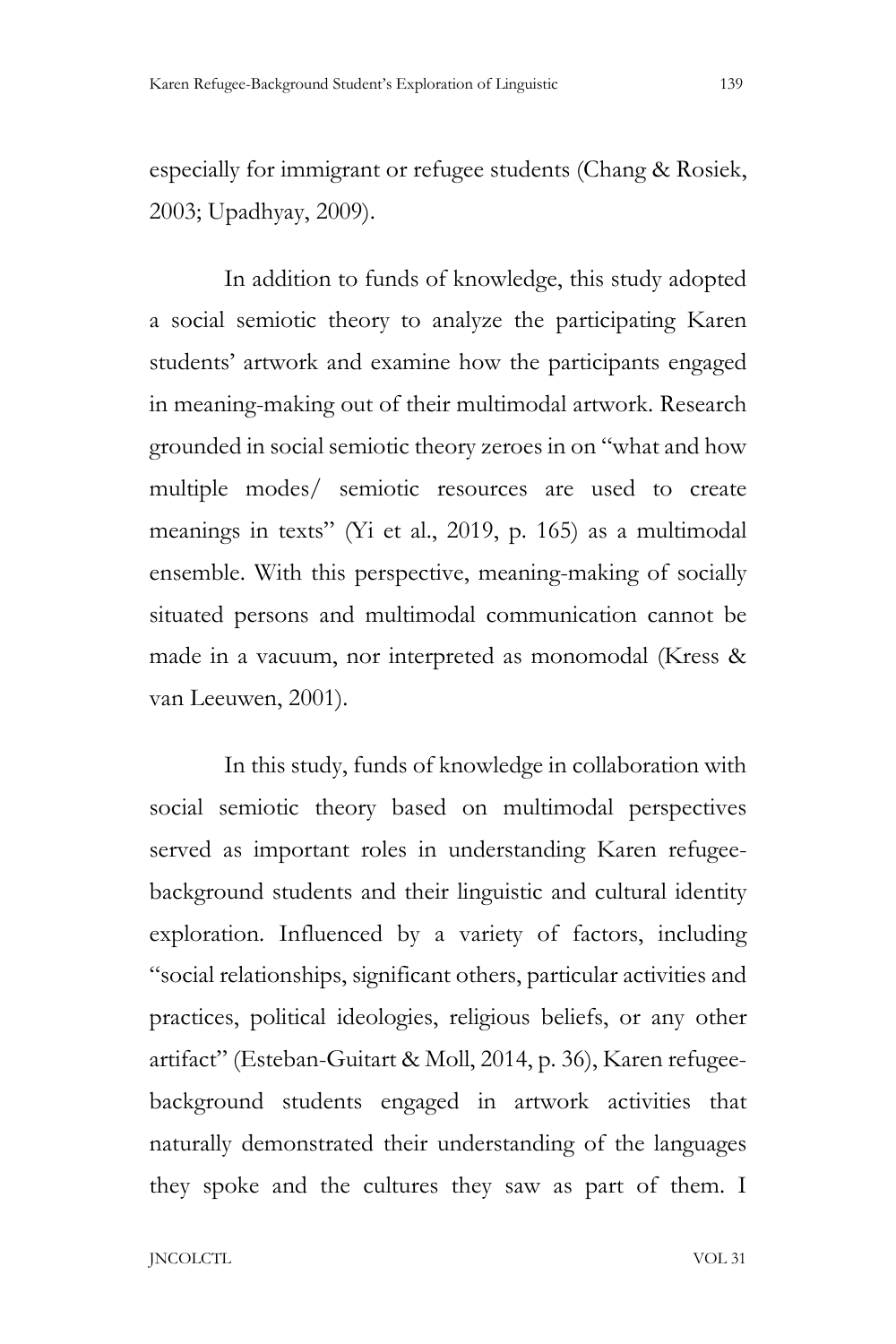especially for immigrant or refugee students (Chang & Rosiek, 2003; Upadhyay, 2009).

In addition to funds of knowledge, this study adopted a social semiotic theory to analyze the participating Karen students' artwork and examine how the participants engaged in meaning-making out of their multimodal artwork. Research grounded in social semiotic theory zeroes in on "what and how multiple modes/ semiotic resources are used to create meanings in texts" (Yi et al., 2019, p. 165) as a multimodal ensemble. With this perspective, meaning-making of socially situated persons and multimodal communication cannot be made in a vacuum, nor interpreted as monomodal (Kress & van Leeuwen, 2001).

In this study, funds of knowledge in collaboration with social semiotic theory based on multimodal perspectives served as important roles in understanding Karen refugee-background students and their linguistic and cultural identity exploration. Influenced by a variety of factors, including "social relationships, significant others, particular activities and practices, political ideologies, religious beliefs, or any other artifact" (Esteban-Guitart & Moll, 2014, p. 36), Karen refugee-background students engaged in artwork activities that naturally demonstrated their understanding of the languages they spoke and the cultures they saw as part of them. I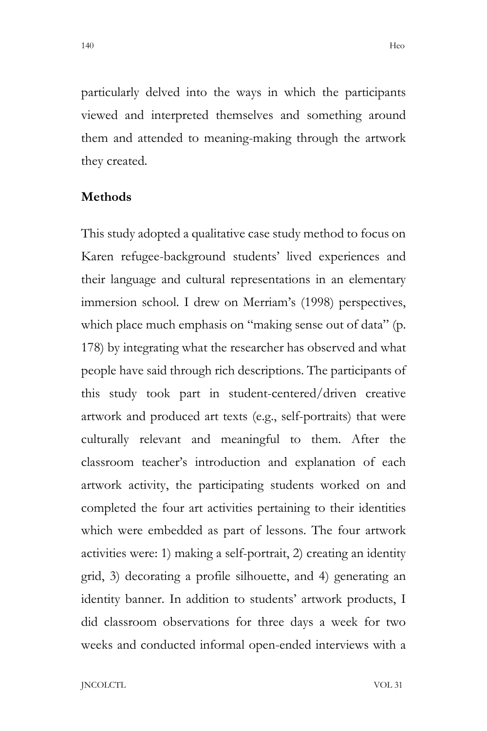particularly delved into the ways in which the participants viewed and interpreted themselves and something around them and attended to meaning-making through the artwork they created.

## Methods

This study adopted a qualitative case study method to focus on Karen refugee-background students' lived experiences and their language and cultural representations in an elementary immersion school. I drew on Merriam's (1998) perspectives, which place much emphasis on "making sense out of data" (p. 178) by integrating what the researcher has observed and what people have said through rich descriptions. The participants of this study took part in student-centered/driven creative artwork and produced art texts (e.g., self-portraits) that were culturally relevant and meaningful to them. After the classroom teacher's introduction and explanation of each artwork activity, the participating students worked on and completed the four art activities pertaining to their identities which were embedded as part of lessons. The four artwork activities were: 1) making a self-portrait, 2) creating an identity grid, 3) decorating a profile silhouette, and 4) generating an identity banner. In addition to students' artwork products, I did classroom observations for three days a week for two weeks and conducted informal open-ended interviews with a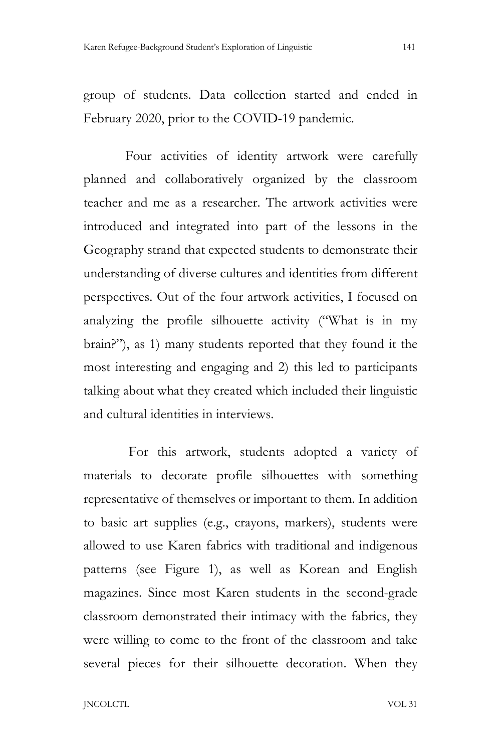group of students. Data collection started and ended in February 2020, prior to the COVID-19 pandemic.

Four activities of identity artwork were carefully planned and collaboratively organized by the classroom teacher and me as a researcher. The artwork activities were introduced and integrated into part of the lessons in the Geography strand that expected students to demonstrate their understanding of diverse cultures and identities from different perspectives. Out of the four artwork activities, I focused on analyzing the profile silhouette activity ("What is in my brain?"), as 1) many students reported that they found it the most interesting and engaging and 2) this led to participants talking about what they created which included their linguistic and cultural identities in interviews.

For this artwork, students adopted a variety of materials to decorate profile silhouettes with something representative of themselves or important to them. In addition to basic art supplies (e.g., crayons, markers), students were allowed to use Karen fabrics with traditional and indigenous patterns (see Figure 1), as well as Korean and English magazines. Since most Karen students in the second-grade classroom demonstrated their intimacy with the fabrics, they were willing to come to the front of the classroom and take several pieces for their silhouette decoration. When they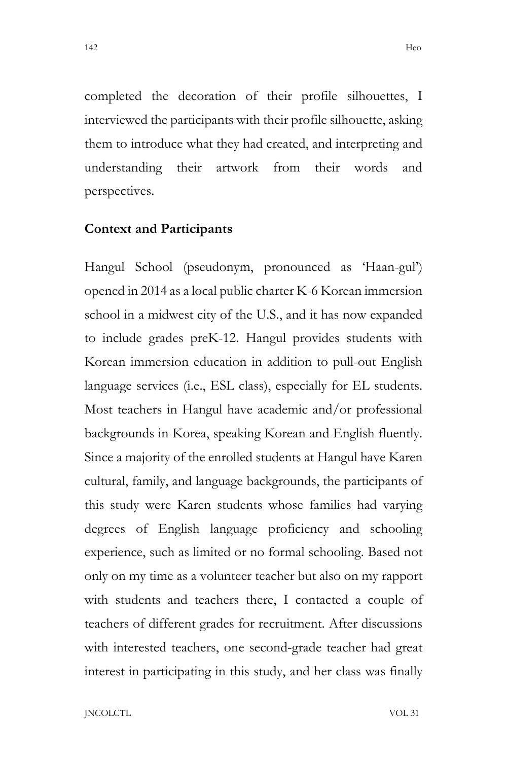completed the decoration of their profile silhouettes, I interviewed the participants with their profile silhouette, asking them to introduce what they had created, and interpreting and understanding their artwork from their words and perspectives.

## Context and Participants

Hangul School (pseudonym, pronounced as 'Haan-gul') opened in 2014 as a local public charter K-6 Korean immersion school in a midwest city of the U.S., and it has now expanded to include grades preK-12. Hangul provides students with Korean immersion education in addition to pull-out English language services (i.e., ESL class), especially for EL students. Most teachers in Hangul have academic and/or professional backgrounds in Korea, speaking Korean and English fluently. Since a majority of the enrolled students at Hangul have Karen cultural, family, and language backgrounds, the participants of this study were Karen students whose families had varying degrees of English language proficiency and schooling experience, such as limited or no formal schooling. Based not only on my time as a volunteer teacher but also on my rapport with students and teachers there, I contacted a couple of teachers of different grades for recruitment. After discussions with interested teachers, one second-grade teacher had great interest in participating in this study, and her class was finally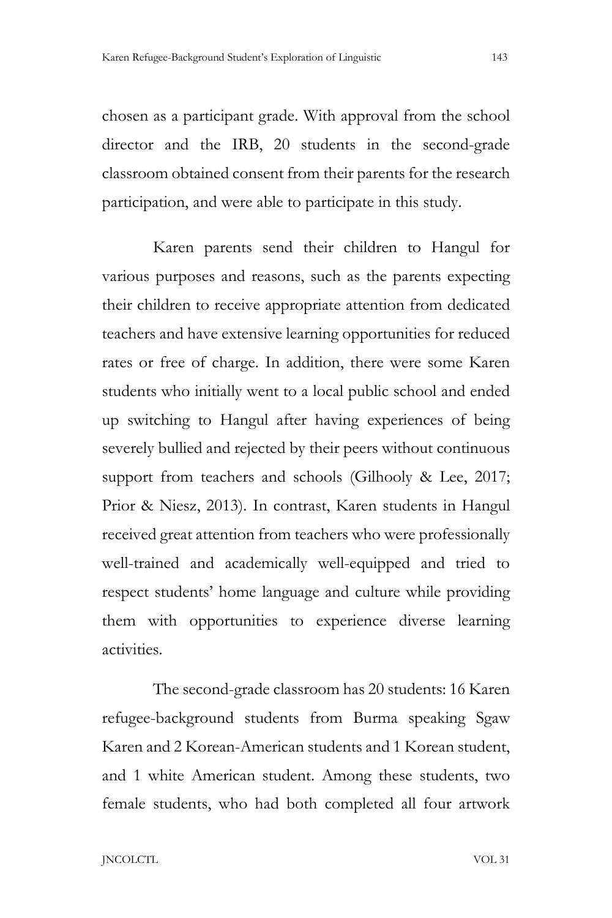chosen as a participant grade. With approval from the school director and the IRB, 20 students in the second-grade classroom obtained consent from their parents for the research participation, and were able to participate in this study.

Karen parents send their children to Hangul for various purposes and reasons, such as the parents expecting their children to receive appropriate attention from dedicated teachers and have extensive learning opportunities for reduced rates or free of charge. In addition, there were some Karen students who initially went to a local public school and ended up switching to Hangul after having experiences of being severely bullied and rejected by their peers without continuous support from teachers and schools (Gilhooly & Lee, 2017; Prior & Niesz, 2013). In contrast, Karen students in Hangul received great attention from teachers who were professionally well-trained and academically well-equipped and tried to respect students' home language and culture while providing them with opportunities to experience diverse learning activities.

The second-grade classroom has 20 students: 16 Karen refugee-background students from Burma speaking Sgaw Karen and 2 Korean-American students and 1 Korean student, and 1 white American student. Among these students, two female students, who had both completed all four artwork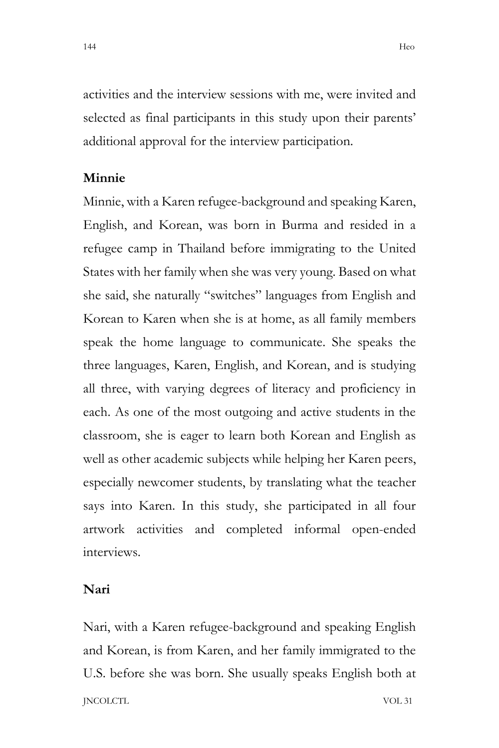activities and the interview sessions with me, were invited and selected as final participants in this study upon their parents' additional approval for the interview participation.

### Minnie

Minnie, with a Karen refugee-background and speaking Karen, English, and Korean, was born in Burma and resided in a refugee camp in Thailand before immigrating to the United States with her family when she was very young. Based on what she said, she naturally "switches" languages from English and Korean to Karen when she is at home, as all family members speak the home language to communicate. She speaks the three languages, Karen, English, and Korean, and is studying all three, with varying degrees of literacy and proficiency in each. As one of the most outgoing and active students in the classroom, she is eager to learn both Korean and English as well as other academic subjects while helping her Karen peers, especially newcomer students, by translating what the teacher says into Karen. In this study, she participated in all four artwork activities and completed informal open-ended interviews.

### Nari

Nari, with a Karen refugee-background and speaking English and Korean, is from Karen, and her family immigrated to the U.S. before she was born. She usually speaks English both at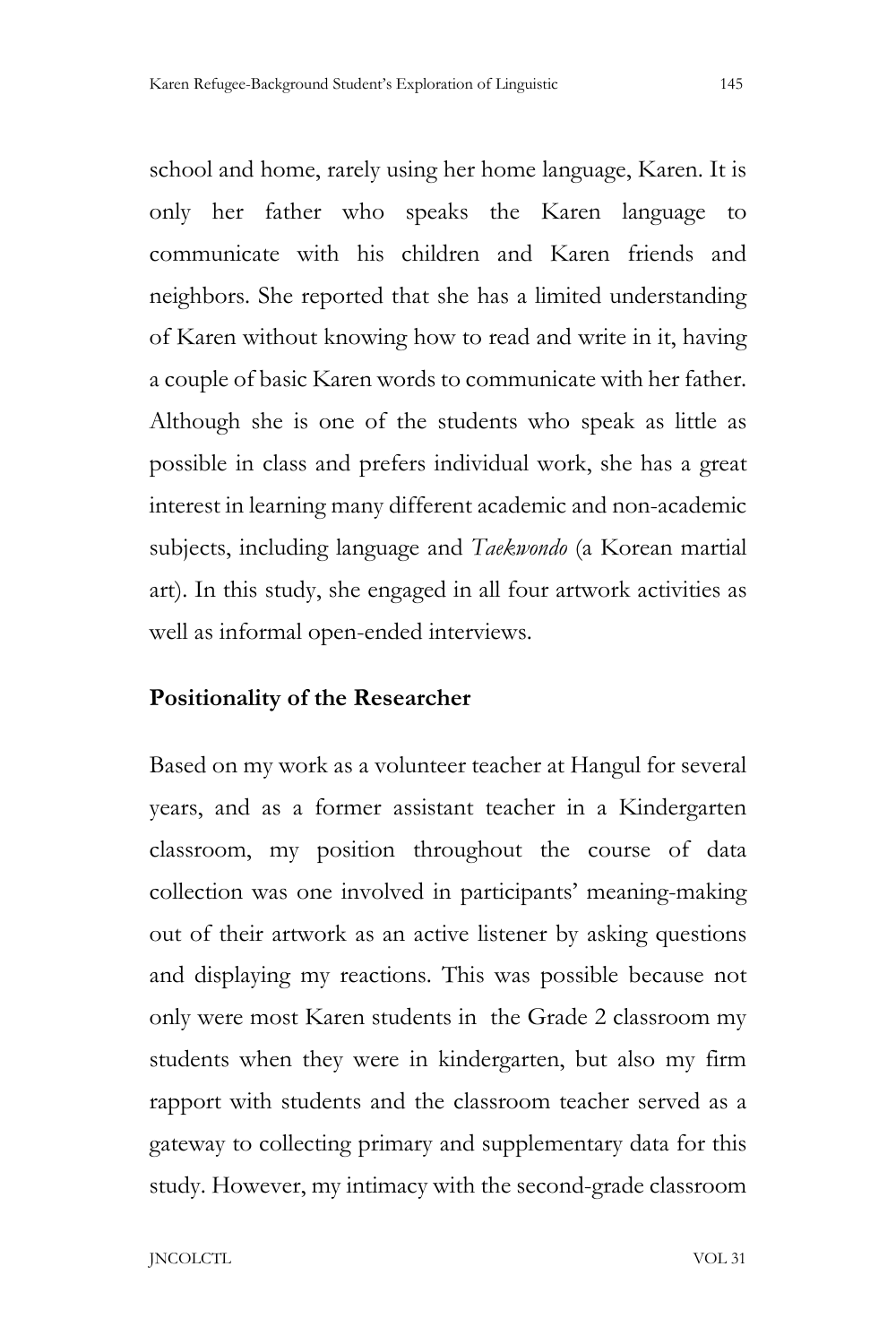school and home, rarely using her home language, Karen. It is only her father who speaks the Karen language to communicate with his children and Karen friends and neighbors. She reported that she has a limited understanding of Karen without knowing how to read and write in it, having a couple of basic Karen words to communicate with her father. Although she is one of the students who speak as little as possible in class and prefers individual work, she has a great interest in learning many different academic and non-academic subjects, including language and *Taekwondo* (a Korean martial art). In this study, she engaged in all four artwork activities as well as informal open-ended interviews.

## Positionality of the Researcher

Based on my work as a volunteer teacher at Hangul for several years, and as a former assistant teacher in a Kindergarten classroom, my position throughout the course of data collection was one involved in participants' meaning-making out of their artwork as an active listener by asking questions and displaying my reactions. This was possible because not only were most Karen students in the Grade 2 classroom my students when they were in kindergarten, but also my firm rapport with students and the classroom teacher served as a gateway to collecting primary and supplementary data for this study. However, my intimacy with the second-grade classroom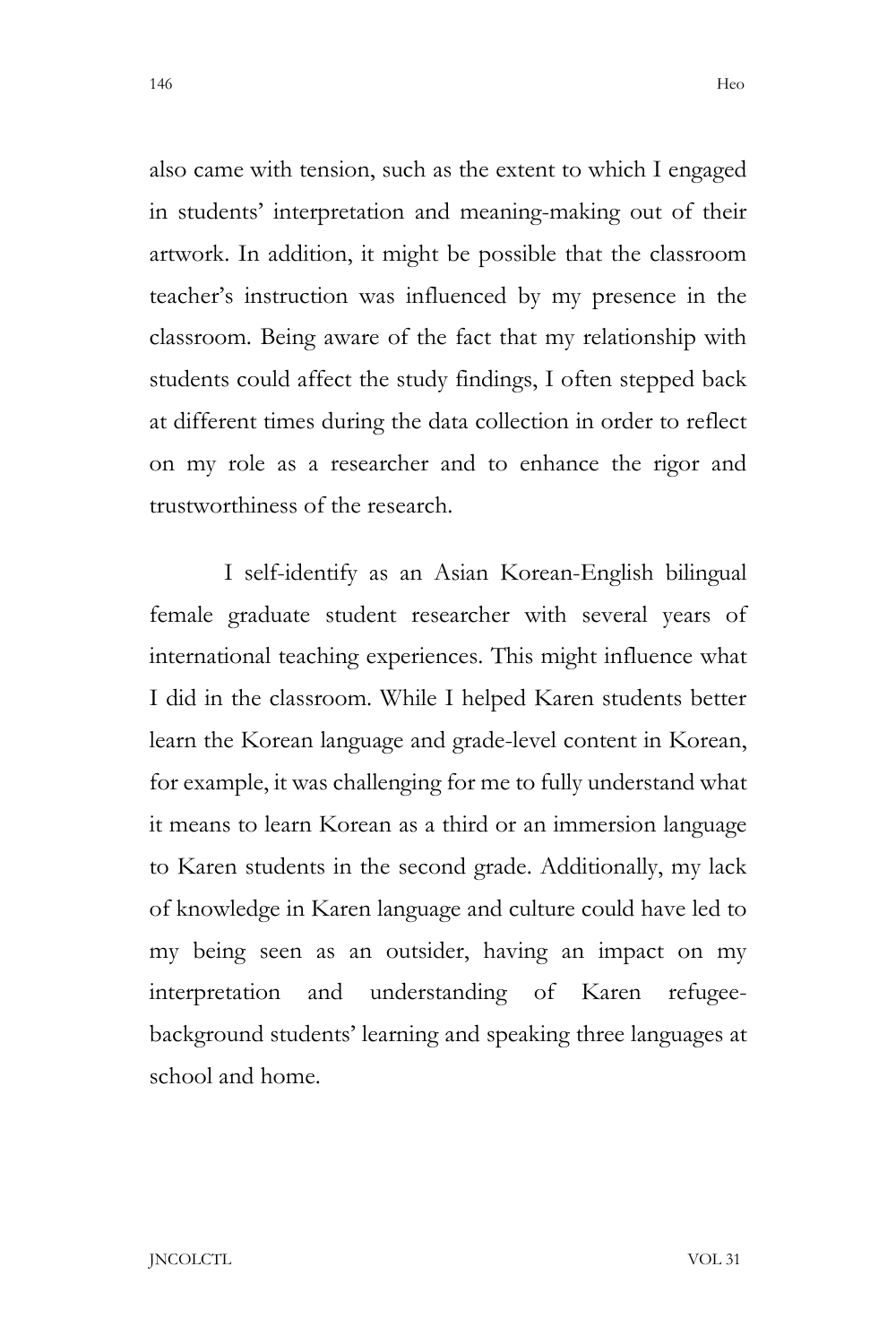also came with tension, such as the extent to which I engaged in students' interpretation and meaning-making out of their artwork. In addition, it might be possible that the classroom teacher's instruction was influenced by my presence in the classroom. Being aware of the fact that my relationship with students could affect the study findings, I often stepped back at different times during the data collection in order to reflect on my role as a researcher and to enhance the rigor and trustworthiness of the research.

I self-identify as an Asian Korean-English bilingual female graduate student researcher with several years of international teaching experiences. This might influence what I did in the classroom. While I helped Karen students better learn the Korean language and grade-level content in Korean, for example, it was challenging for me to fully understand what it means to learn Korean as a third or an immersion language to Karen students in the second grade. Additionally, my lack of knowledge in Karen language and culture could have led to my being seen as an outsider, having an impact on my interpretation and understanding of Karen refugee-background students' learning and speaking three languages at school and home.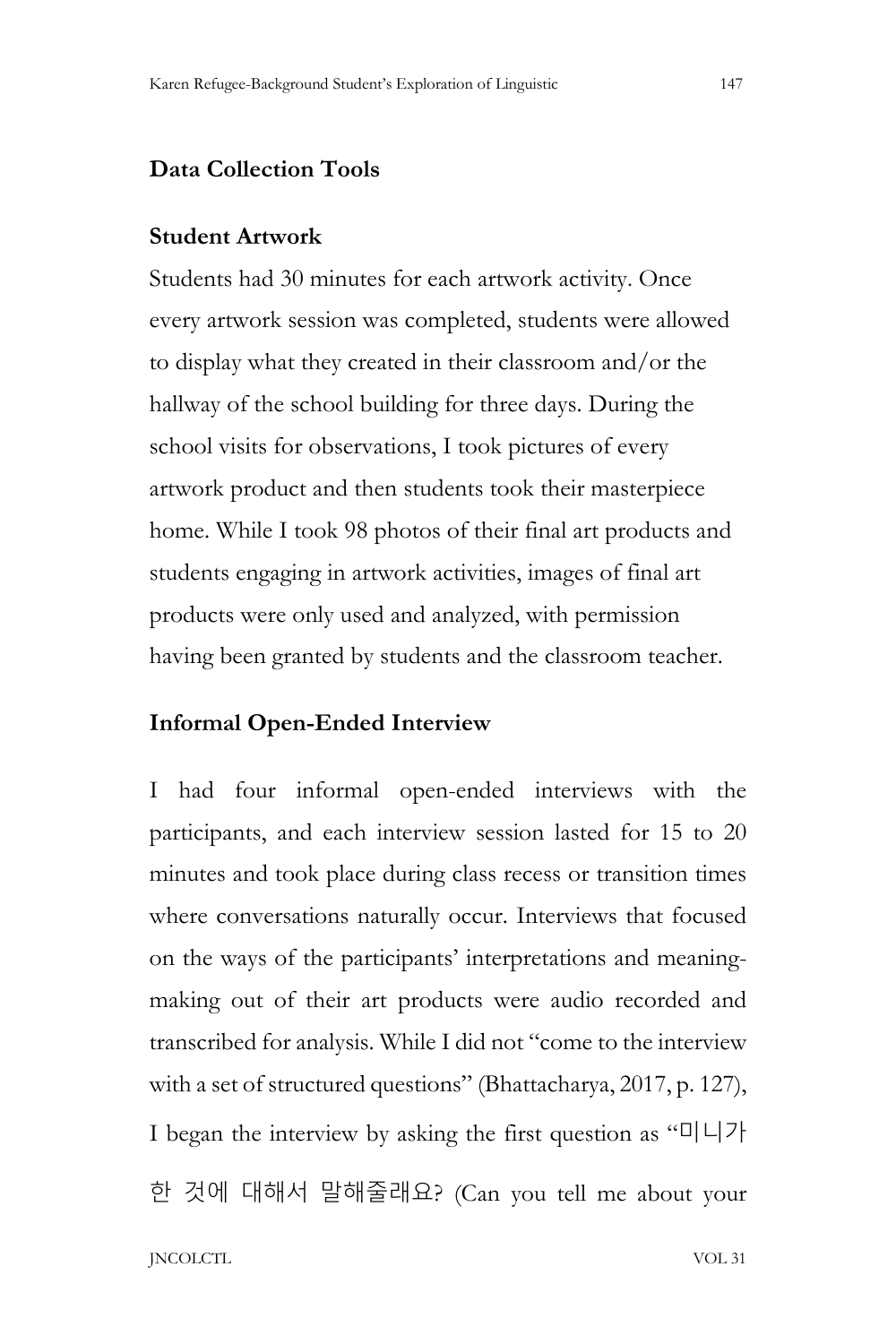## Data Collection Tools

### Student Artwork

Students had 30 minutes for each artwork activity. Once every artwork session was completed, students were allowed to display what they created in their classroom and/or the hallway of the school building for three days. During the school visits for observations, I took pictures of every artwork product and then students took their masterpiece home. While I took 98 photos of their final art products and students engaging in artwork activities, images of final art products were only used and analyzed, with permission having been granted by students and the classroom teacher.

### Informal Open-Ended Interview

I had four informal open-ended interviews with the participants, and each interview session lasted for 15 to 20 minutes and took place during class recess or transition times where conversations naturally occur. Interviews that focused on the ways of the participants' interpretations and meaning-making out of their art products were audio recorded and transcribed for analysis. While I did not "come to the interview with a set of structured questions" (Bhattacharya, 2017, p. 127), I began the interview by asking the first question as "미니가 한 것에 대해서 말해줄래요? (Can you tell me about your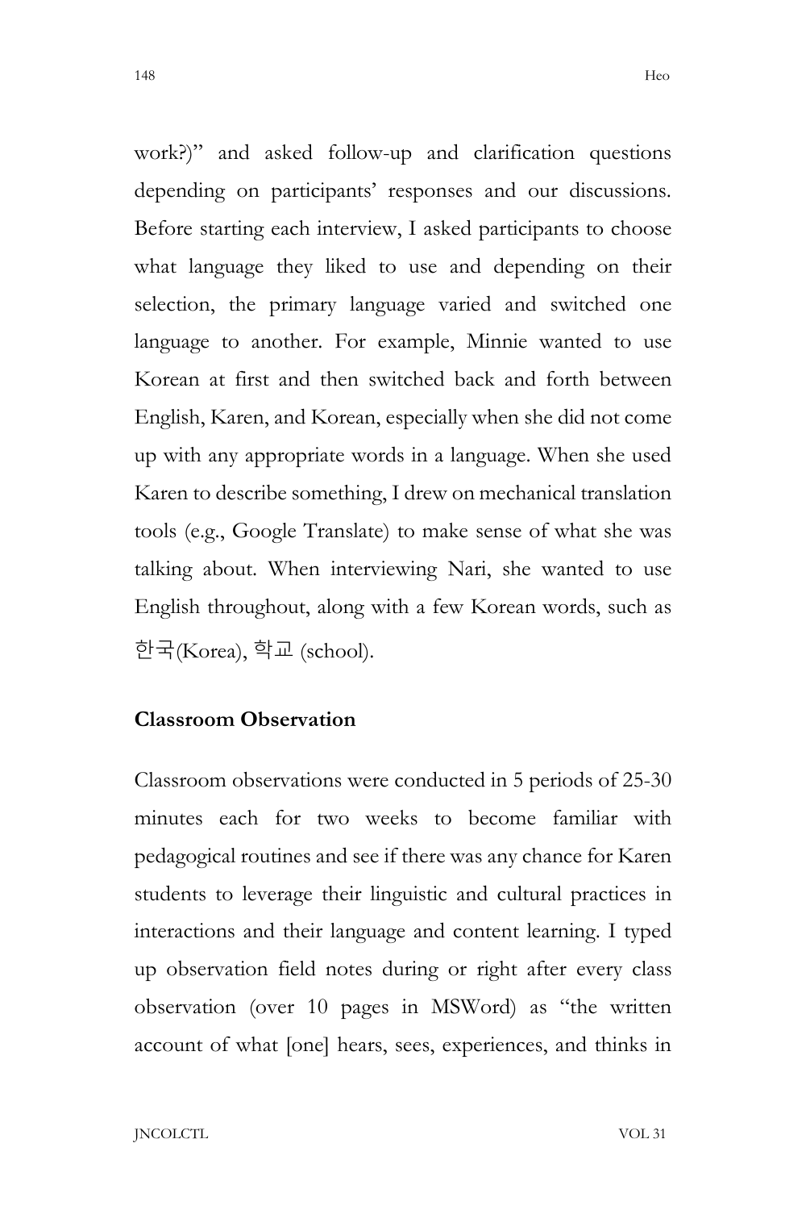work?)" and asked follow-up and clarification questions depending on participants' responses and our discussions. Before starting each interview, I asked participants to choose what language they liked to use and depending on their selection, the primary language varied and switched one language to another. For example, Minnie wanted to use Korean at first and then switched back and forth between English, Karen, and Korean, especially when she did not come up with any appropriate words in a language. When she used Karen to describe something, I drew on mechanical translation tools (e.g., Google Translate) to make sense of what she was talking about. When interviewing Nari, she wanted to use English throughout, along with a few Korean words, such as 한국(Korea), 학교 (school).

### Classroom Observation

Classroom observations were conducted in 5 periods of 25-30 minutes each for two weeks to become familiar with pedagogical routines and see if there was any chance for Karen students to leverage their linguistic and cultural practices in interactions and their language and content learning. I typed up observation field notes during or right after every class observation (over 10 pages in MSWord) as "the written account of what [one] hears, sees, experiences, and thinks in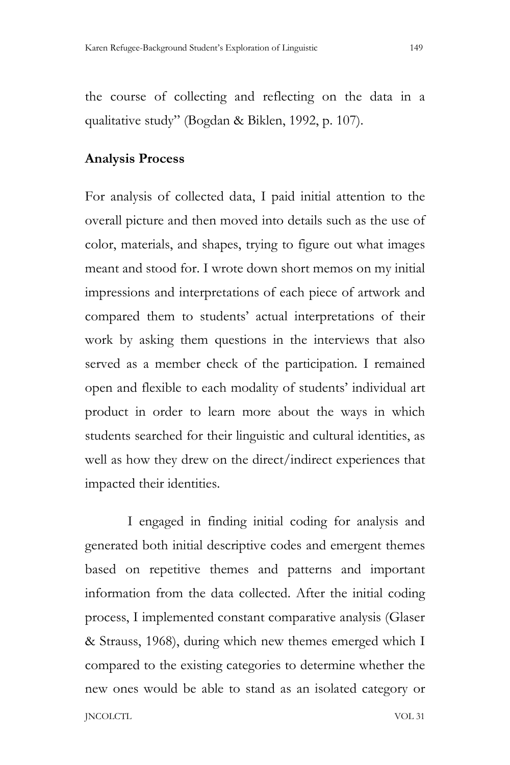the course of collecting and reflecting on the data in a qualitative study" (Bogdan & Biklen, 1992, p. 107).

### Analysis Process

For analysis of collected data, I paid initial attention to the overall picture and then moved into details such as the use of color, materials, and shapes, trying to figure out what images meant and stood for. I wrote down short memos on my initial impressions and interpretations of each piece of artwork and compared them to students' actual interpretations of their work by asking them questions in the interviews that also served as a member check of the participation. I remained open and flexible to each modality of students' individual art product in order to learn more about the ways in which students searched for their linguistic and cultural identities, as well as how they drew on the direct/indirect experiences that impacted their identities.

I engaged in finding initial coding for analysis and generated both initial descriptive codes and emergent themes based on repetitive themes and patterns and important information from the data collected. After the initial coding process, I implemented constant comparative analysis (Glaser & Strauss, 1968), during which new themes emerged which I compared to the existing categories to determine whether the new ones would be able to stand as an isolated category or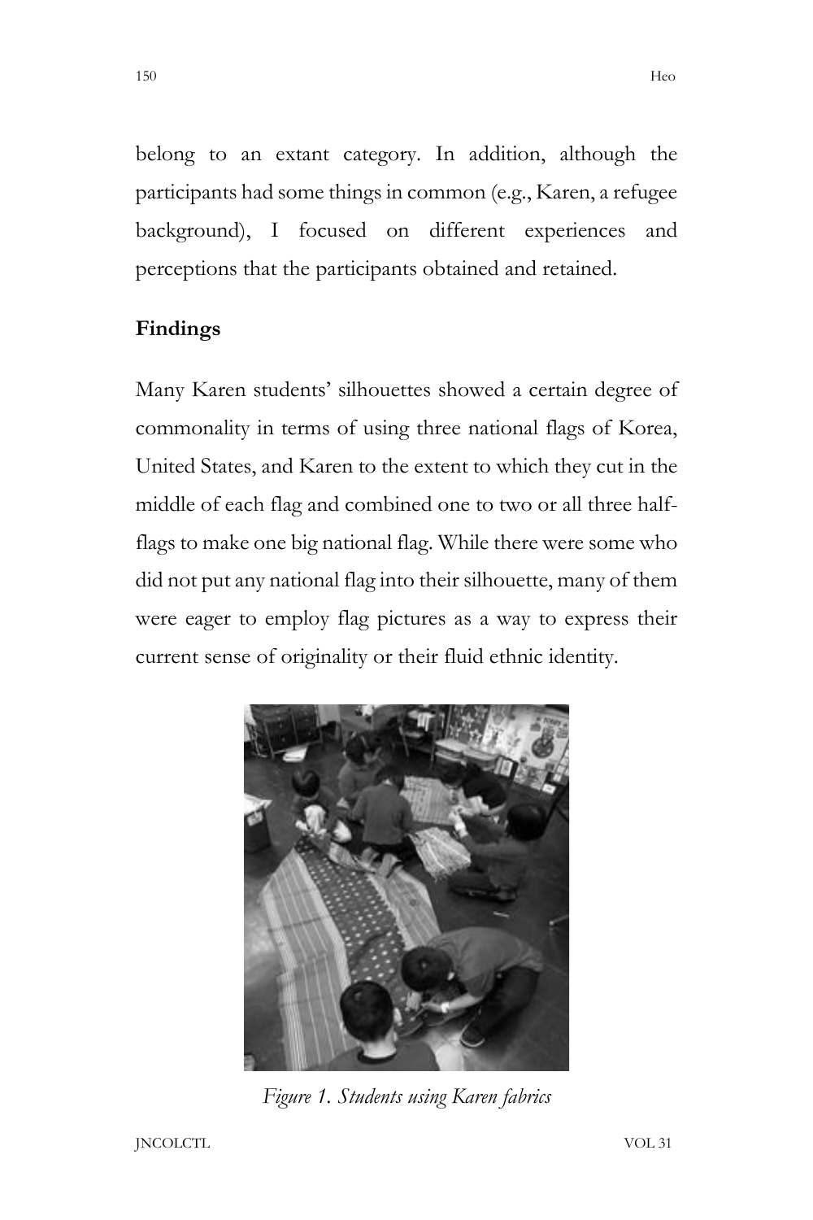belong to an extant category. In addition, although the participants had some things in common (e.g., Karen, a refugee background), I focused on different experiences and perceptions that the participants obtained and retained.

## Findings

Many Karen students' silhouettes showed a certain degree of commonality in terms of using three national flags of Korea, United States, and Karen to the extent to which they cut in the middle of each flag and combined one to two or all three half-flags to make one big national flag. While there were some who did not put any national flag into their silhouette, many of them were eager to employ flag pictures as a way to express their current sense of originality or their fluid ethnic identity.

*Figure 1. Students using Karen fabrics*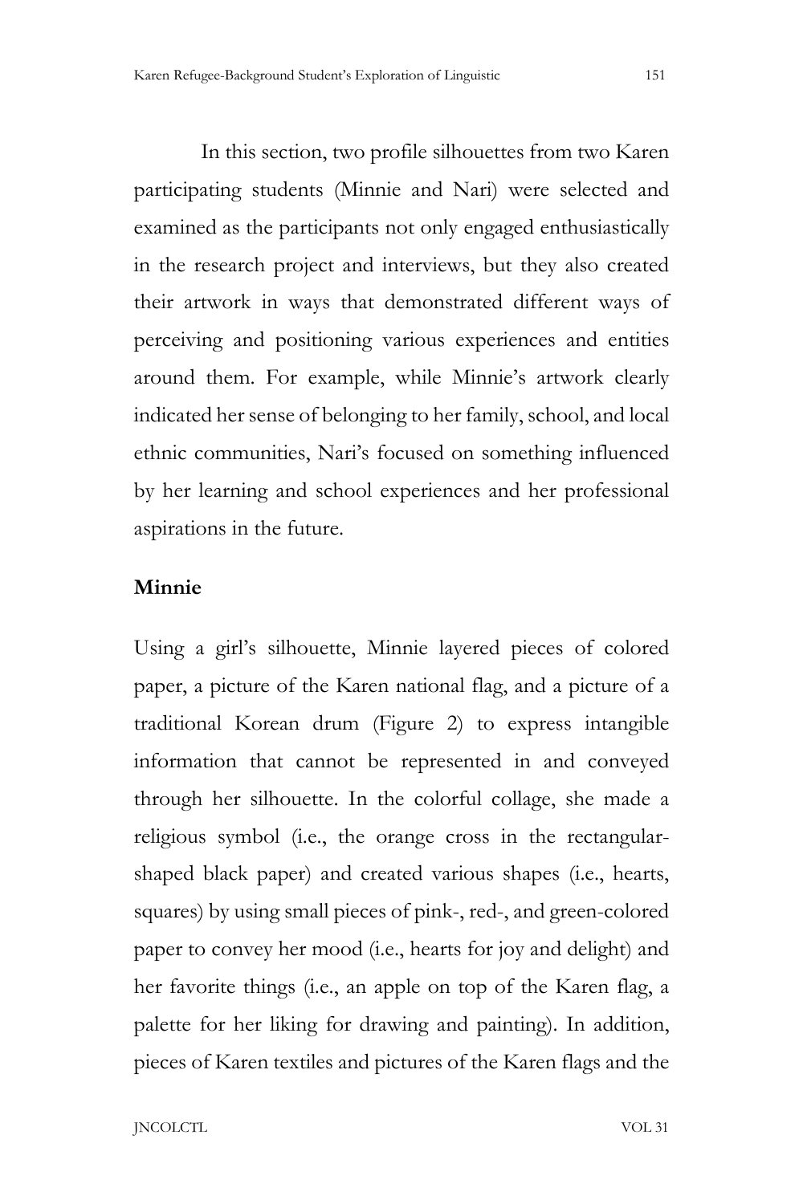In this section, two profile silhouettes from two Karen participating students (Minnie and Nari) were selected and examined as the participants not only engaged enthusiastically in the research project and interviews, but they also created their artwork in ways that demonstrated different ways of perceiving and positioning various experiences and entities around them. For example, while Minnie's artwork clearly indicated her sense of belonging to her family, school, and local ethnic communities, Nari's focused on something influenced by her learning and school experiences and her professional aspirations in the future.

**Minnie**

Using a girl's silhouette, Minnie layered pieces of colored paper, a picture of the Karen national flag, and a picture of a traditional Korean drum (Figure 2) to express intangible information that cannot be represented in and conveyed through her silhouette. In the colorful collage, she made a religious symbol (i.e., the orange cross in the rectangular-shaped black paper) and created various shapes (i.e., hearts, squares) by using small pieces of pink-, red-, and green-colored paper to convey her mood (i.e., hearts for joy and delight) and her favorite things (i.e., an apple on top of the Karen flag, a palette for her liking for drawing and painting). In addition, pieces of Karen textiles and pictures of the Karen flags and the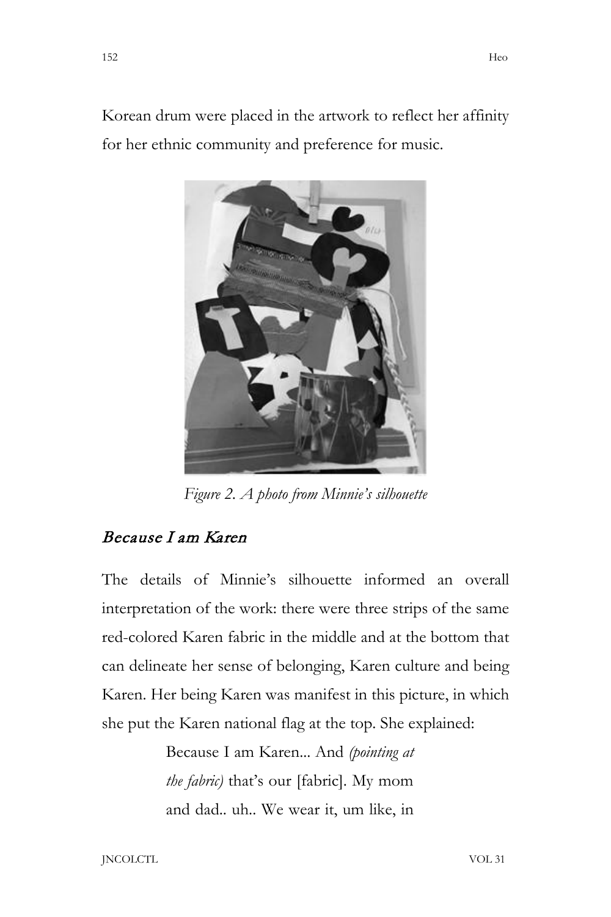Korean drum were placed in the artwork to reflect her affinity for her ethnic community and preference for music.

*Figure 2. A photo from Minnie's silhouette*

### *Because I am Karen*

The details of Minnie's silhouette informed an overall interpretation of the work: there were three strips of the same red-colored Karen fabric in the middle and at the bottom that can delineate her sense of belonging, Karen culture and being Karen. Her being Karen was manifest in this picture, in which she put the Karen national flag at the top. She explained:

> Because I am Karen... And *(pointing at the fabric)* that's our [fabric]. My mom and dad.. uh.. We wear it, um like, in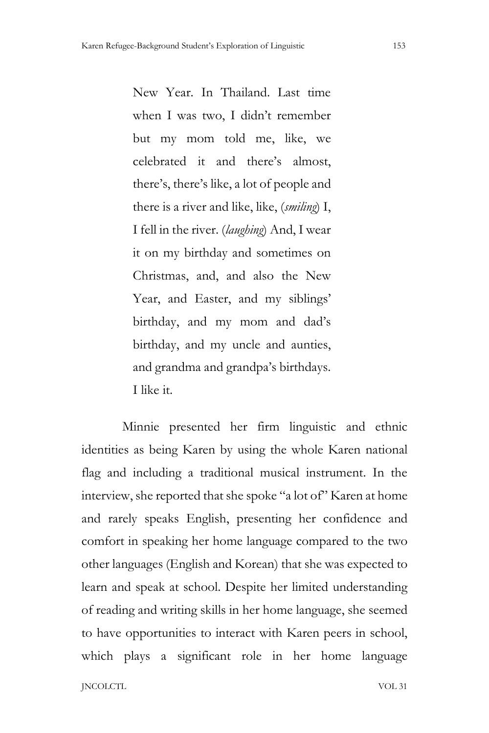> New Year. In Thailand. Last time when I was two, I didn't remember but my mom told me, like, we celebrated it and there's almost, there's, there's like, a lot of people and there is a river and like, like, (*smiling*) I, I fell in the river. (*laughing*) And, I wear it on my birthday and sometimes on Christmas, and, and also the New Year, and Easter, and my siblings' birthday, and my mom and dad's birthday, and my uncle and aunties, and grandma and grandpa's birthdays. I like it.

Minnie presented her firm linguistic and ethnic identities as being Karen by using the whole Karen national flag and including a traditional musical instrument. In the interview, she reported that she spoke "a lot of" Karen at home and rarely speaks English, presenting her confidence and comfort in speaking her home language compared to the two other languages (English and Korean) that she was expected to learn and speak at school. Despite her limited understanding of reading and writing skills in her home language, she seemed to have opportunities to interact with Karen peers in school, which plays a significant role in her home language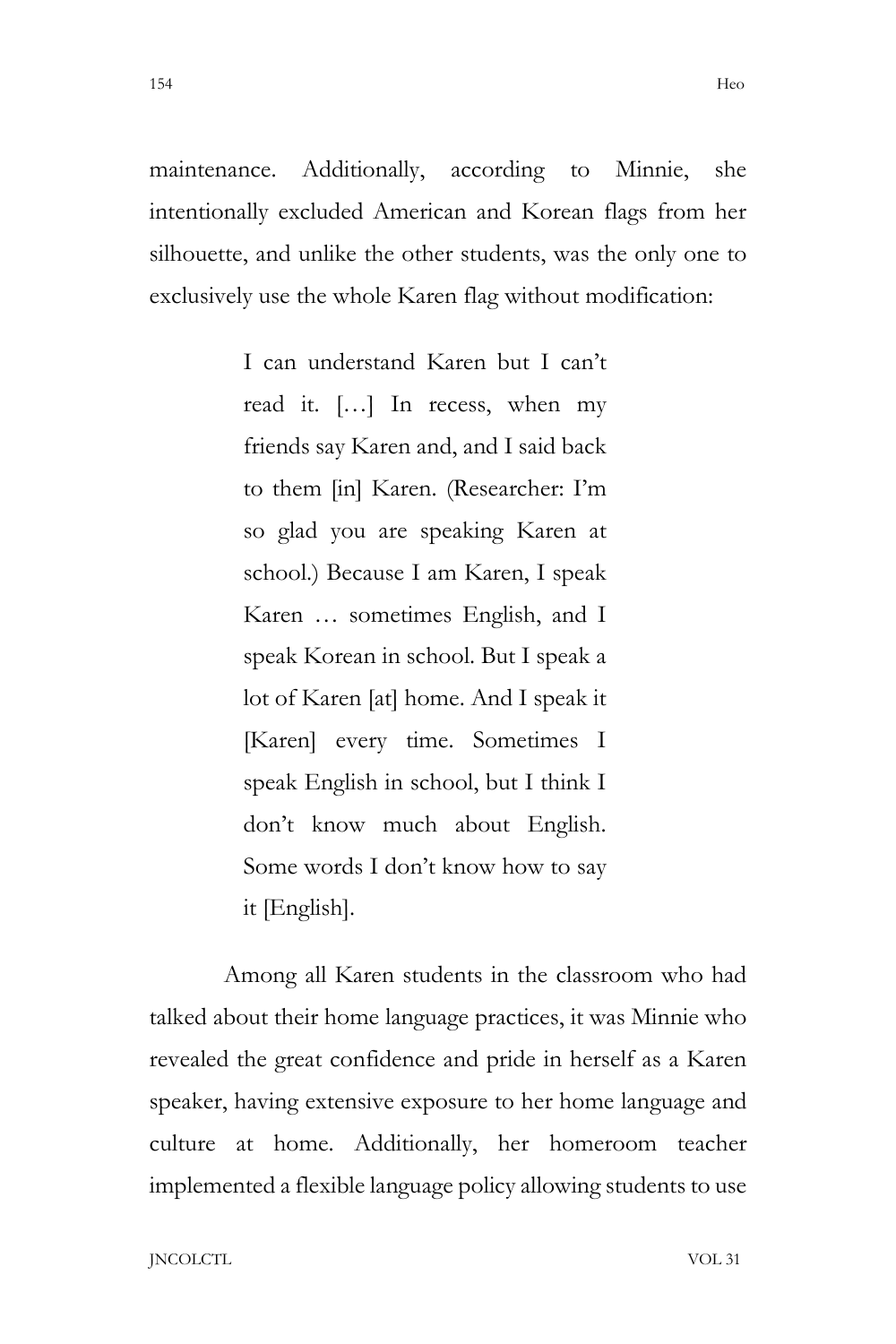maintenance. Additionally, according to Minnie, she intentionally excluded American and Korean flags from her silhouette, and unlike the other students, was the only one to exclusively use the whole Karen flag without modification:

> I can understand Karen but I can't read it. […] In recess, when my friends say Karen and, and I said back to them [in] Karen. (Researcher: I'm so glad you are speaking Karen at school.) Because I am Karen, I speak Karen … sometimes English, and I speak Korean in school. But I speak a lot of Karen [at] home. And I speak it [Karen] every time. Sometimes I speak English in school, but I think I don't know much about English. Some words I don't know how to say it [English].

Among all Karen students in the classroom who had talked about their home language practices, it was Minnie who revealed the great confidence and pride in herself as a Karen speaker, having extensive exposure to her home language and culture at home. Additionally, her homeroom teacher implemented a flexible language policy allowing students to use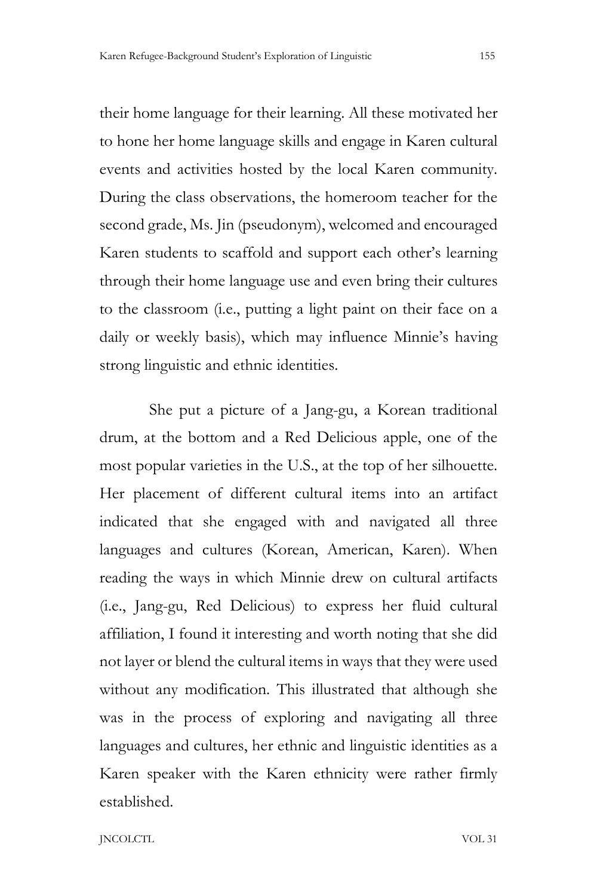their home language for their learning. All these motivated her to hone her home language skills and engage in Karen cultural events and activities hosted by the local Karen community. During the class observations, the homeroom teacher for the second grade, Ms. Jin (pseudonym), welcomed and encouraged Karen students to scaffold and support each other's learning through their home language use and even bring their cultures to the classroom (i.e., putting a light paint on their face on a daily or weekly basis), which may influence Minnie's having strong linguistic and ethnic identities.

She put a picture of a Jang-gu, a Korean traditional drum, at the bottom and a Red Delicious apple, one of the most popular varieties in the U.S., at the top of her silhouette. Her placement of different cultural items into an artifact indicated that she engaged with and navigated all three languages and cultures (Korean, American, Karen). When reading the ways in which Minnie drew on cultural artifacts (i.e., Jang-gu, Red Delicious) to express her fluid cultural affiliation, I found it interesting and worth noting that she did not layer or blend the cultural items in ways that they were used without any modification. This illustrated that although she was in the process of exploring and navigating all three languages and cultures, her ethnic and linguistic identities as a Karen speaker with the Karen ethnicity were rather firmly established.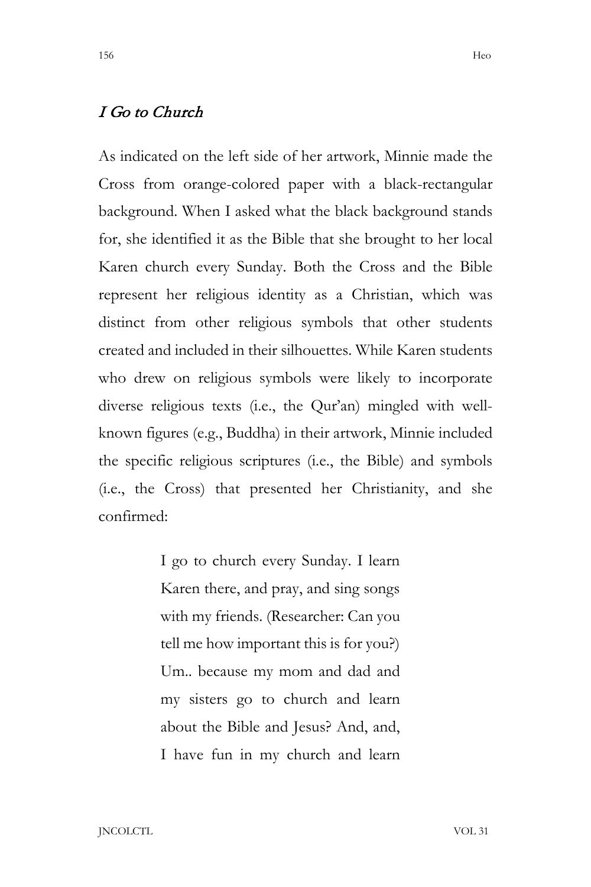### *I Go to Church*

As indicated on the left side of her artwork, Minnie made the Cross from orange-colored paper with a black-rectangular background. When I asked what the black background stands for, she identified it as the Bible that she brought to her local Karen church every Sunday. Both the Cross and the Bible represent her religious identity as a Christian, which was distinct from other religious symbols that other students created and included in their silhouettes. While Karen students who drew on religious symbols were likely to incorporate diverse religious texts (i.e., the Qur'an) mingled with well-known figures (e.g., Buddha) in their artwork, Minnie included the specific religious scriptures (i.e., the Bible) and symbols (i.e., the Cross) that presented her Christianity, and she confirmed:

> I go to church every Sunday. I learn Karen there, and pray, and sing songs with my friends. (Researcher: Can you tell me how important this is for you?) Um.. because my mom and dad and my sisters go to church and learn about the Bible and Jesus? And, and, I have fun in my church and learn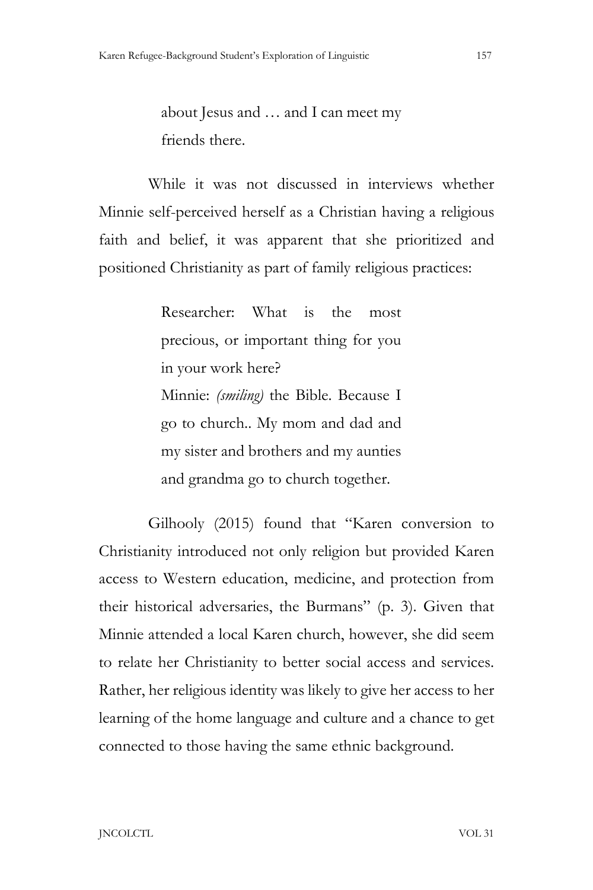> about Jesus and … and I can meet my friends there.

While it was not discussed in interviews whether Minnie self-perceived herself as a Christian having a religious faith and belief, it was apparent that she prioritized and positioned Christianity as part of family religious practices:

> Researcher: What is the most precious, or important thing for you in your work here?
> Minnie: *(smiling)* the Bible. Because I go to church.. My mom and dad and my sister and brothers and my aunties and grandma go to church together.

Gilhooly (2015) found that "Karen conversion to Christianity introduced not only religion but provided Karen access to Western education, medicine, and protection from their historical adversaries, the Burmans" (p. 3). Given that Minnie attended a local Karen church, however, she did seem to relate her Christianity to better social access and services. Rather, her religious identity was likely to give her access to her learning of the home language and culture and a chance to get connected to those having the same ethnic background.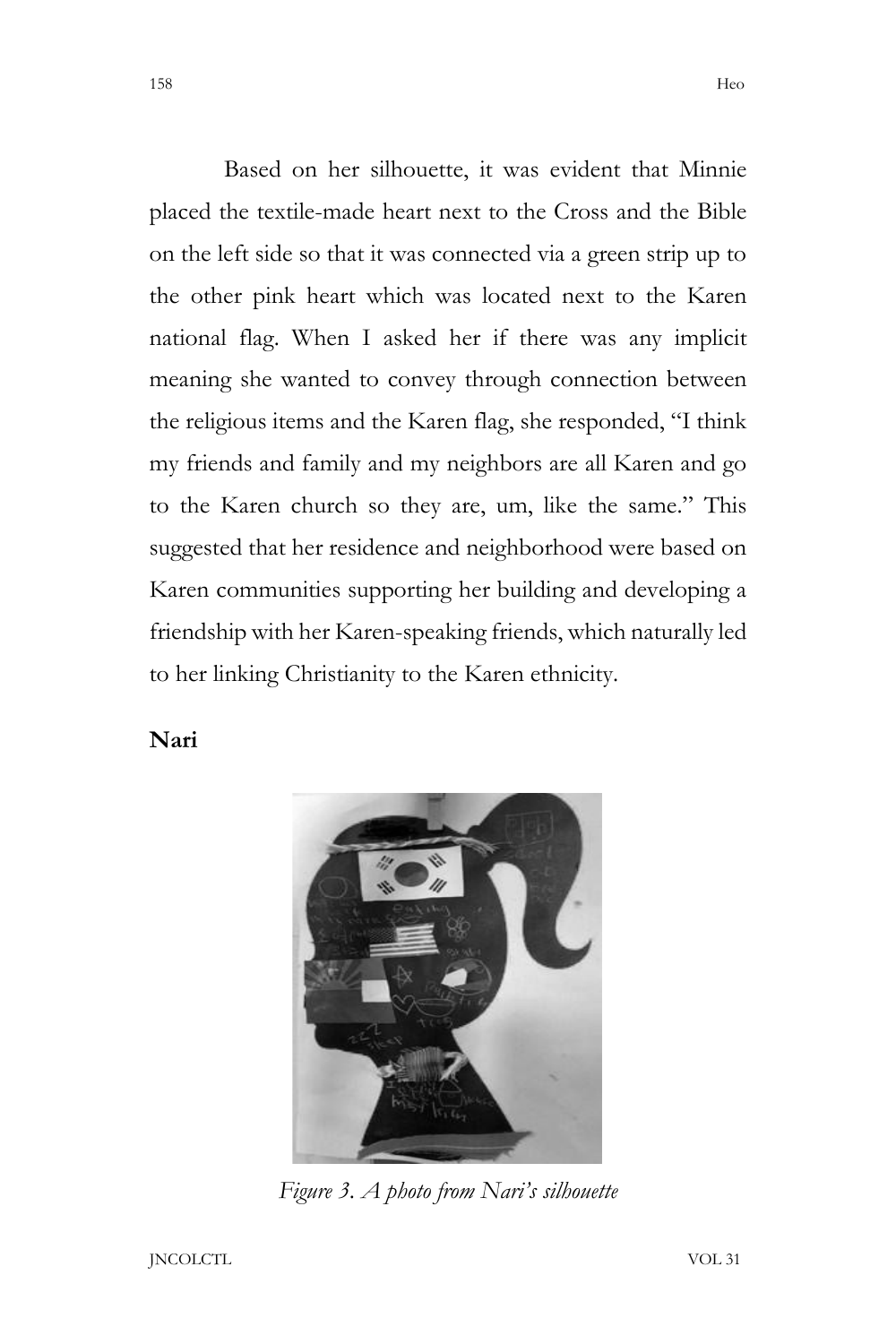Based on her silhouette, it was evident that Minnie placed the textile-made heart next to the Cross and the Bible on the left side so that it was connected via a green strip up to the other pink heart which was located next to the Karen national flag. When I asked her if there was any implicit meaning she wanted to convey through connection between the religious items and the Karen flag, she responded, "I think my friends and family and my neighbors are all Karen and go to the Karen church so they are, um, like the same." This suggested that her residence and neighborhood were based on Karen communities supporting her building and developing a friendship with her Karen-speaking friends, which naturally led to her linking Christianity to the Karen ethnicity.

**Nari**

*Figure 3. A photo from Nari's silhouette*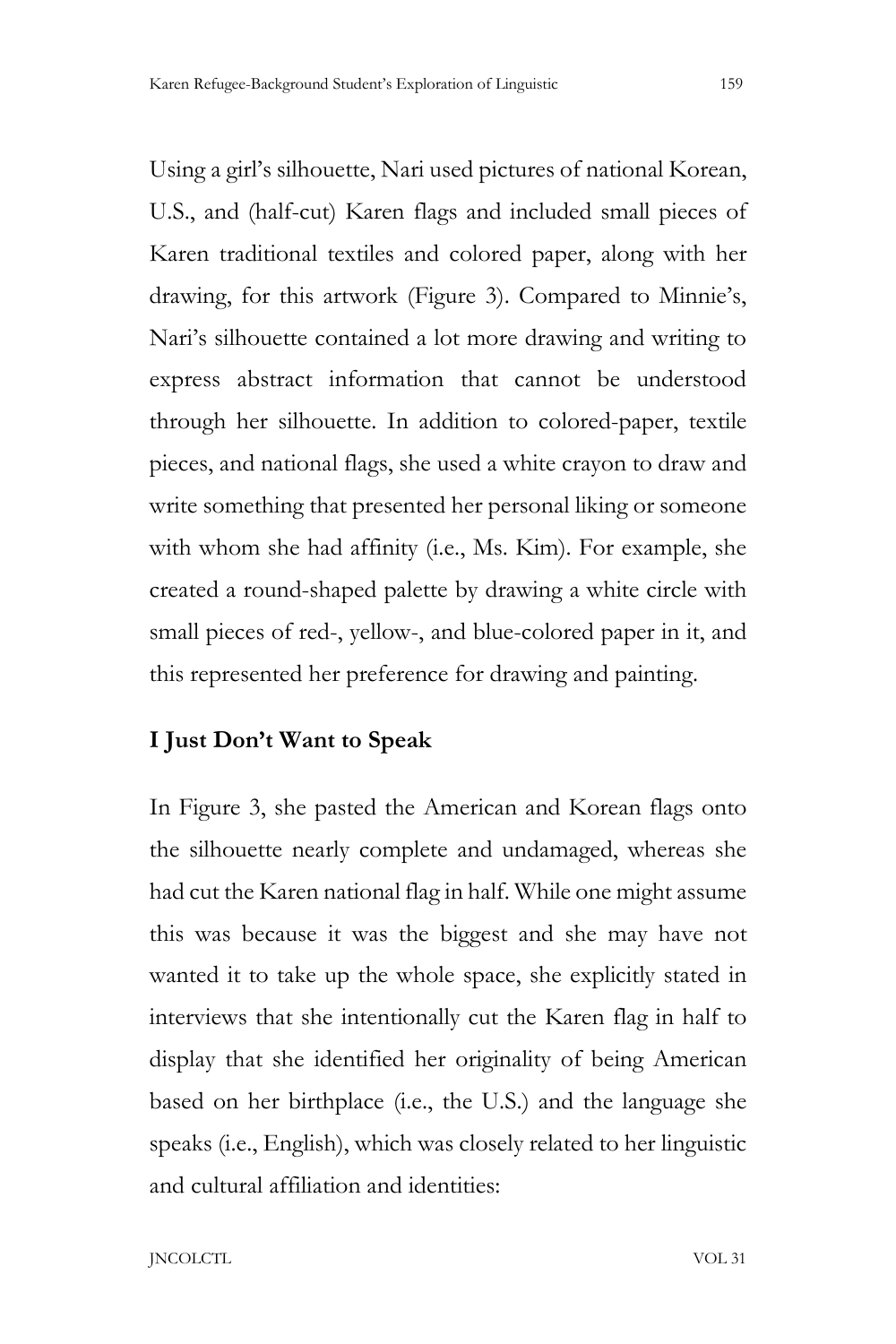Using a girl's silhouette, Nari used pictures of national Korean, U.S., and (half-cut) Karen flags and included small pieces of Karen traditional textiles and colored paper, along with her drawing, for this artwork (Figure 3). Compared to Minnie's, Nari's silhouette contained a lot more drawing and writing to express abstract information that cannot be understood through her silhouette. In addition to colored-paper, textile pieces, and national flags, she used a white crayon to draw and write something that presented her personal liking or someone with whom she had affinity (i.e., Ms. Kim). For example, she created a round-shaped palette by drawing a white circle with small pieces of red-, yellow-, and blue-colored paper in it, and this represented her preference for drawing and painting.

## I Just Don't Want to Speak

In Figure 3, she pasted the American and Korean flags onto the silhouette nearly complete and undamaged, whereas she had cut the Karen national flag in half. While one might assume this was because it was the biggest and she may have not wanted it to take up the whole space, she explicitly stated in interviews that she intentionally cut the Karen flag in half to display that she identified her originality of being American based on her birthplace (i.e., the U.S.) and the language she speaks (i.e., English), which was closely related to her linguistic and cultural affiliation and identities: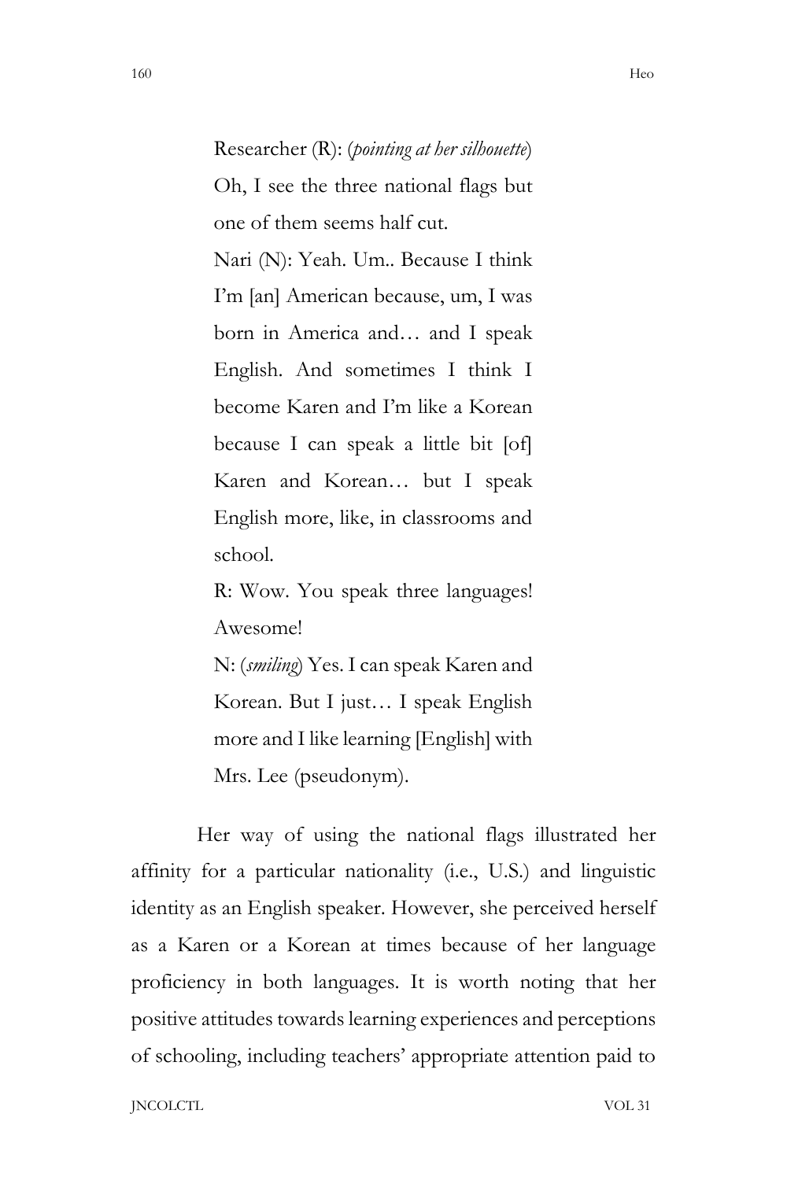> Researcher (R): (*pointing at her silhouette*) Oh, I see the three national flags but one of them seems half cut.
>
> Nari (N): Yeah. Um.. Because I think I'm [an] American because, um, I was born in America and… and I speak English. And sometimes I think I become Karen and I'm like a Korean because I can speak a little bit [of] Karen and Korean… but I speak English more, like, in classrooms and school.
>
> R: Wow. You speak three languages! Awesome!
>
> N: (*smiling*) Yes. I can speak Karen and Korean. But I just… I speak English more and I like learning [English] with Mrs. Lee (pseudonym).

Her way of using the national flags illustrated her affinity for a particular nationality (i.e., U.S.) and linguistic identity as an English speaker. However, she perceived herself as a Karen or a Korean at times because of her language proficiency in both languages. It is worth noting that her positive attitudes towards learning experiences and perceptions of schooling, including teachers' appropriate attention paid to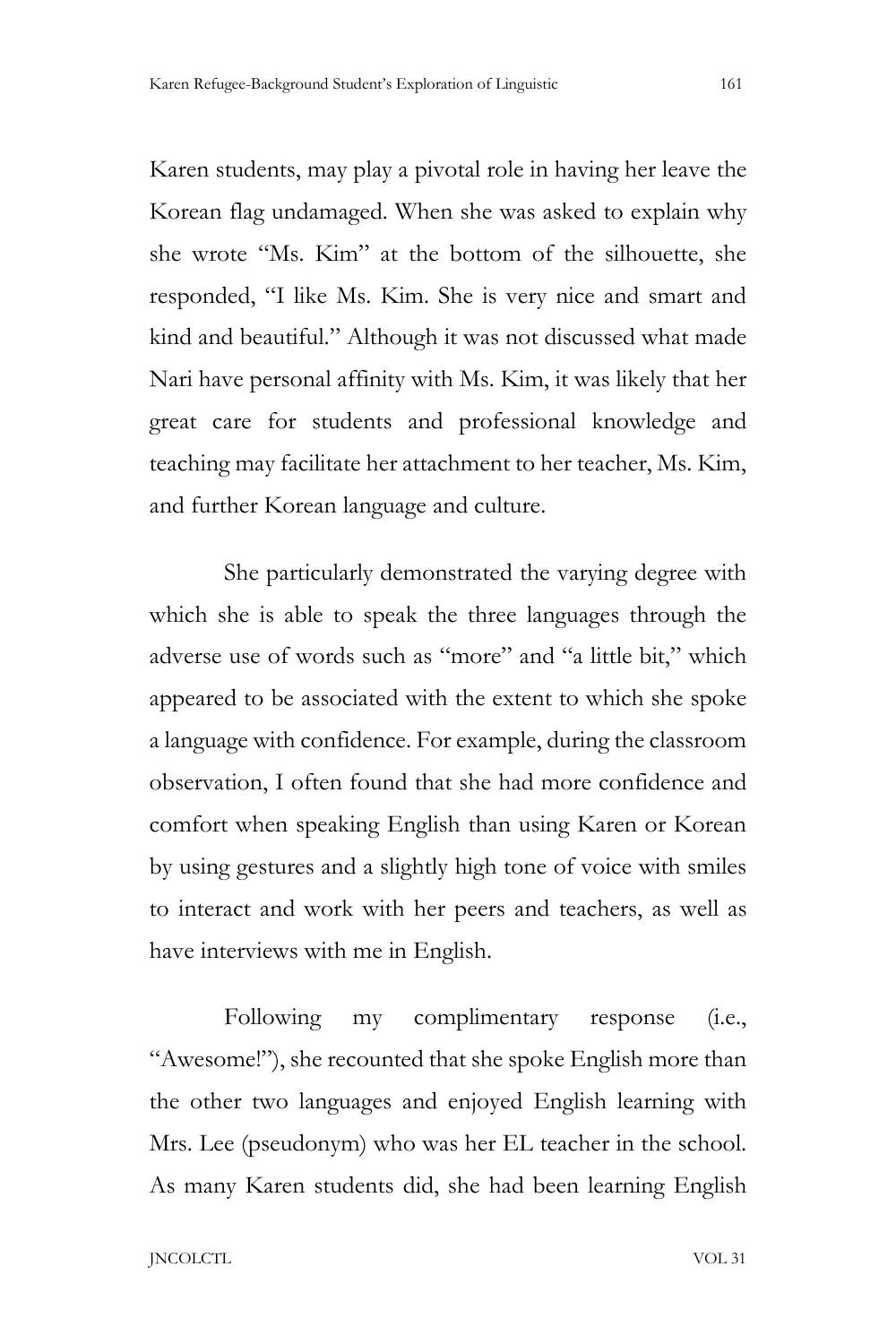Karen students, may play a pivotal role in having her leave the Korean flag undamaged. When she was asked to explain why she wrote "Ms. Kim" at the bottom of the silhouette, she responded, "I like Ms. Kim. She is very nice and smart and kind and beautiful." Although it was not discussed what made Nari have personal affinity with Ms. Kim, it was likely that her great care for students and professional knowledge and teaching may facilitate her attachment to her teacher, Ms. Kim, and further Korean language and culture.

She particularly demonstrated the varying degree with which she is able to speak the three languages through the adverse use of words such as "more" and "a little bit," which appeared to be associated with the extent to which she spoke a language with confidence. For example, during the classroom observation, I often found that she had more confidence and comfort when speaking English than using Karen or Korean by using gestures and a slightly high tone of voice with smiles to interact and work with her peers and teachers, as well as have interviews with me in English.

Following my complimentary response (i.e., "Awesome!"), she recounted that she spoke English more than the other two languages and enjoyed English learning with Mrs. Lee (pseudonym) who was her EL teacher in the school. As many Karen students did, she had been learning English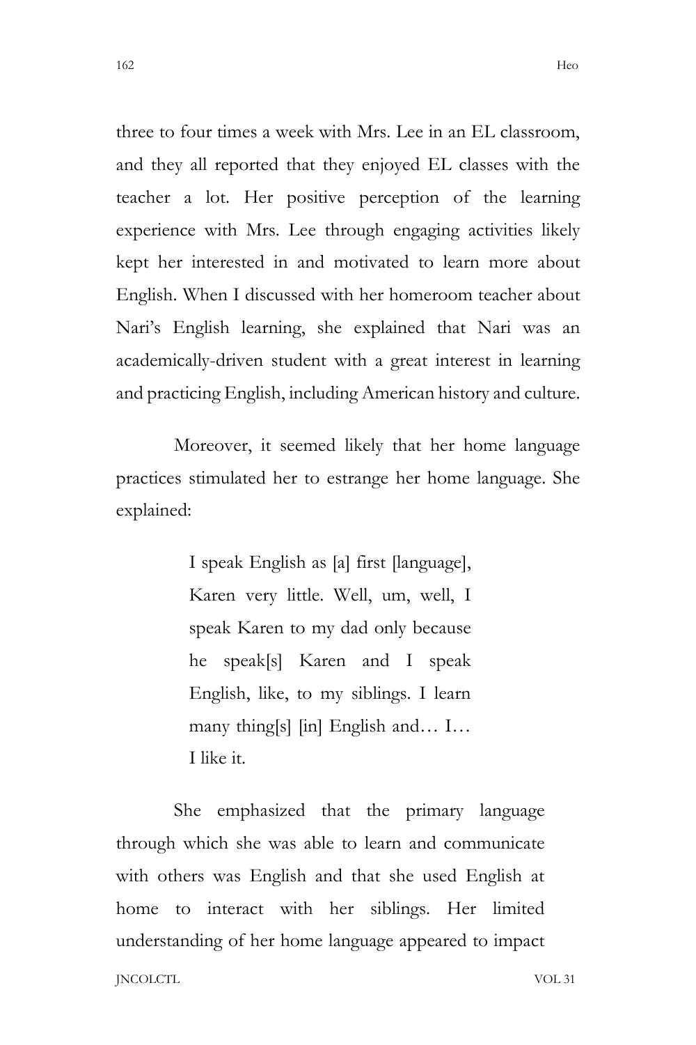three to four times a week with Mrs. Lee in an EL classroom, and they all reported that they enjoyed EL classes with the teacher a lot. Her positive perception of the learning experience with Mrs. Lee through engaging activities likely kept her interested in and motivated to learn more about English. When I discussed with her homeroom teacher about Nari's English learning, she explained that Nari was an academically-driven student with a great interest in learning and practicing English, including American history and culture.

Moreover, it seemed likely that her home language practices stimulated her to estrange her home language. She explained:

> I speak English as [a] first [language], Karen very little. Well, um, well, I speak Karen to my dad only because he speak[s] Karen and I speak English, like, to my siblings. I learn many thing[s] [in] English and… I… I like it.

She emphasized that the primary language through which she was able to learn and communicate with others was English and that she used English at home to interact with her siblings. Her limited understanding of her home language appeared to impact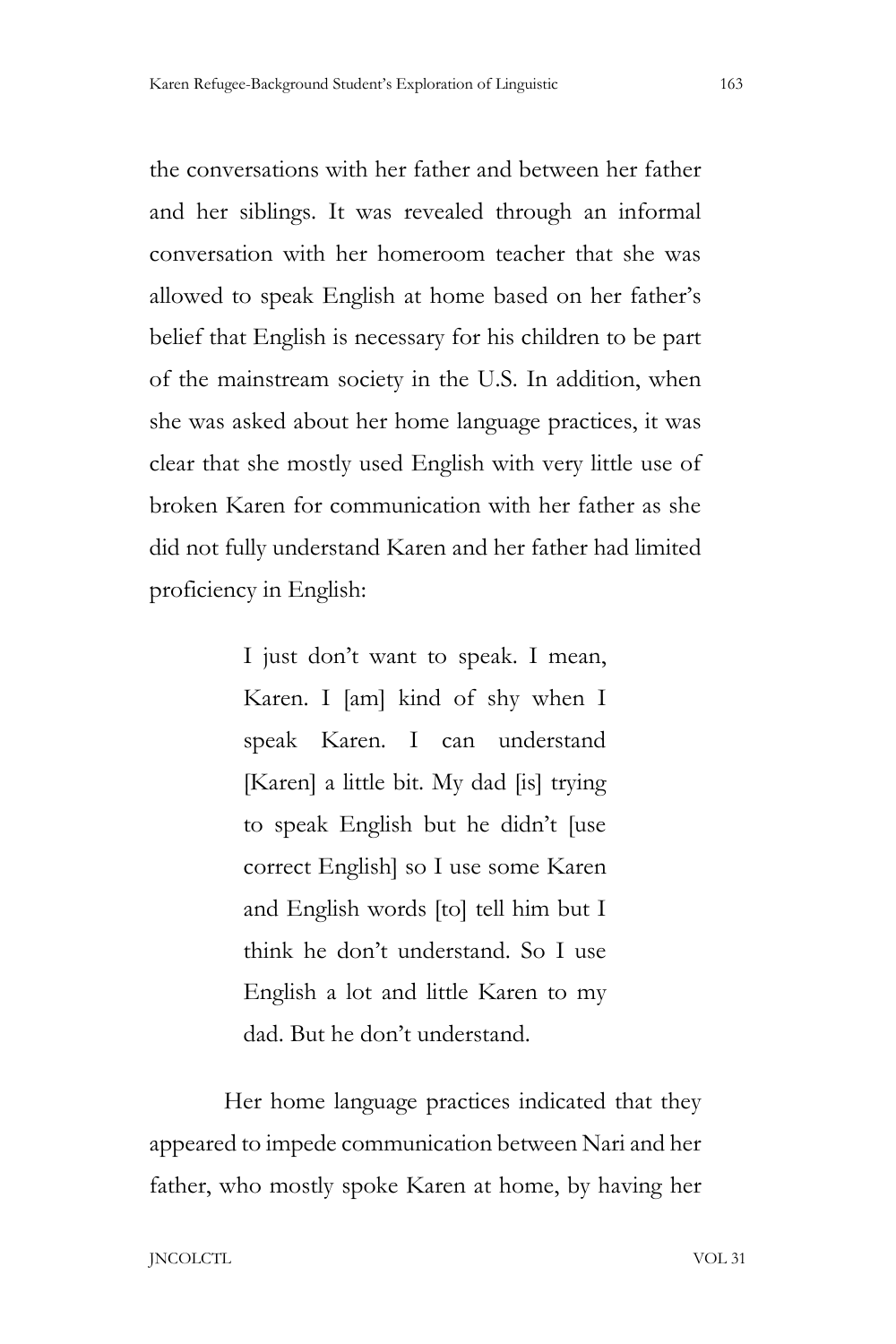the conversations with her father and between her father and her siblings. It was revealed through an informal conversation with her homeroom teacher that she was allowed to speak English at home based on her father's belief that English is necessary for his children to be part of the mainstream society in the U.S. In addition, when she was asked about her home language practices, it was clear that she mostly used English with very little use of broken Karen for communication with her father as she did not fully understand Karen and her father had limited proficiency in English:

> I just don't want to speak. I mean, Karen. I [am] kind of shy when I speak Karen. I can understand [Karen] a little bit. My dad [is] trying to speak English but he didn't [use correct English] so I use some Karen and English words [to] tell him but I think he don't understand. So I use English a lot and little Karen to my dad. But he don't understand.

Her home language practices indicated that they appeared to impede communication between Nari and her father, who mostly spoke Karen at home, by having her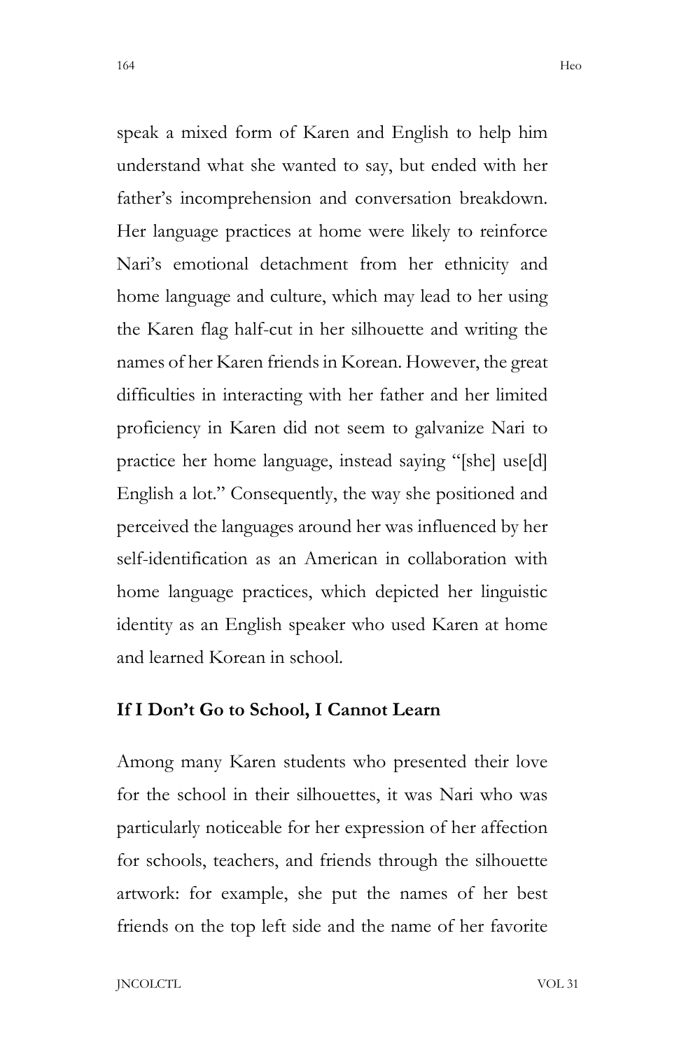speak a mixed form of Karen and English to help him understand what she wanted to say, but ended with her father's incomprehension and conversation breakdown. Her language practices at home were likely to reinforce Nari's emotional detachment from her ethnicity and home language and culture, which may lead to her using the Karen flag half-cut in her silhouette and writing the names of her Karen friends in Korean. However, the great difficulties in interacting with her father and her limited proficiency in Karen did not seem to galvanize Nari to practice her home language, instead saying "[she] use[d] English a lot." Consequently, the way she positioned and perceived the languages around her was influenced by her self-identification as an American in collaboration with home language practices, which depicted her linguistic identity as an English speaker who used Karen at home and learned Korean in school.

## If I Don't Go to School, I Cannot Learn

Among many Karen students who presented their love for the school in their silhouettes, it was Nari who was particularly noticeable for her expression of her affection for schools, teachers, and friends through the silhouette artwork: for example, she put the names of her best friends on the top left side and the name of her favorite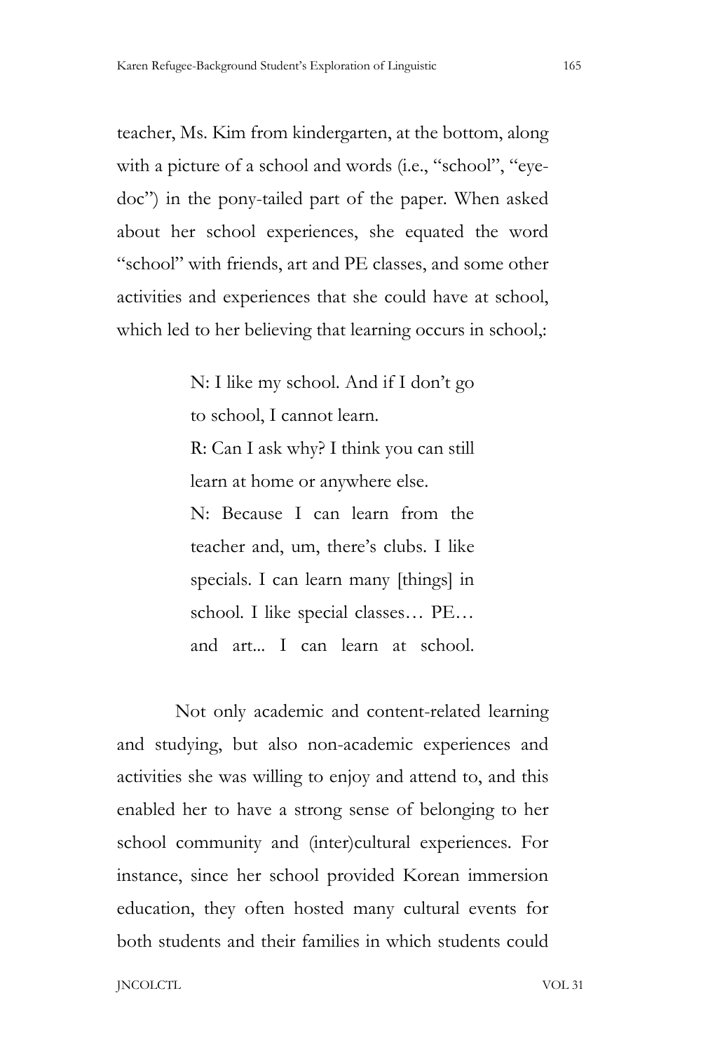teacher, Ms. Kim from kindergarten, at the bottom, along with a picture of a school and words (i.e., "school", "eye-doc") in the pony-tailed part of the paper. When asked about her school experiences, she equated the word "school" with friends, art and PE classes, and some other activities and experiences that she could have at school, which led to her believing that learning occurs in school,:

> N: I like my school. And if I don't go to school, I cannot learn.
>
> R: Can I ask why? I think you can still learn at home or anywhere else.
>
> N: Because I can learn from the teacher and, um, there's clubs. I like specials. I can learn many [things] in school. I like special classes… PE… and art... I can learn at school.

Not only academic and content-related learning and studying, but also non-academic experiences and activities she was willing to enjoy and attend to, and this enabled her to have a strong sense of belonging to her school community and (inter)cultural experiences. For instance, since her school provided Korean immersion education, they often hosted many cultural events for both students and their families in which students could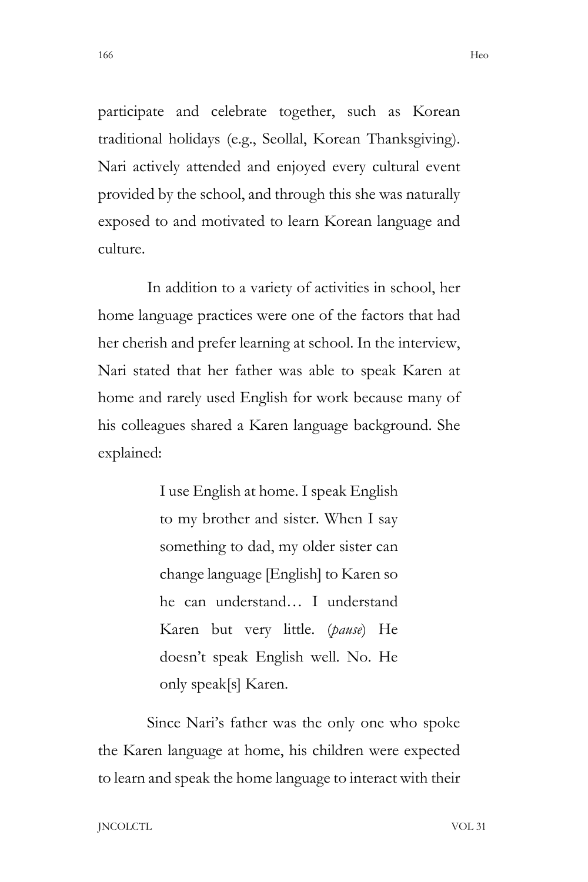participate and celebrate together, such as Korean traditional holidays (e.g., Seollal, Korean Thanksgiving). Nari actively attended and enjoyed every cultural event provided by the school, and through this she was naturally exposed to and motivated to learn Korean language and culture.

In addition to a variety of activities in school, her home language practices were one of the factors that had her cherish and prefer learning at school. In the interview, Nari stated that her father was able to speak Karen at home and rarely used English for work because many of his colleagues shared a Karen language background. She explained:

> I use English at home. I speak English to my brother and sister. When I say something to dad, my older sister can change language [English] to Karen so he can understand… I understand Karen but very little. (*pause*) He doesn't speak English well. No. He only speak[s] Karen.

Since Nari's father was the only one who spoke the Karen language at home, his children were expected to learn and speak the home language to interact with their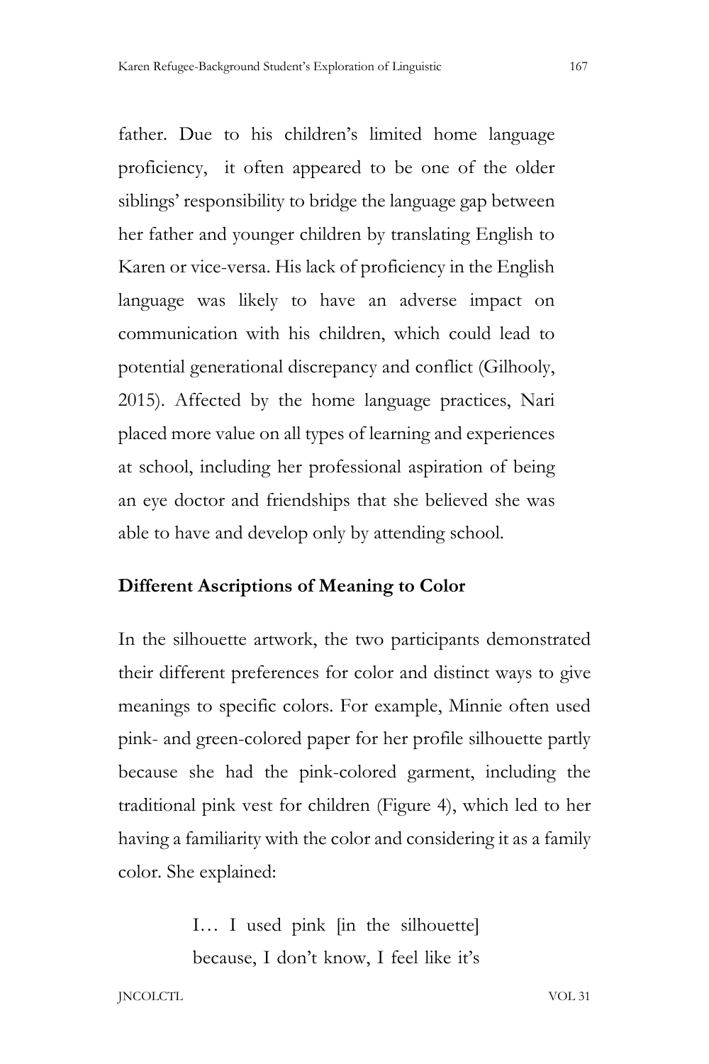father. Due to his children's limited home language proficiency, it often appeared to be one of the older siblings' responsibility to bridge the language gap between her father and younger children by translating English to Karen or vice-versa. His lack of proficiency in the English language was likely to have an adverse impact on communication with his children, which could lead to potential generational discrepancy and conflict (Gilhooly, 2015). Affected by the home language practices, Nari placed more value on all types of learning and experiences at school, including her professional aspiration of being an eye doctor and friendships that she believed she was able to have and develop only by attending school.

## Different Ascriptions of Meaning to Color

In the silhouette artwork, the two participants demonstrated their different preferences for color and distinct ways to give meanings to specific colors. For example, Minnie often used pink- and green-colored paper for her profile silhouette partly because she had the pink-colored garment, including the traditional pink vest for children (Figure 4), which led to her having a familiarity with the color and considering it as a family color. She explained:

> I… I used pink [in the silhouette] because, I don't know, I feel like it's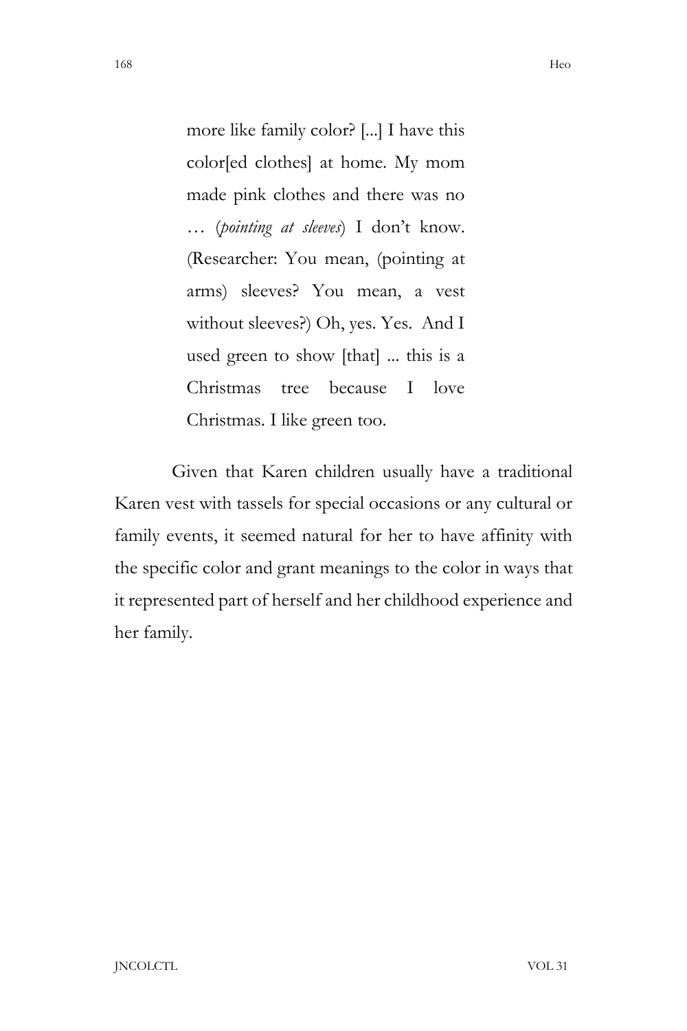> more like family color? [...] I have this color[ed clothes] at home. My mom made pink clothes and there was no … (*pointing at sleeves*) I don't know. (Researcher: You mean, (pointing at arms) sleeves? You mean, a vest without sleeves?) Oh, yes. Yes. And I used green to show [that] ... this is a Christmas tree because I love Christmas. I like green too.

Given that Karen children usually have a traditional Karen vest with tassels for special occasions or any cultural or family events, it seemed natural for her to have affinity with the specific color and grant meanings to the color in ways that it represented part of herself and her childhood experience and her family.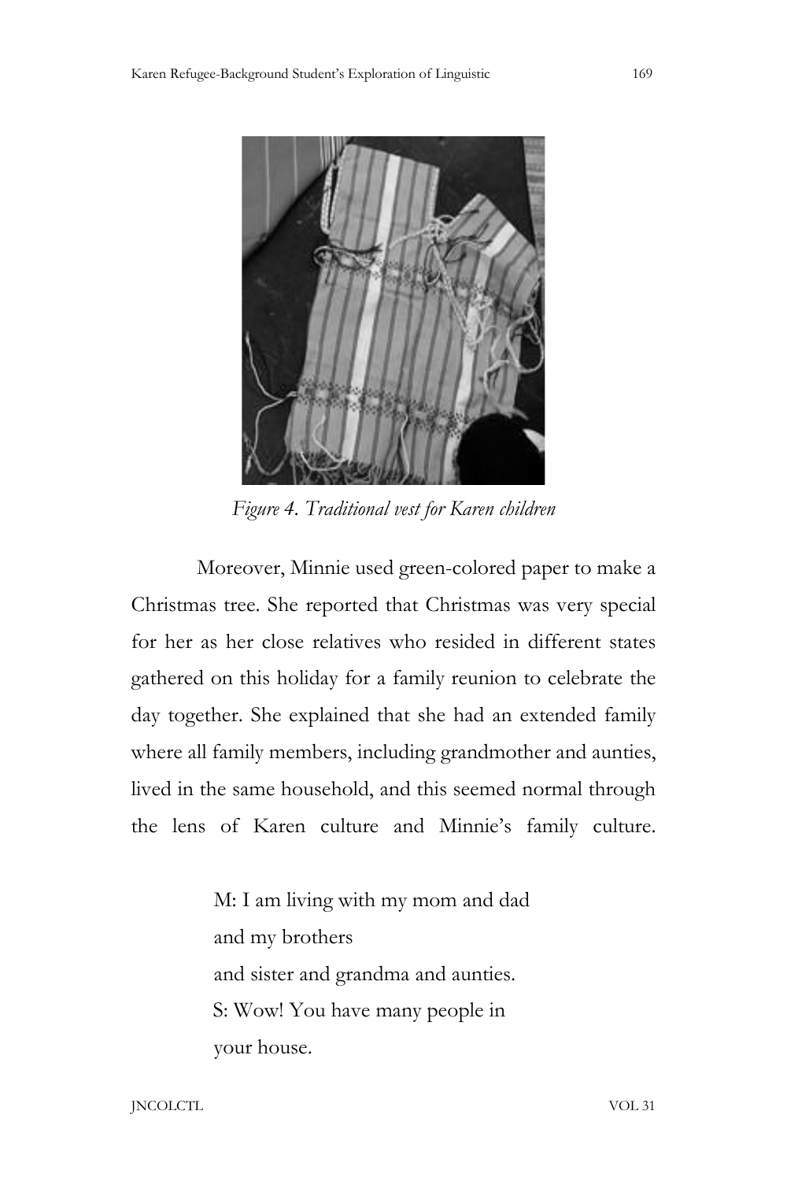*Figure 4. Traditional vest for Karen children*

Moreover, Minnie used green-colored paper to make a Christmas tree. She reported that Christmas was very special for her as her close relatives who resided in different states gathered on this holiday for a family reunion to celebrate the day together. She explained that she had an extended family where all family members, including grandmother and aunties, lived in the same household, and this seemed normal through the lens of Karen culture and Minnie's family culture.

> M: I am living with my mom and dad  
> and my brothers  
> and sister and grandma and aunties.  
> S: Wow! You have many people in  
> your house.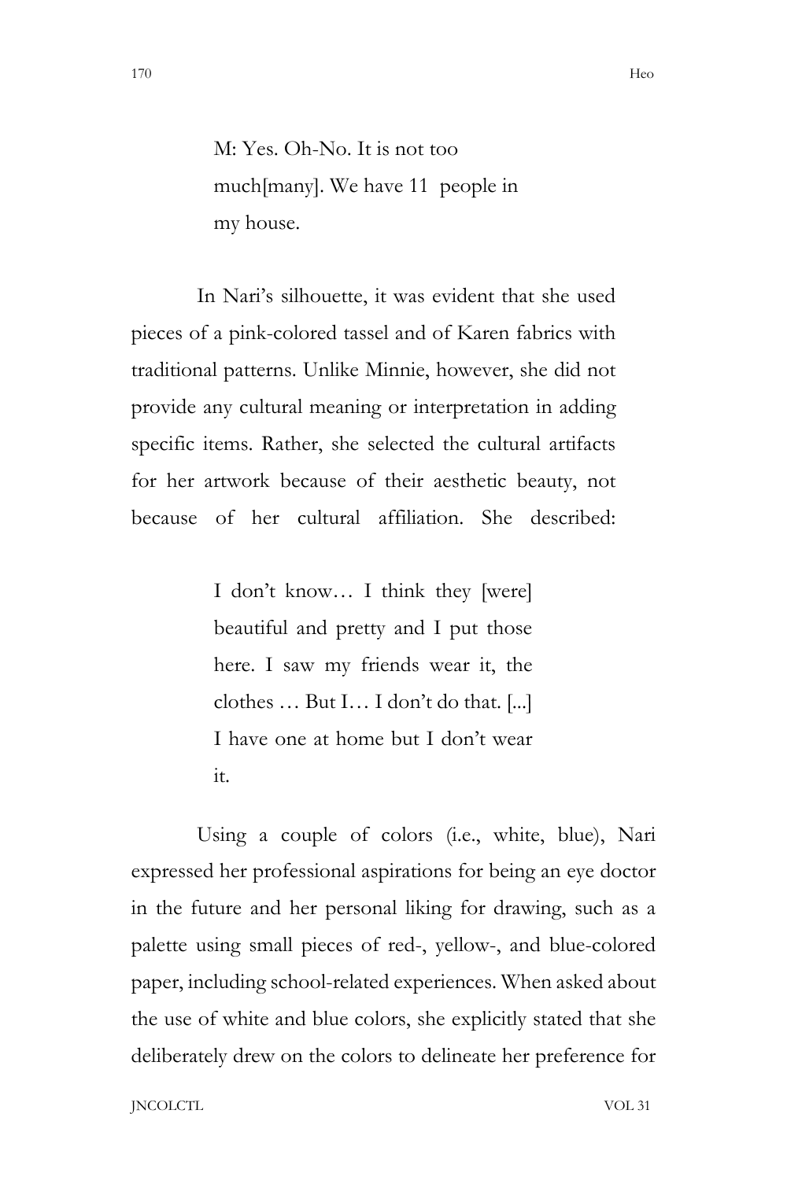> M: Yes. Oh-No. It is not too much[many]. We have 11 people in my house.

In Nari's silhouette, it was evident that she used pieces of a pink-colored tassel and of Karen fabrics with traditional patterns. Unlike Minnie, however, she did not provide any cultural meaning or interpretation in adding specific items. Rather, she selected the cultural artifacts for her artwork because of their aesthetic beauty, not because of her cultural affiliation. She described:

> I don't know… I think they [were] beautiful and pretty and I put those here. I saw my friends wear it, the clothes … But I… I don't do that. [...] I have one at home but I don't wear it.

Using a couple of colors (i.e., white, blue), Nari expressed her professional aspirations for being an eye doctor in the future and her personal liking for drawing, such as a palette using small pieces of red-, yellow-, and blue-colored paper, including school-related experiences. When asked about the use of white and blue colors, she explicitly stated that she deliberately drew on the colors to delineate her preference for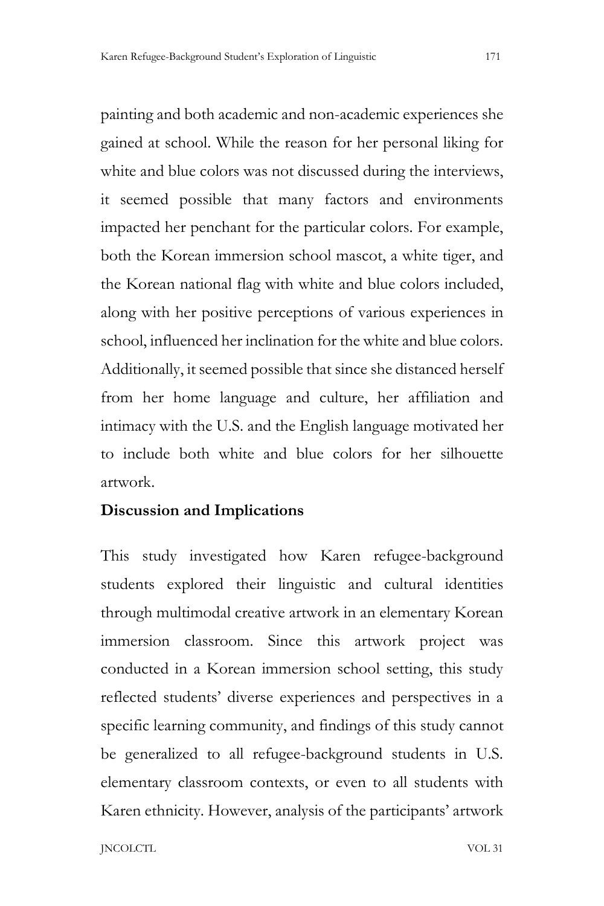painting and both academic and non-academic experiences she gained at school. While the reason for her personal liking for white and blue colors was not discussed during the interviews, it seemed possible that many factors and environments impacted her penchant for the particular colors. For example, both the Korean immersion school mascot, a white tiger, and the Korean national flag with white and blue colors included, along with her positive perceptions of various experiences in school, influenced her inclination for the white and blue colors. Additionally, it seemed possible that since she distanced herself from her home language and culture, her affiliation and intimacy with the U.S. and the English language motivated her to include both white and blue colors for her silhouette artwork.

## Discussion and Implications

This study investigated how Karen refugee-background students explored their linguistic and cultural identities through multimodal creative artwork in an elementary Korean immersion classroom. Since this artwork project was conducted in a Korean immersion school setting, this study reflected students' diverse experiences and perspectives in a specific learning community, and findings of this study cannot be generalized to all refugee-background students in U.S. elementary classroom contexts, or even to all students with Karen ethnicity. However, analysis of the participants' artwork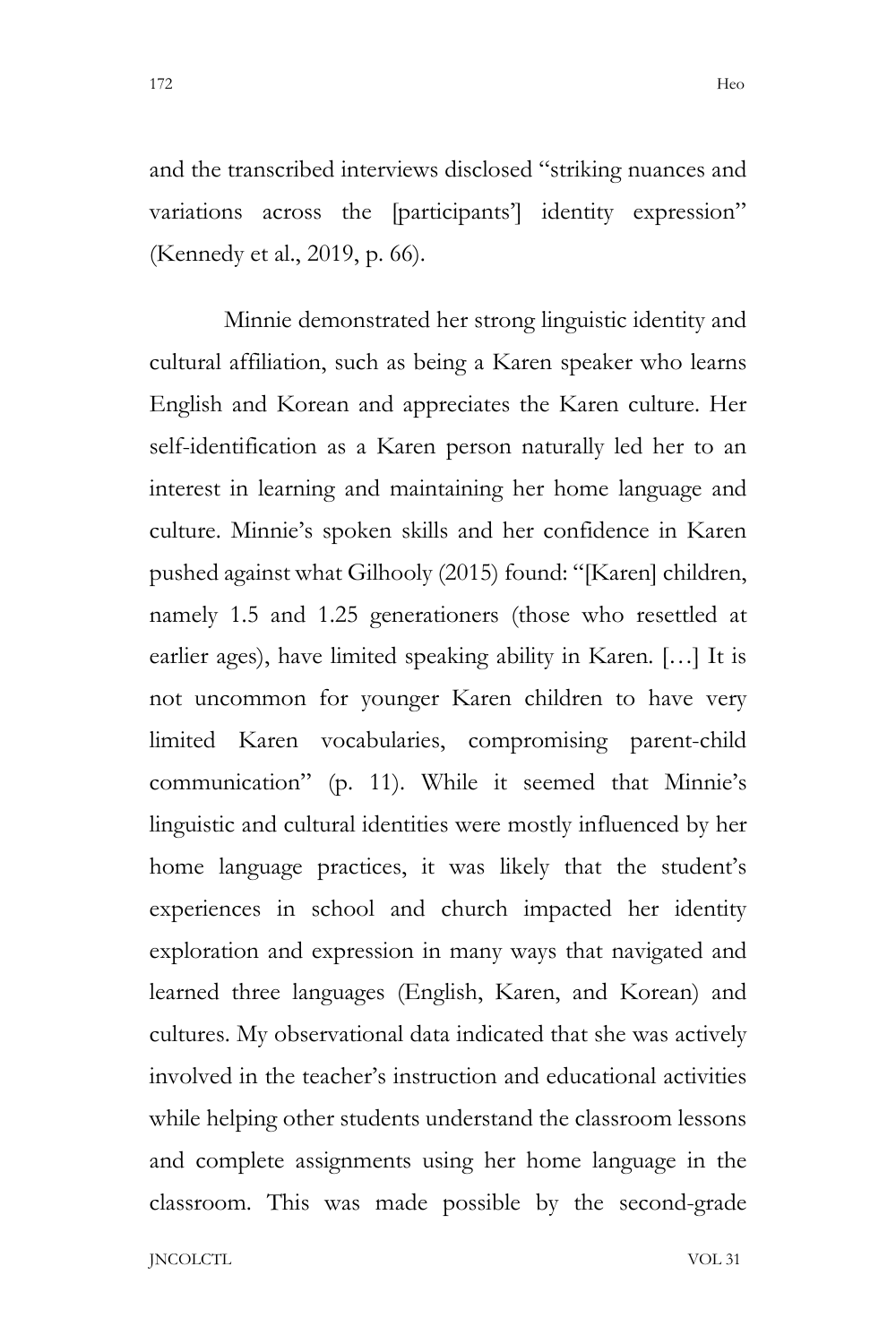and the transcribed interviews disclosed "striking nuances and variations across the [participants'] identity expression" (Kennedy et al., 2019, p. 66).

Minnie demonstrated her strong linguistic identity and cultural affiliation, such as being a Karen speaker who learns English and Korean and appreciates the Karen culture. Her self-identification as a Karen person naturally led her to an interest in learning and maintaining her home language and culture. Minnie's spoken skills and her confidence in Karen pushed against what Gilhooly (2015) found: "[Karen] children, namely 1.5 and 1.25 generationers (those who resettled at earlier ages), have limited speaking ability in Karen. […] It is not uncommon for younger Karen children to have very limited Karen vocabularies, compromising parent-child communication" (p. 11). While it seemed that Minnie's linguistic and cultural identities were mostly influenced by her home language practices, it was likely that the student's experiences in school and church impacted her identity exploration and expression in many ways that navigated and learned three languages (English, Karen, and Korean) and cultures. My observational data indicated that she was actively involved in the teacher's instruction and educational activities while helping other students understand the classroom lessons and complete assignments using her home language in the classroom. This was made possible by the second-grade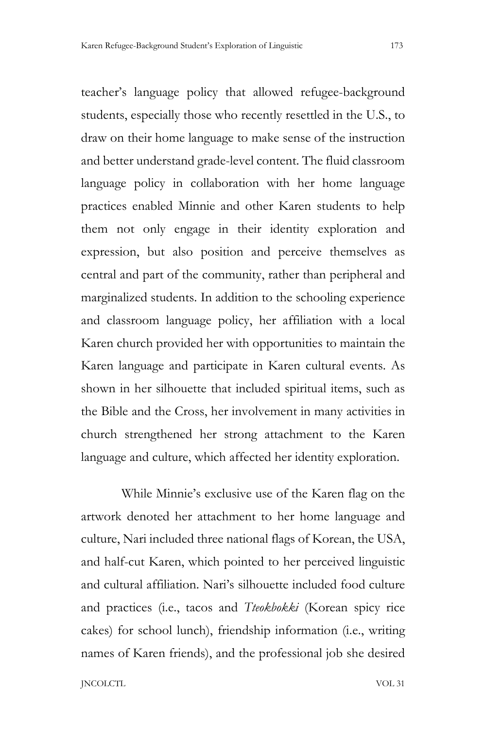teacher's language policy that allowed refugee-background students, especially those who recently resettled in the U.S., to draw on their home language to make sense of the instruction and better understand grade-level content. The fluid classroom language policy in collaboration with her home language practices enabled Minnie and other Karen students to help them not only engage in their identity exploration and expression, but also position and perceive themselves as central and part of the community, rather than peripheral and marginalized students. In addition to the schooling experience and classroom language policy, her affiliation with a local Karen church provided her with opportunities to maintain the Karen language and participate in Karen cultural events. As shown in her silhouette that included spiritual items, such as the Bible and the Cross, her involvement in many activities in church strengthened her strong attachment to the Karen language and culture, which affected her identity exploration.

While Minnie's exclusive use of the Karen flag on the artwork denoted her attachment to her home language and culture, Nari included three national flags of Korean, the USA, and half-cut Karen, which pointed to her perceived linguistic and cultural affiliation. Nari's silhouette included food culture and practices (i.e., tacos and *Tteokbokki* (Korean spicy rice cakes) for school lunch), friendship information (i.e., writing names of Karen friends), and the professional job she desired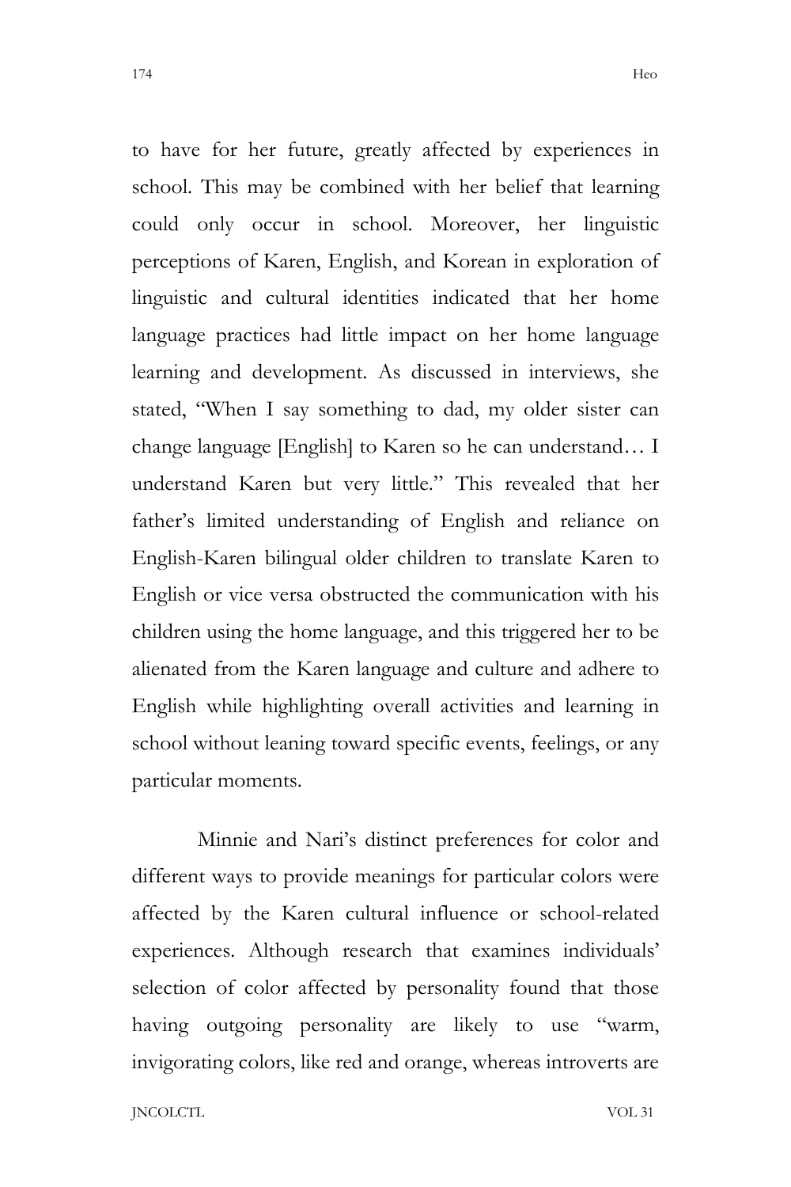to have for her future, greatly affected by experiences in school. This may be combined with her belief that learning could only occur in school. Moreover, her linguistic perceptions of Karen, English, and Korean in exploration of linguistic and cultural identities indicated that her home language practices had little impact on her home language learning and development. As discussed in interviews, she stated, "When I say something to dad, my older sister can change language [English] to Karen so he can understand… I understand Karen but very little." This revealed that her father's limited understanding of English and reliance on English-Karen bilingual older children to translate Karen to English or vice versa obstructed the communication with his children using the home language, and this triggered her to be alienated from the Karen language and culture and adhere to English while highlighting overall activities and learning in school without leaning toward specific events, feelings, or any particular moments.

Minnie and Nari's distinct preferences for color and different ways to provide meanings for particular colors were affected by the Karen cultural influence or school-related experiences. Although research that examines individuals' selection of color affected by personality found that those having outgoing personality are likely to use "warm, invigorating colors, like red and orange, whereas introverts are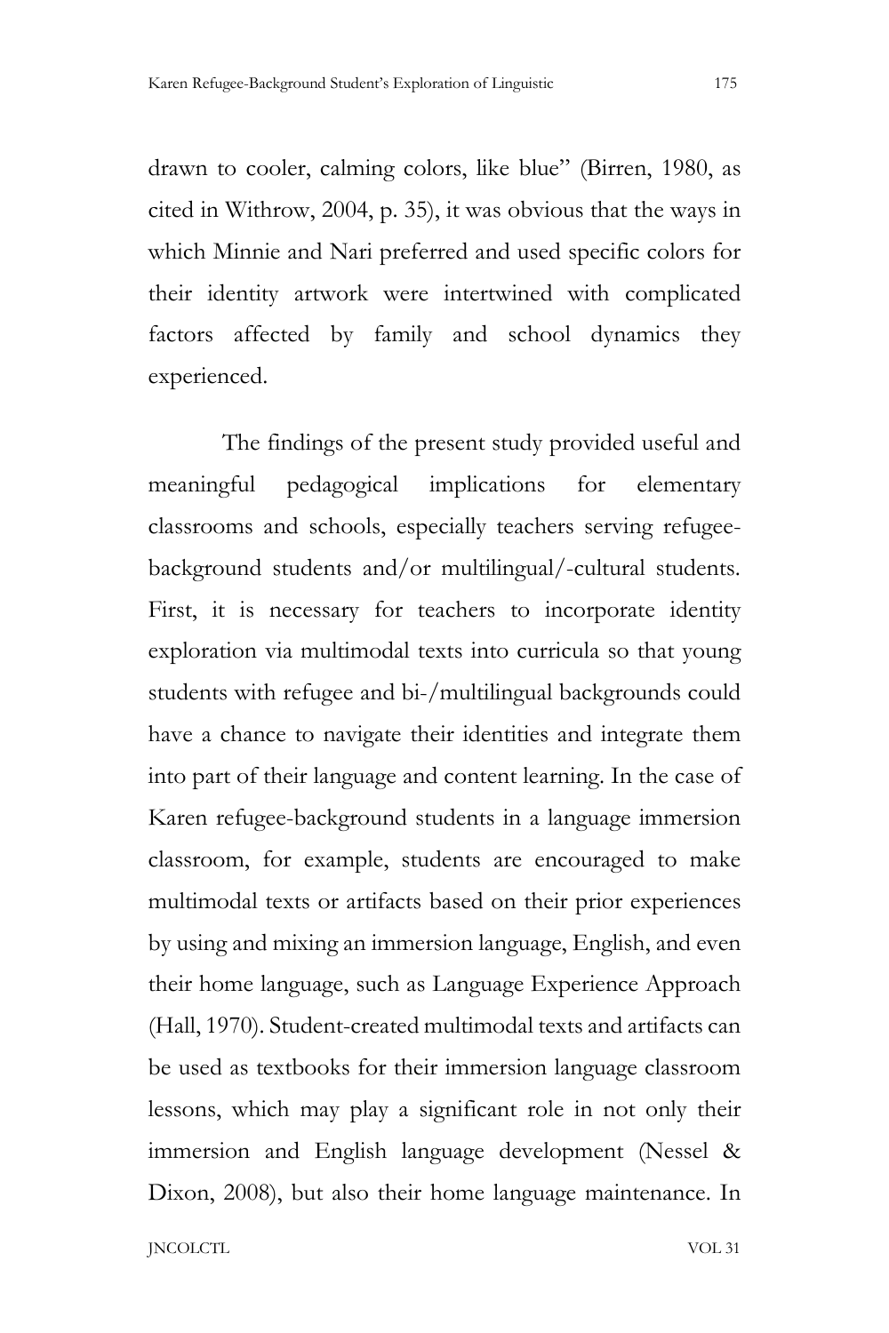drawn to cooler, calming colors, like blue" (Birren, 1980, as cited in Withrow, 2004, p. 35), it was obvious that the ways in which Minnie and Nari preferred and used specific colors for their identity artwork were intertwined with complicated factors affected by family and school dynamics they experienced.

The findings of the present study provided useful and meaningful pedagogical implications for elementary classrooms and schools, especially teachers serving refugee-background students and/or multilingual/-cultural students. First, it is necessary for teachers to incorporate identity exploration via multimodal texts into curricula so that young students with refugee and bi-/multilingual backgrounds could have a chance to navigate their identities and integrate them into part of their language and content learning. In the case of Karen refugee-background students in a language immersion classroom, for example, students are encouraged to make multimodal texts or artifacts based on their prior experiences by using and mixing an immersion language, English, and even their home language, such as Language Experience Approach (Hall, 1970). Student-created multimodal texts and artifacts can be used as textbooks for their immersion language classroom lessons, which may play a significant role in not only their immersion and English language development (Nessel & Dixon, 2008), but also their home language maintenance. In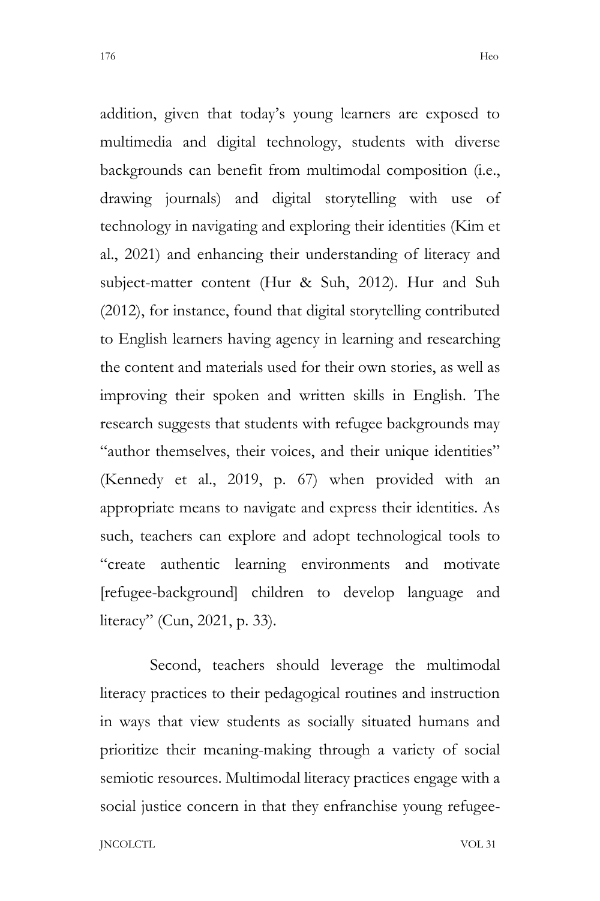addition, given that today's young learners are exposed to multimedia and digital technology, students with diverse backgrounds can benefit from multimodal composition (i.e., drawing journals) and digital storytelling with use of technology in navigating and exploring their identities (Kim et al., 2021) and enhancing their understanding of literacy and subject-matter content (Hur & Suh, 2012). Hur and Suh (2012), for instance, found that digital storytelling contributed to English learners having agency in learning and researching the content and materials used for their own stories, as well as improving their spoken and written skills in English. The research suggests that students with refugee backgrounds may "author themselves, their voices, and their unique identities" (Kennedy et al., 2019, p. 67) when provided with an appropriate means to navigate and express their identities. As such, teachers can explore and adopt technological tools to "create authentic learning environments and motivate [refugee-background] children to develop language and literacy" (Cun, 2021, p. 33).

Second, teachers should leverage the multimodal literacy practices to their pedagogical routines and instruction in ways that view students as socially situated humans and prioritize their meaning-making through a variety of social semiotic resources. Multimodal literacy practices engage with a social justice concern in that they enfranchise young refugee-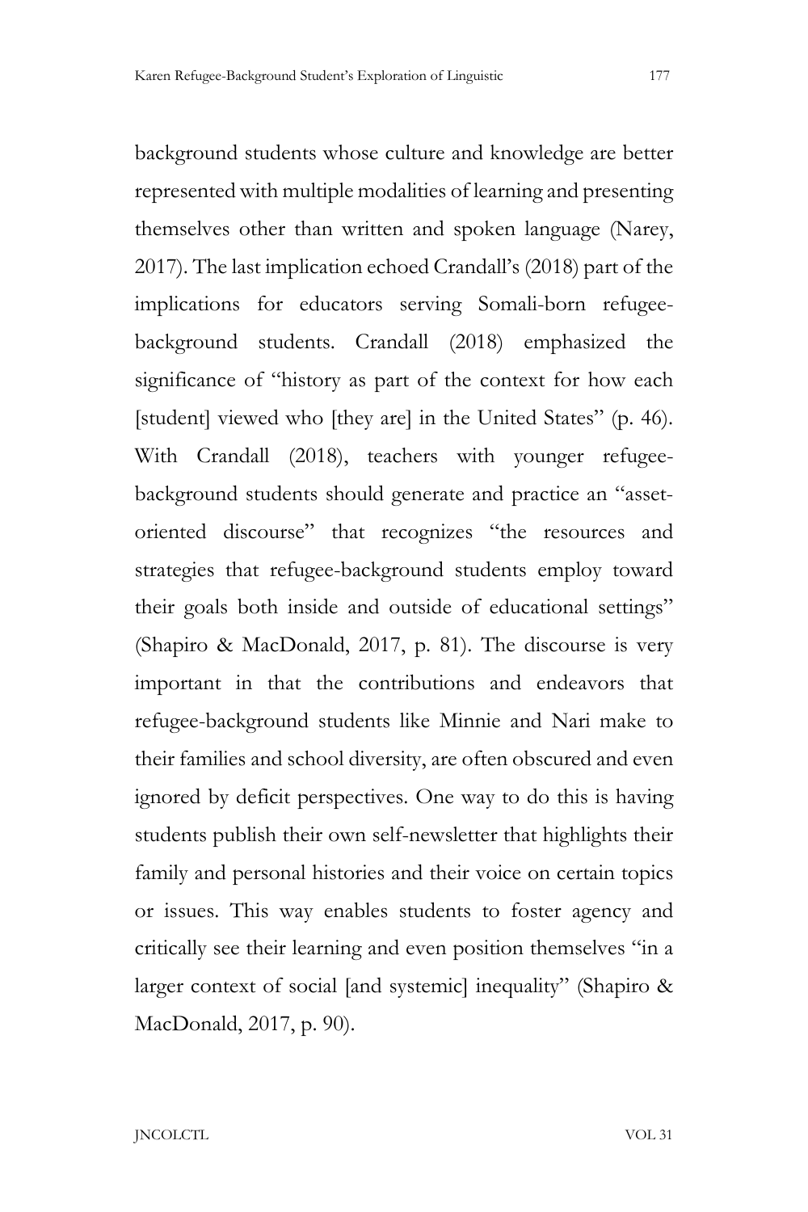background students whose culture and knowledge are better represented with multiple modalities of learning and presenting themselves other than written and spoken language (Narey, 2017). The last implication echoed Crandall's (2018) part of the implications for educators serving Somali-born refugee-background students. Crandall (2018) emphasized the significance of "history as part of the context for how each [student] viewed who [they are] in the United States" (p. 46). With Crandall (2018), teachers with younger refugee-background students should generate and practice an "asset-oriented discourse" that recognizes "the resources and strategies that refugee-background students employ toward their goals both inside and outside of educational settings" (Shapiro & MacDonald, 2017, p. 81). The discourse is very important in that the contributions and endeavors that refugee-background students like Minnie and Nari make to their families and school diversity, are often obscured and even ignored by deficit perspectives. One way to do this is having students publish their own self-newsletter that highlights their family and personal histories and their voice on certain topics or issues. This way enables students to foster agency and critically see their learning and even position themselves "in a larger context of social [and systemic] inequality" (Shapiro & MacDonald, 2017, p. 90).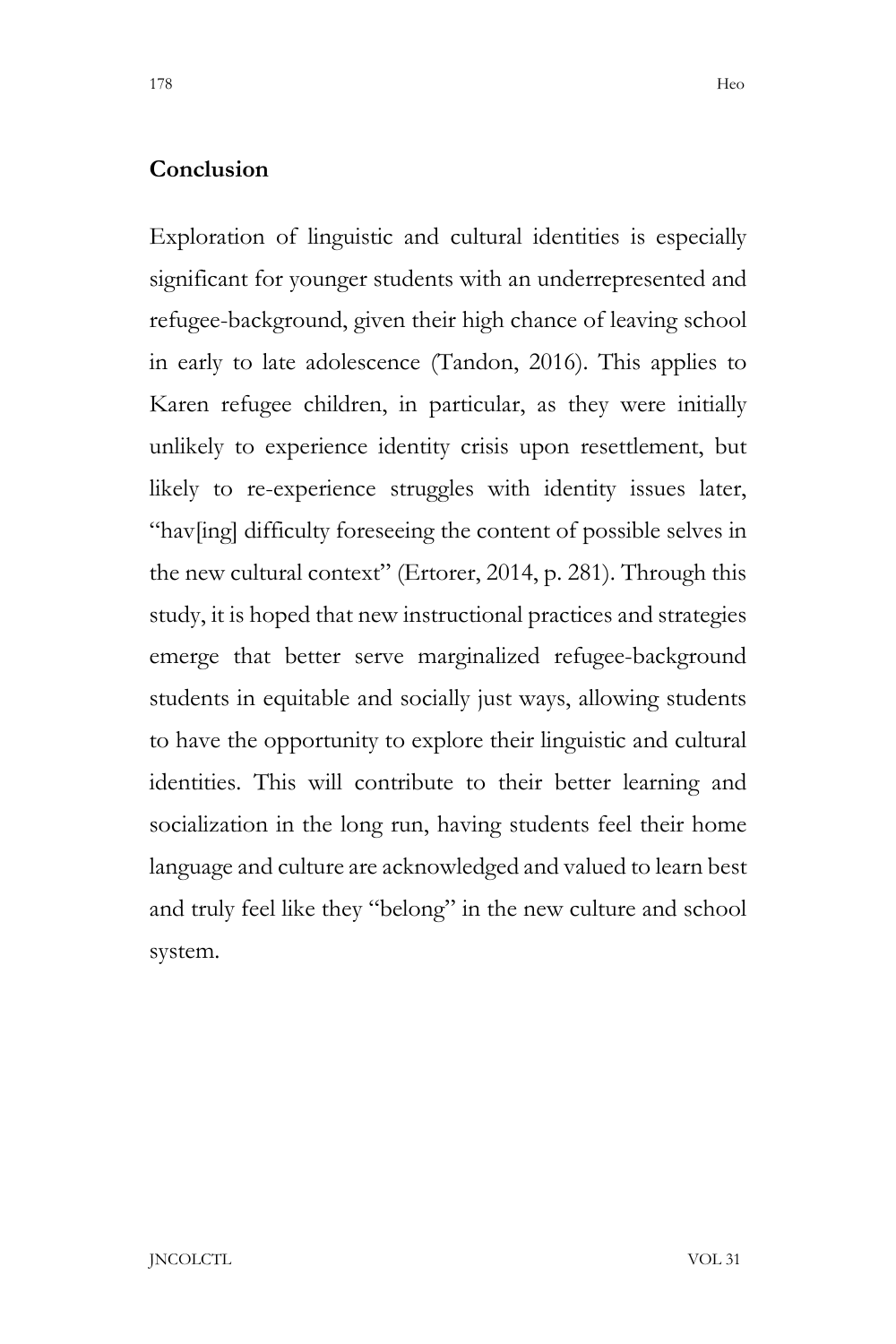## Conclusion

Exploration of linguistic and cultural identities is especially significant for younger students with an underrepresented and refugee-background, given their high chance of leaving school in early to late adolescence (Tandon, 2016). This applies to Karen refugee children, in particular, as they were initially unlikely to experience identity crisis upon resettlement, but likely to re-experience struggles with identity issues later, "hav[ing] difficulty foreseeing the content of possible selves in the new cultural context" (Ertorer, 2014, p. 281). Through this study, it is hoped that new instructional practices and strategies emerge that better serve marginalized refugee-background students in equitable and socially just ways, allowing students to have the opportunity to explore their linguistic and cultural identities. This will contribute to their better learning and socialization in the long run, having students feel their home language and culture are acknowledged and valued to learn best and truly feel like they "belong" in the new culture and school system.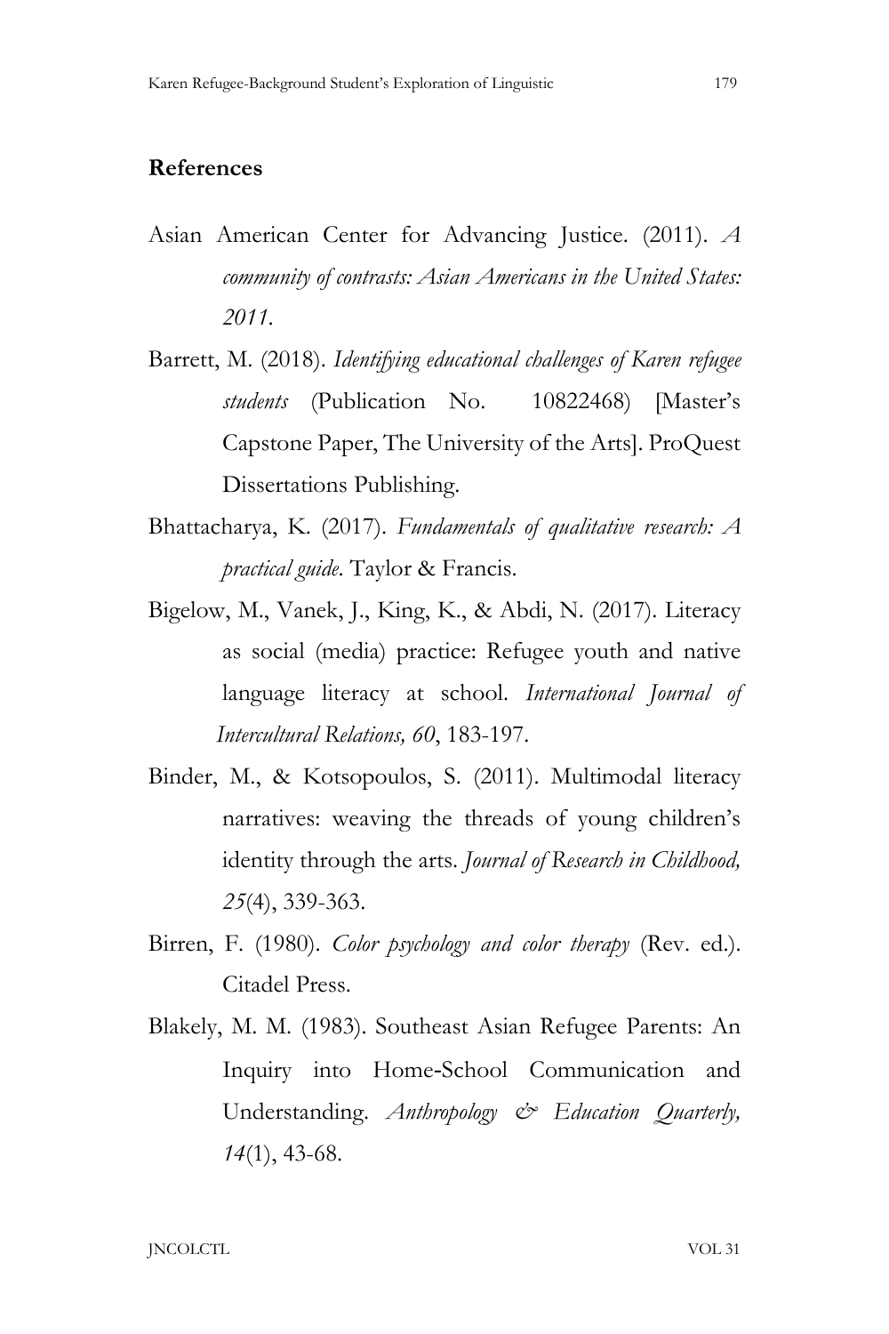## References

Asian American Center for Advancing Justice. (2011). *A community of contrasts: Asian Americans in the United States: 2011.*

Barrett, M. (2018). *Identifying educational challenges of Karen refugee students* (Publication No. 10822468) [Master's Capstone Paper, The University of the Arts]. ProQuest Dissertations Publishing.

Bhattacharya, K. (2017). *Fundamentals of qualitative research: A practical guide.* Taylor & Francis.

Bigelow, M., Vanek, J., King, K., & Abdi, N. (2017). Literacy as social (media) practice: Refugee youth and native language literacy at school. *International Journal of Intercultural Relations, 60*, 183-197.

Binder, M., & Kotsopoulos, S. (2011). Multimodal literacy narratives: weaving the threads of young children's identity through the arts. *Journal of Research in Childhood, 25*(4), 339-363.

Birren, F. (1980). *Color psychology and color therapy* (Rev. ed.). Citadel Press.

Blakely, M. M. (1983). Southeast Asian Refugee Parents: An Inquiry into Home-School Communication and Understanding. *Anthropology & Education Quarterly, 14*(1), 43-68.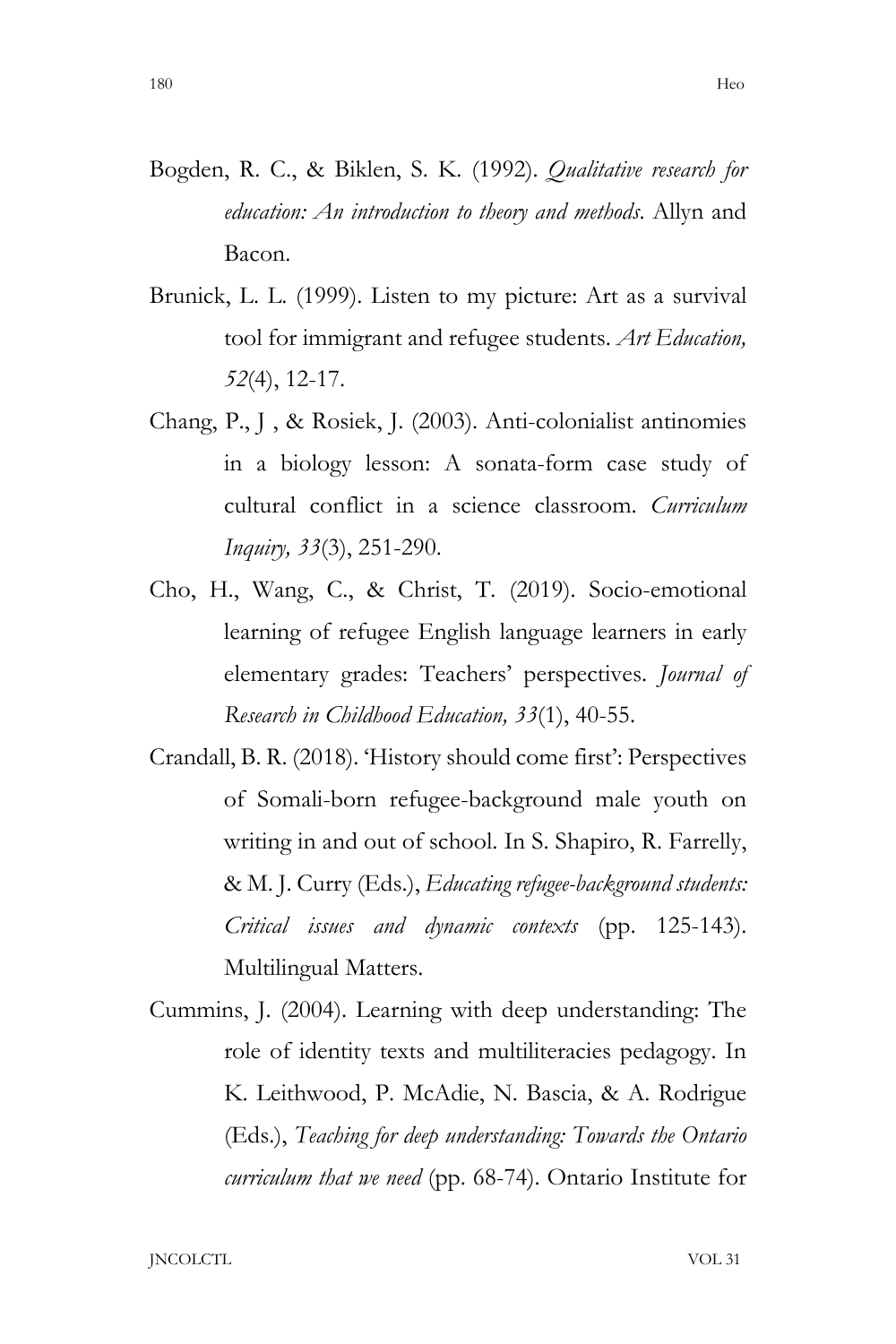Bogden, R. C., & Biklen, S. K. (1992). *Qualitative research for education: An introduction to theory and methods*. Allyn and Bacon.

Brunick, L. L. (1999). Listen to my picture: Art as a survival tool for immigrant and refugee students. *Art Education, 52*(4), 12-17.

Chang, P., J , & Rosiek, J. (2003). Anti-colonialist antinomies in a biology lesson: A sonata-form case study of cultural conflict in a science classroom. *Curriculum Inquiry, 33*(3), 251-290.

Cho, H., Wang, C., & Christ, T. (2019). Socio-emotional learning of refugee English language learners in early elementary grades: Teachers' perspectives. *Journal of Research in Childhood Education, 33*(1), 40-55.

Crandall, B. R. (2018). 'History should come first': Perspectives of Somali-born refugee-background male youth on writing in and out of school. In S. Shapiro, R. Farrelly, & M. J. Curry (Eds.), *Educating refugee-background students: Critical issues and dynamic contexts* (pp. 125-143). Multilingual Matters.

Cummins, J. (2004). Learning with deep understanding: The role of identity texts and multiliteracies pedagogy. In K. Leithwood, P. McAdie, N. Bascia, & A. Rodrigue (Eds.), *Teaching for deep understanding: Towards the Ontario curriculum that we need* (pp. 68-74). Ontario Institute for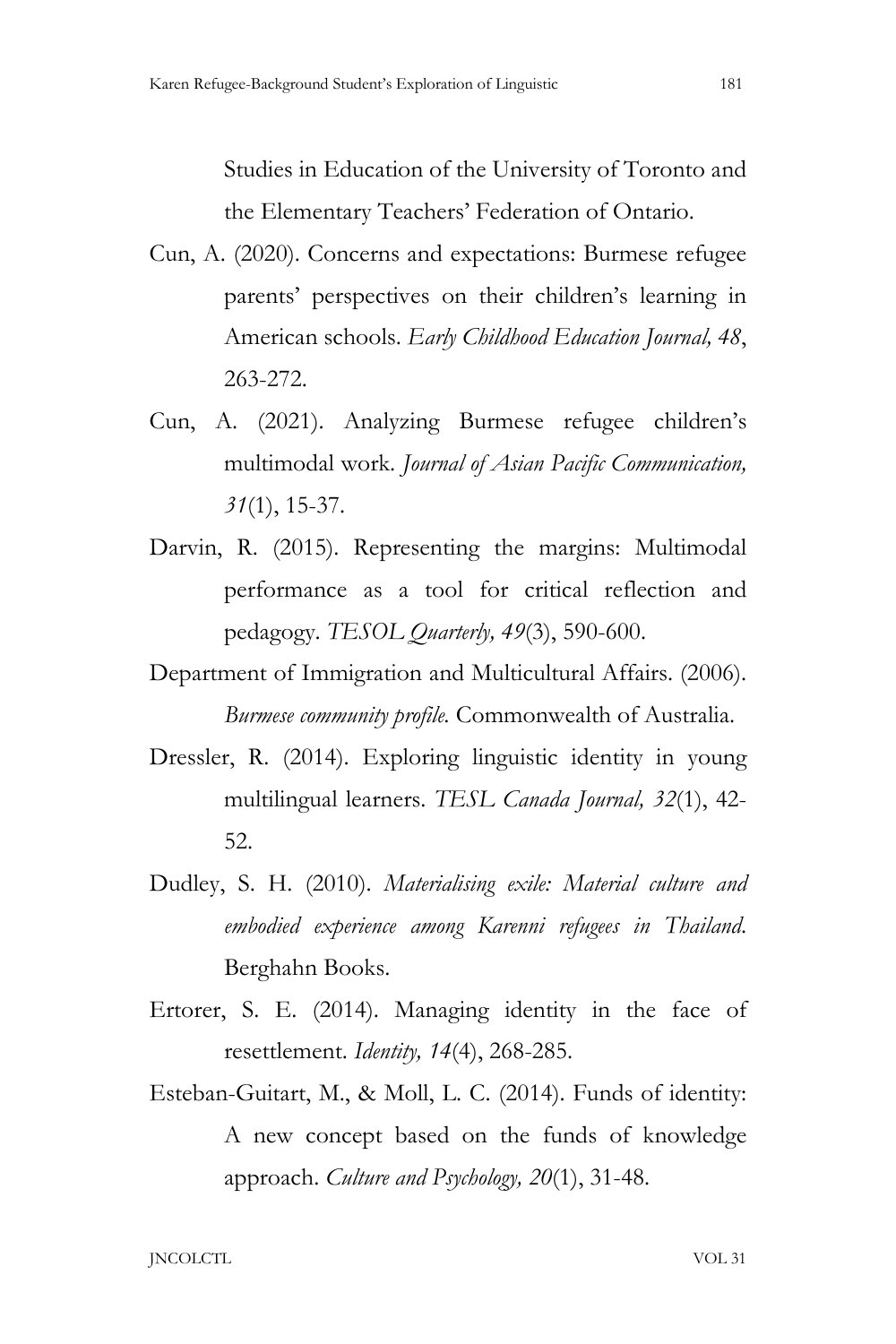Studies in Education of the University of Toronto and the Elementary Teachers' Federation of Ontario.

Cun, A. (2020). Concerns and expectations: Burmese refugee parents' perspectives on their children's learning in American schools. *Early Childhood Education Journal, 48*, 263-272.

Cun, A. (2021). Analyzing Burmese refugee children's multimodal work. *Journal of Asian Pacific Communication, 31*(1), 15-37.

Darvin, R. (2015). Representing the margins: Multimodal performance as a tool for critical reflection and pedagogy. *TESOL Quarterly, 49*(3), 590-600.

Department of Immigration and Multicultural Affairs. (2006). *Burmese community profile.* Commonwealth of Australia.

Dressler, R. (2014). Exploring linguistic identity in young multilingual learners. *TESL Canada Journal, 32*(1), 42-52.

Dudley, S. H. (2010). *Materialising exile: Material culture and embodied experience among Karenni refugees in Thailand.* Berghahn Books.

Ertorer, S. E. (2014). Managing identity in the face of resettlement. *Identity, 14*(4), 268-285.

Esteban-Guitart, M., & Moll, L. C. (2014). Funds of identity: A new concept based on the funds of knowledge approach. *Culture and Psychology, 20*(1), 31-48.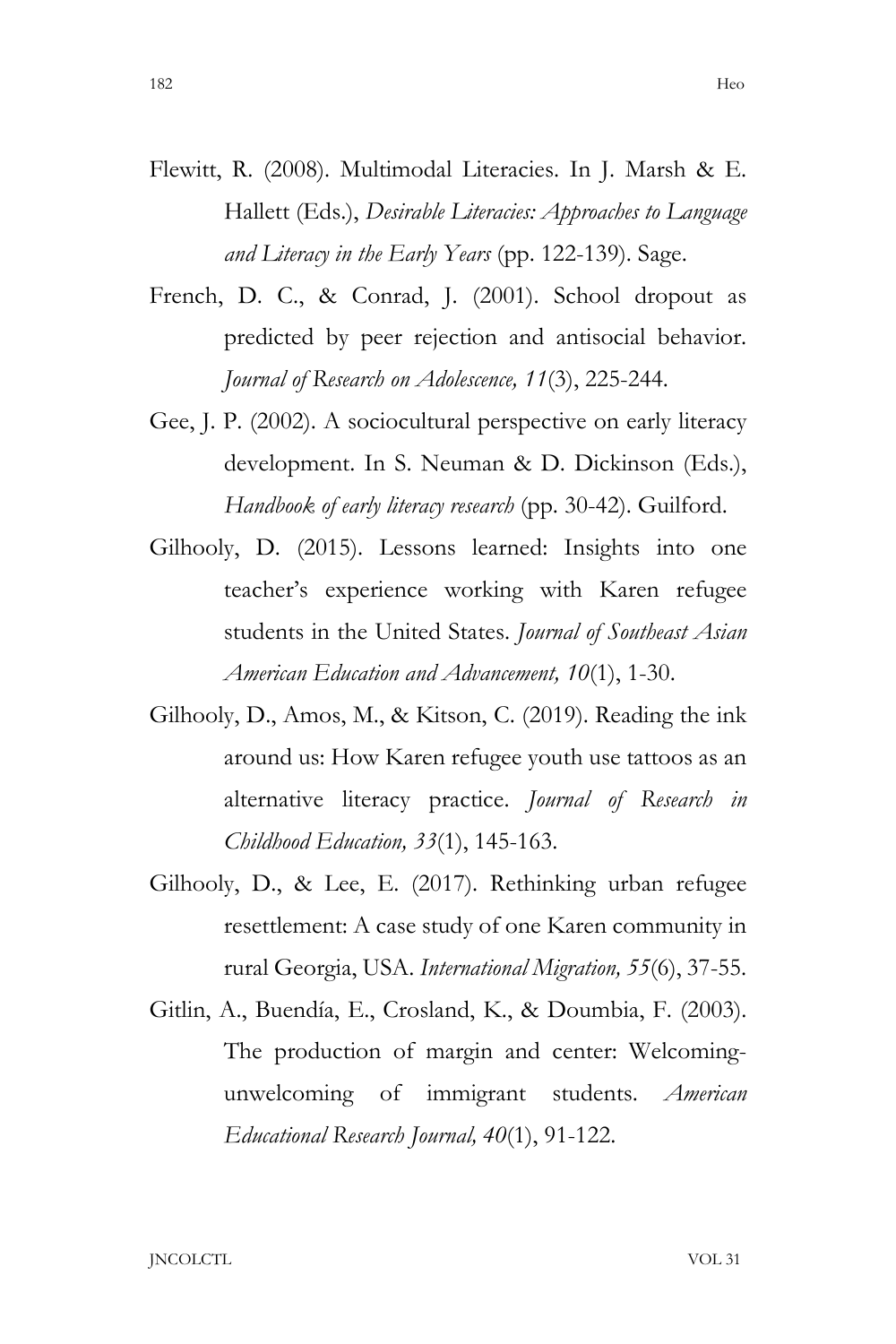Flewitt, R. (2008). Multimodal Literacies. In J. Marsh & E. Hallett (Eds.), *Desirable Literacies: Approaches to Language and Literacy in the Early Years* (pp. 122-139). Sage.

French, D. C., & Conrad, J. (2001). School dropout as predicted by peer rejection and antisocial behavior. *Journal of Research on Adolescence, 11*(3), 225-244.

Gee, J. P. (2002). A sociocultural perspective on early literacy development. In S. Neuman & D. Dickinson (Eds.), *Handbook of early literacy research* (pp. 30-42). Guilford.

Gilhooly, D. (2015). Lessons learned: Insights into one teacher's experience working with Karen refugee students in the United States. *Journal of Southeast Asian American Education and Advancement, 10*(1), 1-30.

Gilhooly, D., Amos, M., & Kitson, C. (2019). Reading the ink around us: How Karen refugee youth use tattoos as an alternative literacy practice. *Journal of Research in Childhood Education, 33*(1), 145-163.

Gilhooly, D., & Lee, E. (2017). Rethinking urban refugee resettlement: A case study of one Karen community in rural Georgia, USA. *International Migration, 55*(6), 37-55.

Gitlin, A., Buendía, E., Crosland, K., & Doumbia, F. (2003). The production of margin and center: Welcoming-unwelcoming of immigrant students. *American Educational Research Journal, 40*(1), 91-122.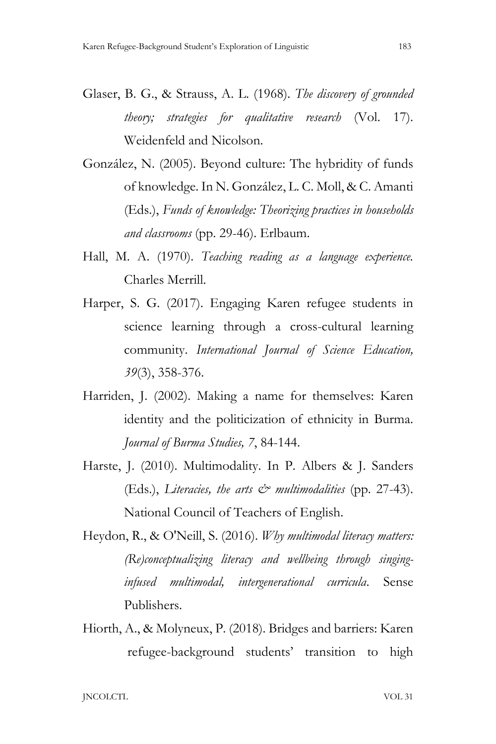Glaser, B. G., & Strauss, A. L. (1968). *The discovery of grounded theory; strategies for qualitative research* (Vol. 17). Weidenfeld and Nicolson.

González, N. (2005). Beyond culture: The hybridity of funds of knowledge. In N. González, L. C. Moll, & C. Amanti (Eds.), *Funds of knowledge: Theorizing practices in households and classrooms* (pp. 29-46). Erlbaum.

Hall, M. A. (1970). *Teaching reading as a language experience.* Charles Merrill.

Harper, S. G. (2017). Engaging Karen refugee students in science learning through a cross-cultural learning community. *International Journal of Science Education, 39*(3), 358-376.

Harriden, J. (2002). Making a name for themselves: Karen identity and the politicization of ethnicity in Burma. *Journal of Burma Studies, 7*, 84-144.

Harste, J. (2010). Multimodality. In P. Albers & J. Sanders (Eds.), *Literacies, the arts & multimodalities* (pp. 27-43). National Council of Teachers of English.

Heydon, R., & O'Neill, S. (2016). *Why multimodal literacy matters: (Re)conceptualizing literacy and wellbeing through singing-infused multimodal, intergenerational curricula*. Sense Publishers.

Hiorth, A., & Molyneux, P. (2018). Bridges and barriers: Karen refugee-background students' transition to high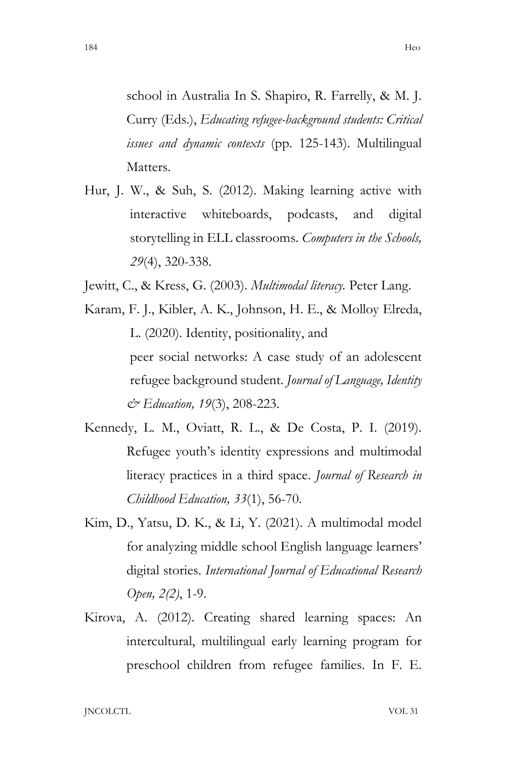school in Australia In S. Shapiro, R. Farrelly, & M. J. Curry (Eds.), *Educating refugee-background students: Critical issues and dynamic contexts* (pp. 125-143). Multilingual Matters.

Hur, J. W., & Suh, S. (2012). Making learning active with interactive whiteboards, podcasts, and digital storytelling in ELL classrooms. *Computers in the Schools, 29*(4), 320-338.

Jewitt, C., & Kress, G. (2003). *Multimodal literacy.* Peter Lang.

Karam, F. J., Kibler, A. K., Johnson, H. E., & Molloy Elreda, L. (2020). Identity, positionality, and peer social networks: A case study of an adolescent refugee background student. *Journal of Language, Identity & Education, 19*(3), 208-223.

Kennedy, L. M., Oviatt, R. L., & De Costa, P. I. (2019). Refugee youth's identity expressions and multimodal literacy practices in a third space. *Journal of Research in Childhood Education, 33*(1), 56-70.

Kim, D., Yatsu, D. K., & Li, Y. (2021). A multimodal model for analyzing middle school English language learners' digital stories. *International Journal of Educational Research Open, 2(2)*, 1-9.

Kirova, A. (2012). Creating shared learning spaces: An intercultural, multilingual early learning program for preschool children from refugee families. In F. E.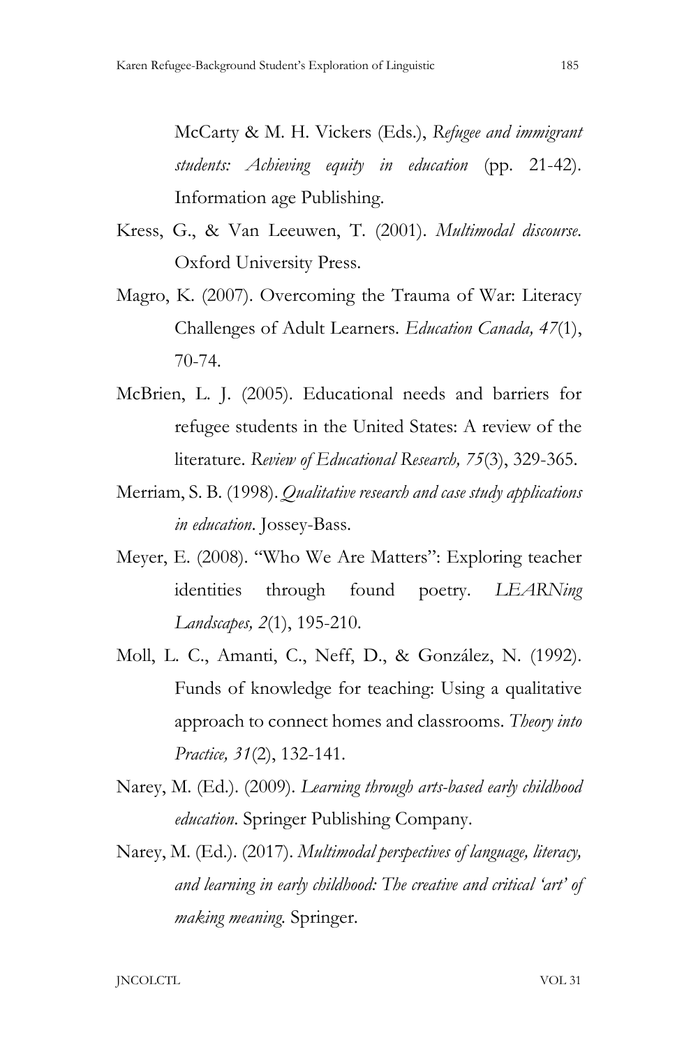McCarty & M. H. Vickers (Eds.), *Refugee and immigrant students: Achieving equity in education* (pp. 21-42). Information age Publishing.

Kress, G., & Van Leeuwen, T. (2001). *Multimodal discourse.* Oxford University Press.

Magro, K. (2007). Overcoming the Trauma of War: Literacy Challenges of Adult Learners. *Education Canada, 47*(1), 70-74.

McBrien, L. J. (2005). Educational needs and barriers for refugee students in the United States: A review of the literature. *Review of Educational Research, 75*(3), 329-365.

Merriam, S. B. (1998). *Qualitative research and case study applications in education*. Jossey-Bass.

Meyer, E. (2008). "Who We Are Matters": Exploring teacher identities through found poetry. *LEARNing Landscapes, 2*(1), 195-210.

Moll, L. C., Amanti, C., Neff, D., & González, N. (1992). Funds of knowledge for teaching: Using a qualitative approach to connect homes and classrooms. *Theory into Practice, 31*(2), 132-141.

Narey, M. (Ed.). (2009). *Learning through arts-based early childhood education*. Springer Publishing Company.

Narey, M. (Ed.). (2017). *Multimodal perspectives of language, literacy, and learning in early childhood: The creative and critical 'art' of making meaning.* Springer.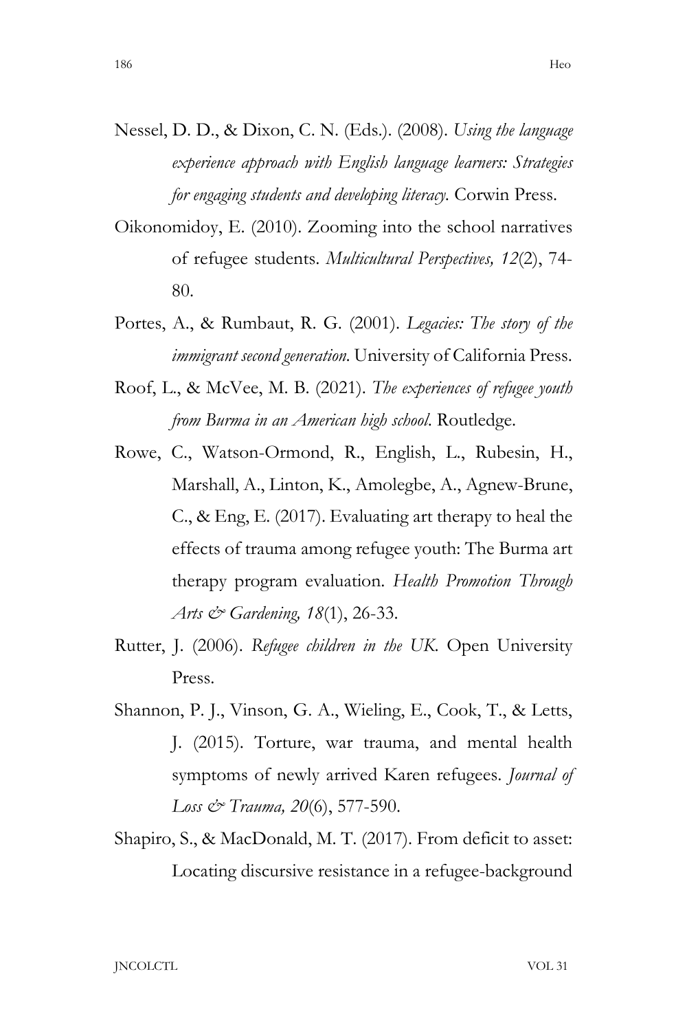Nessel, D. D., & Dixon, C. N. (Eds.). (2008). *Using the language experience approach with English language learners: Strategies for engaging students and developing literacy.* Corwin Press.

Oikonomidoy, E. (2010). Zooming into the school narratives of refugee students. *Multicultural Perspectives, 12*(2), 74-80.

Portes, A., & Rumbaut, R. G. (2001). *Legacies: The story of the immigrant second generation.* University of California Press.

Roof, L., & McVee, M. B. (2021). *The experiences of refugee youth from Burma in an American high school.* Routledge.

Rowe, C., Watson-Ormond, R., English, L., Rubesin, H., Marshall, A., Linton, K., Amolegbe, A., Agnew-Brune, C., & Eng, E. (2017). Evaluating art therapy to heal the effects of trauma among refugee youth: The Burma art therapy program evaluation. *Health Promotion Through Arts & Gardening, 18*(1), 26-33.

Rutter, J. (2006). *Refugee children in the UK.* Open University Press.

Shannon, P. J., Vinson, G. A., Wieling, E., Cook, T., & Letts, J. (2015). Torture, war trauma, and mental health symptoms of newly arrived Karen refugees. *Journal of Loss & Trauma, 20*(6), 577-590.

Shapiro, S., & MacDonald, M. T. (2017). From deficit to asset: Locating discursive resistance in a refugee-background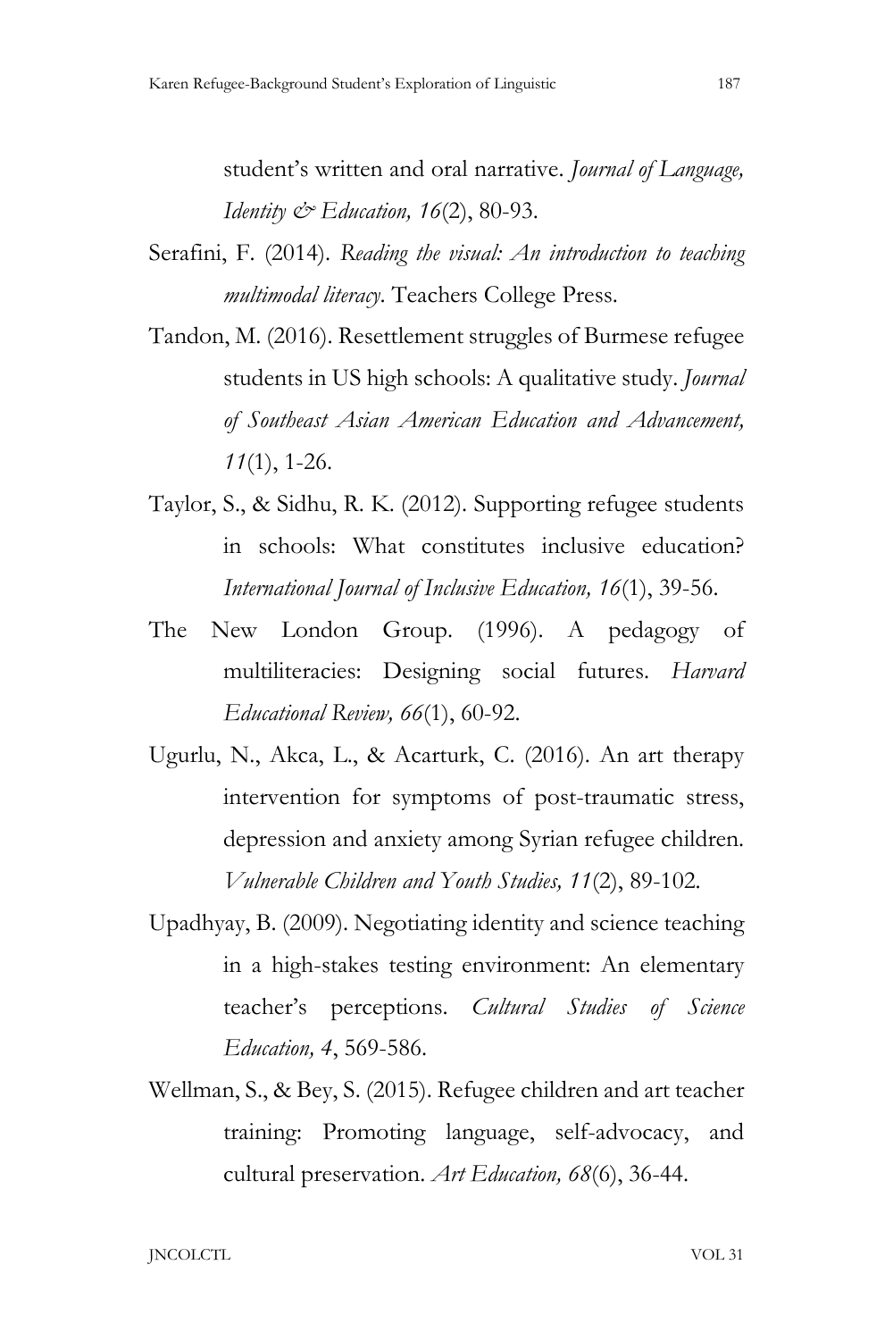student's written and oral narrative. *Journal of Language, Identity & Education, 16*(2), 80-93.

Serafini, F. (2014). *Reading the visual: An introduction to teaching multimodal literacy*. Teachers College Press.

Tandon, M. (2016). Resettlement struggles of Burmese refugee students in US high schools: A qualitative study. *Journal of Southeast Asian American Education and Advancement, 11*(1), 1-26.

Taylor, S., & Sidhu, R. K. (2012). Supporting refugee students in schools: What constitutes inclusive education? *International Journal of Inclusive Education, 16*(1), 39-56.

The New London Group. (1996). A pedagogy of multiliteracies: Designing social futures. *Harvard Educational Review, 66*(1), 60-92.

Ugurlu, N., Akca, L., & Acarturk, C. (2016). An art therapy intervention for symptoms of post-traumatic stress, depression and anxiety among Syrian refugee children. *Vulnerable Children and Youth Studies, 11*(2), 89-102.

Upadhyay, B. (2009). Negotiating identity and science teaching in a high-stakes testing environment: An elementary teacher's perceptions. *Cultural Studies of Science Education, 4*, 569-586.

Wellman, S., & Bey, S. (2015). Refugee children and art teacher training: Promoting language, self-advocacy, and cultural preservation. *Art Education, 68*(6), 36-44.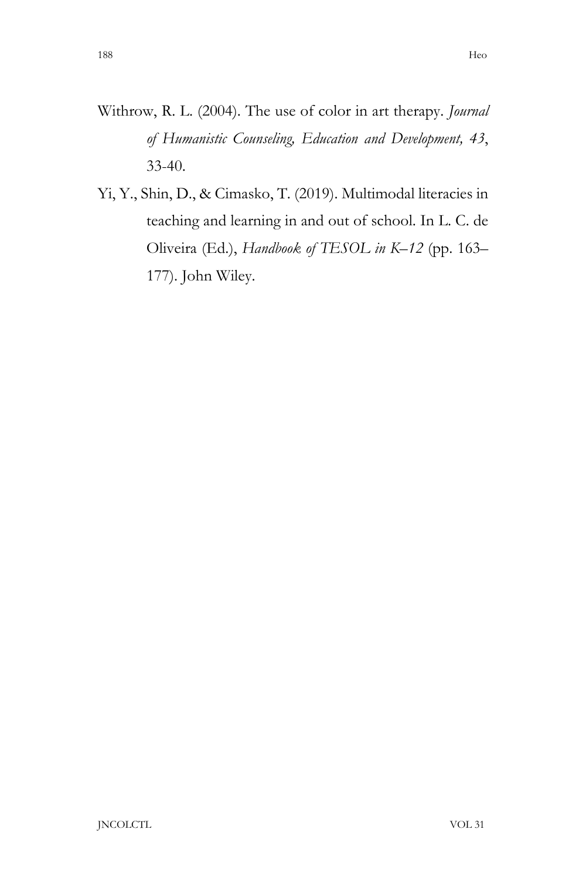Withrow, R. L. (2004). The use of color in art therapy. *Journal of Humanistic Counseling, Education and Development, 43*, 33-40.

Yi, Y., Shin, D., & Cimasko, T. (2019). Multimodal literacies in teaching and learning in and out of school. In L. C. de Oliveira (Ed.), *Handbook of TESOL in K–12* (pp. 163–177). John Wiley.